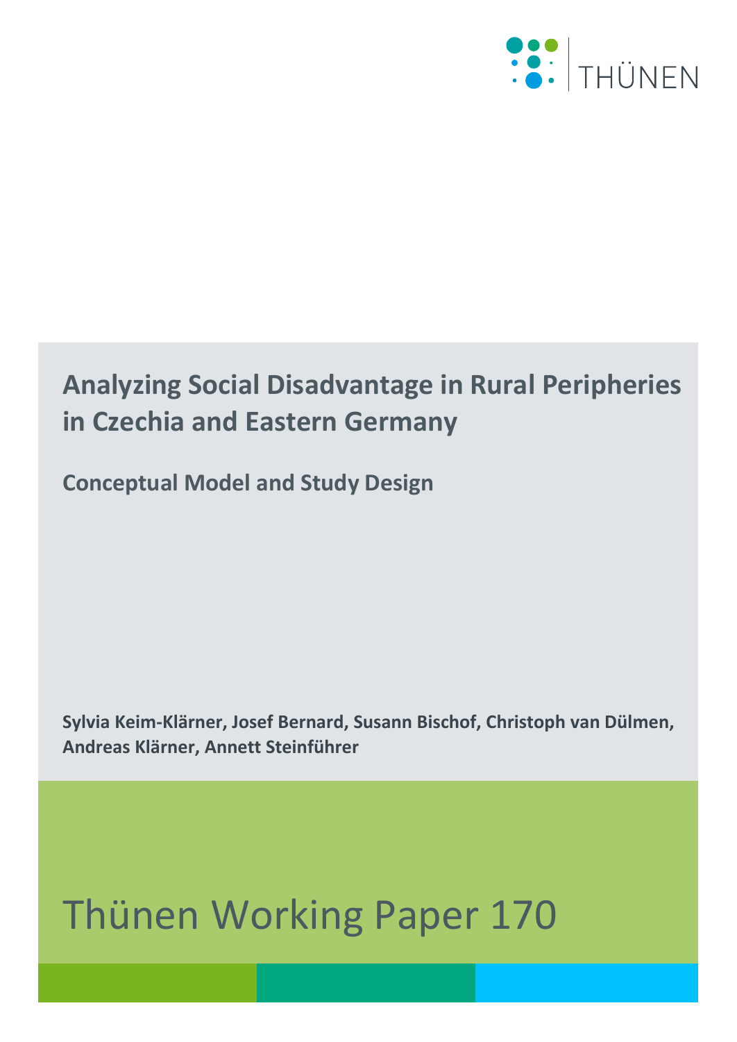THÜNEN

# Analyzing Social Disadvantage in Rural Peripheries in Czechia and Eastern Germany

## Conceptual Model and Study Design

**Sylvia Keim-Klärner, Josef Bernard, Susann Bischof, Christoph van Dülmen, Andreas Klärner, Annett Steinführer**

Thünen Working Paper 170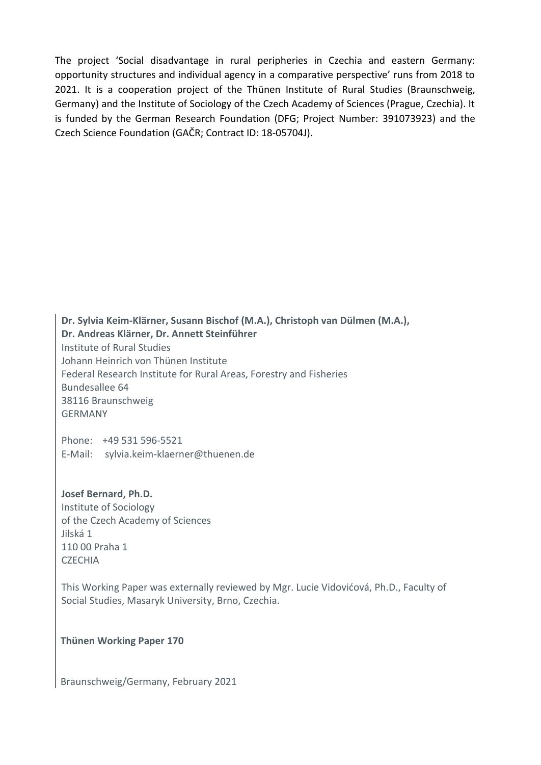The project 'Social disadvantage in rural peripheries in Czechia and eastern Germany: opportunity structures and individual agency in a comparative perspective' runs from 2018 to 2021. It is a cooperation project of the Thünen Institute of Rural Studies (Braunschweig, Germany) and the Institute of Sociology of the Czech Academy of Sciences (Prague, Czechia). It is funded by the German Research Foundation (DFG; Project Number: 391073923) and the Czech Science Foundation (GAČR; Contract ID: 18-05704J).

**Dr. Sylvia Keim-Klärner, Susann Bischof (M.A.), Christoph van Dülmen (M.A.), Dr. Andreas Klärner, Dr. Annett Steinführer**
Institute of Rural Studies
Johann Heinrich von Thünen Institute
Federal Research Institute for Rural Areas, Forestry and Fisheries
Bundesallee 64
38116 Braunschweig
GERMANY

Phone: +49 531 596-5521
E-Mail: sylvia.keim-klaerner@thuenen.de

**Josef Bernard, Ph.D.**
Institute of Sociology
of the Czech Academy of Sciences
Jilská 1
110 00 Praha 1
CZECHIA

This Working Paper was externally reviewed by Mgr. Lucie Vidovićová, Ph.D., Faculty of Social Studies, Masaryk University, Brno, Czechia.

**Thünen Working Paper 170**

Braunschweig/Germany, February 2021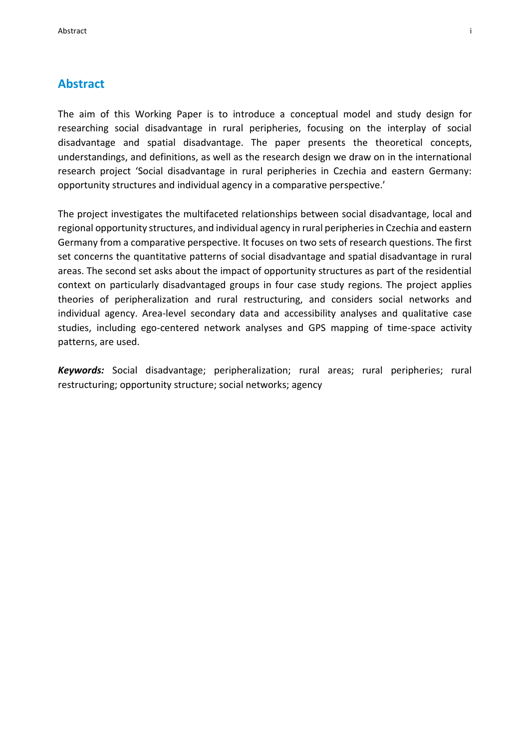## Abstract

The aim of this Working Paper is to introduce a conceptual model and study design for researching social disadvantage in rural peripheries, focusing on the interplay of social disadvantage and spatial disadvantage. The paper presents the theoretical concepts, understandings, and definitions, as well as the research design we draw on in the international research project 'Social disadvantage in rural peripheries in Czechia and eastern Germany: opportunity structures and individual agency in a comparative perspective.'

The project investigates the multifaceted relationships between social disadvantage, local and regional opportunity structures, and individual agency in rural peripheries in Czechia and eastern Germany from a comparative perspective. It focuses on two sets of research questions. The first set concerns the quantitative patterns of social disadvantage and spatial disadvantage in rural areas. The second set asks about the impact of opportunity structures as part of the residential context on particularly disadvantaged groups in four case study regions. The project applies theories of peripheralization and rural restructuring, and considers social networks and individual agency. Area-level secondary data and accessibility analyses and qualitative case studies, including ego-centered network analyses and GPS mapping of time-space activity patterns, are used.

***Keywords:*** Social disadvantage; peripheralization; rural areas; rural peripheries; rural restructuring; opportunity structure; social networks; agency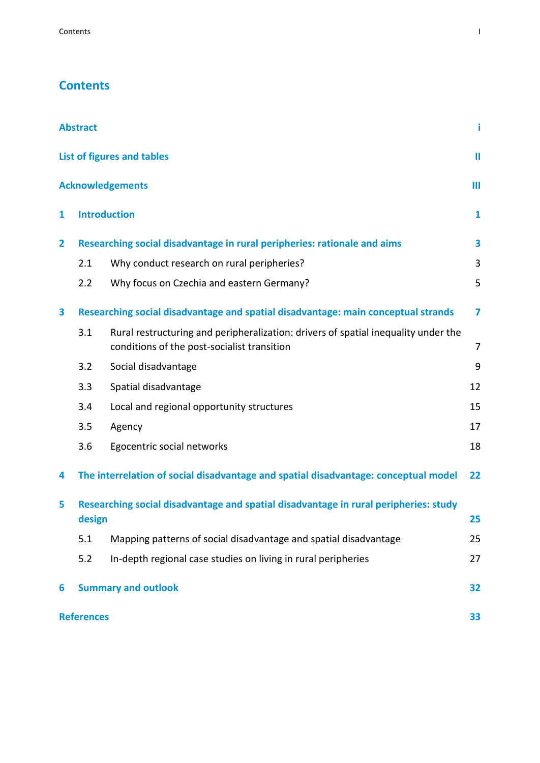# Contents

**Abstract** i

**List of figures and tables** II

**Acknowledgements** III

**1 Introduction** 1

**2 Researching social disadvantage in rural peripheries: rationale and aims** 3

- 2.1 Why conduct research on rural peripheries? 3
- 2.2 Why focus on Czechia and eastern Germany? 5

**3 Researching social disadvantage and spatial disadvantage: main conceptual strands** 7

- 3.1 Rural restructuring and peripheralization: drivers of spatial inequality under the conditions of the post-socialist transition 7
- 3.2 Social disadvantage 9
- 3.3 Spatial disadvantage 12
- 3.4 Local and regional opportunity structures 15
- 3.5 Agency 17
- 3.6 Egocentric social networks 18

**4 The interrelation of social disadvantage and spatial disadvantage: conceptual model** 22

**5 Researching social disadvantage and spatial disadvantage in rural peripheries: study design** 25

- 5.1 Mapping patterns of social disadvantage and spatial disadvantage 25
- 5.2 In-depth regional case studies on living in rural peripheries 27

**6 Summary and outlook** 32

**References** 33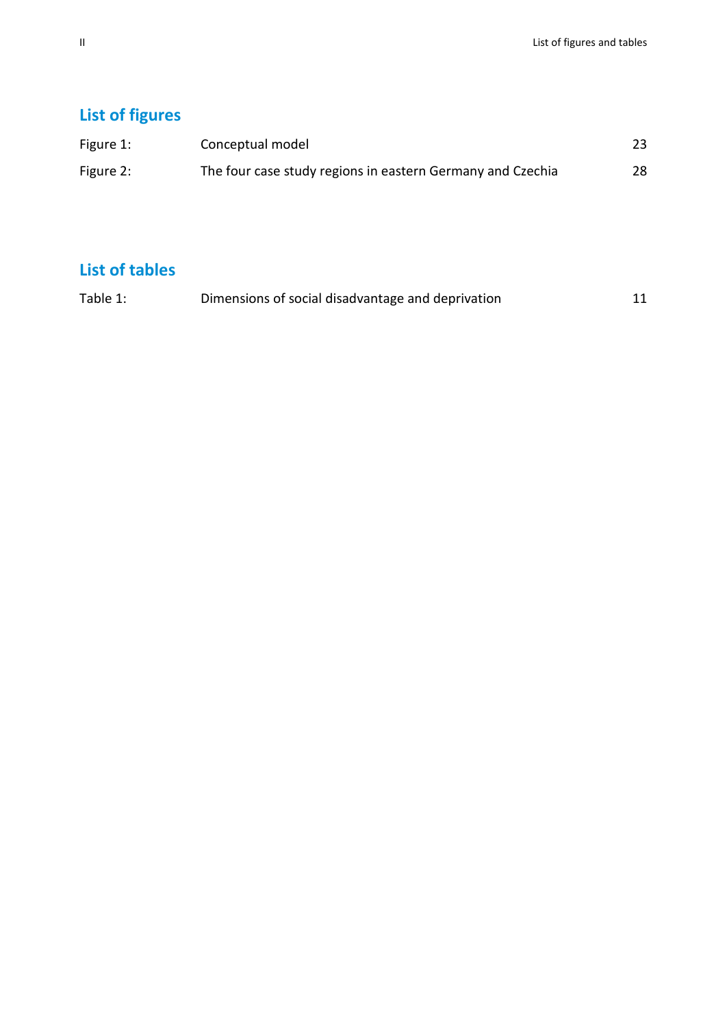## List of figures

| | | |
|---|---|---|
| Figure 1: | Conceptual model | 23 |
| Figure 2: | The four case study regions in eastern Germany and Czechia | 28 |

## List of tables

| | | |
|---|---|---|
| Table 1: | Dimensions of social disadvantage and deprivation | 11 |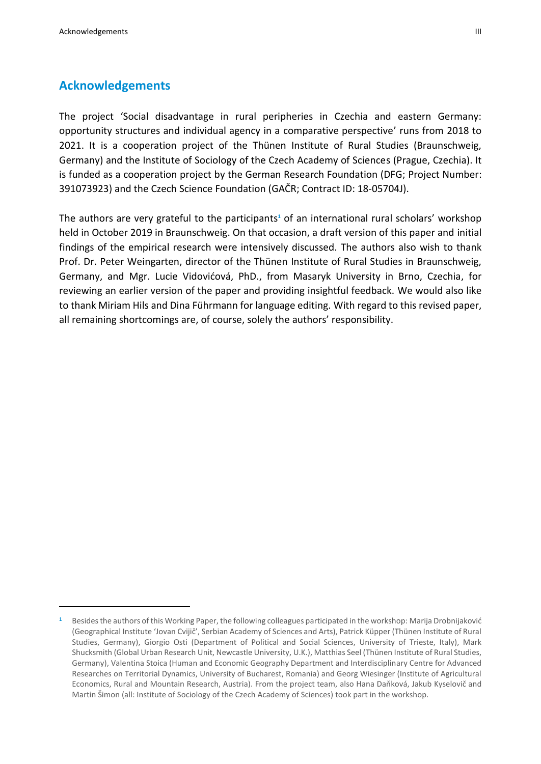# Acknowledgements

The project 'Social disadvantage in rural peripheries in Czechia and eastern Germany: opportunity structures and individual agency in a comparative perspective' runs from 2018 to 2021. It is a cooperation project of the Thünen Institute of Rural Studies (Braunschweig, Germany) and the Institute of Sociology of the Czech Academy of Sciences (Prague, Czechia). It is funded as a cooperation project by the German Research Foundation (DFG; Project Number: 391073923) and the Czech Science Foundation (GAČR; Contract ID: 18-05704J).

The authors are very grateful to the participants[1] of an international rural scholars' workshop held in October 2019 in Braunschweig. On that occasion, a draft version of this paper and initial findings of the empirical research were intensively discussed. The authors also wish to thank Prof. Dr. Peter Weingarten, director of the Thünen Institute of Rural Studies in Braunschweig, Germany, and Mgr. Lucie Vidovićová, PhD., from Masaryk University in Brno, Czechia, for reviewing an earlier version of the paper and providing insightful feedback. We would also like to thank Miriam Hils and Dina Führmann for language editing. With regard to this revised paper, all remaining shortcomings are, of course, solely the authors' responsibility.

---

[1] Besides the authors of this Working Paper, the following colleagues participated in the workshop: Marija Drobnjaković (Geographical Institute 'Jovan Cvijić', Serbian Academy of Sciences and Arts), Patrick Küpper (Thünen Institute of Rural Studies, Germany), Giorgio Osti (Department of Political and Social Sciences, University of Trieste, Italy), Mark Shucksmith (Global Urban Research Unit, Newcastle University, U.K.), Matthias Seel (Thünen Institute of Rural Studies, Germany), Valentina Stoica (Human and Economic Geography Department and Interdisciplinary Centre for Advanced Researches on Territorial Dynamics, University of Bucharest, Romania) and Georg Wiesinger (Institute of Agricultural Economics, Rural and Mountain Research, Austria). From the project team, also Hana Daňková, Jakub Kyselovič and Martin Šimon (all: Institute of Sociology of the Czech Academy of Sciences) took part in the workshop.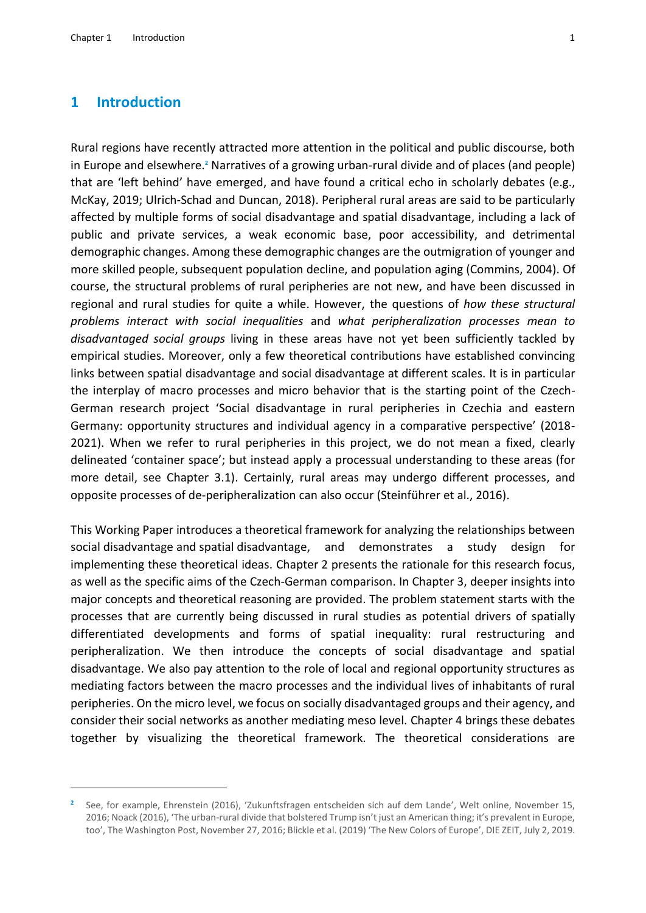# 1 Introduction

Rural regions have recently attracted more attention in the political and public discourse, both in Europe and elsewhere.[2] Narratives of a growing urban-rural divide and of places (and people) that are 'left behind' have emerged, and have found a critical echo in scholarly debates (e.g., McKay, 2019; Ulrich-Schad and Duncan, 2018). Peripheral rural areas are said to be particularly affected by multiple forms of social disadvantage and spatial disadvantage, including a lack of public and private services, a weak economic base, poor accessibility, and detrimental demographic changes. Among these demographic changes are the outmigration of younger and more skilled people, subsequent population decline, and population aging (Commins, 2004). Of course, the structural problems of rural peripheries are not new, and have been discussed in regional and rural studies for quite a while. However, the questions of *how these structural problems interact with social inequalities* and *what peripheralization processes mean to disadvantaged social groups* living in these areas have not yet been sufficiently tackled by empirical studies. Moreover, only a few theoretical contributions have established convincing links between spatial disadvantage and social disadvantage at different scales. It is in particular the interplay of macro processes and micro behavior that is the starting point of the Czech-German research project 'Social disadvantage in rural peripheries in Czechia and eastern Germany: opportunity structures and individual agency in a comparative perspective' (2018-2021). When we refer to rural peripheries in this project, we do not mean a fixed, clearly delineated 'container space'; but instead apply a processual understanding to these areas (for more detail, see Chapter 3.1). Certainly, rural areas may undergo different processes, and opposite processes of de-peripheralization can also occur (Steinführer et al., 2016).

This Working Paper introduces a theoretical framework for analyzing the relationships between social disadvantage and spatial disadvantage, and demonstrates a study design for implementing these theoretical ideas. Chapter 2 presents the rationale for this research focus, as well as the specific aims of the Czech-German comparison. In Chapter 3, deeper insights into major concepts and theoretical reasoning are provided. The problem statement starts with the processes that are currently being discussed in rural studies as potential drivers of spatially differentiated developments and forms of spatial inequality: rural restructuring and peripheralization. We then introduce the concepts of social disadvantage and spatial disadvantage. We also pay attention to the role of local and regional opportunity structures as mediating factors between the macro processes and the individual lives of inhabitants of rural peripheries. On the micro level, we focus on socially disadvantaged groups and their agency, and consider their social networks as another mediating meso level. Chapter 4 brings these debates together by visualizing the theoretical framework. The theoretical considerations are

---

[2] See, for example, Ehrenstein (2016), 'Zukunftsfragen entscheiden sich auf dem Lande', Welt online, November 15, 2016; Noack (2016), 'The urban-rural divide that bolstered Trump isn't just an American thing; it's prevalent in Europe, too', The Washington Post, November 27, 2016; Blickle et al. (2019) 'The New Colors of Europe', DIE ZEIT, July 2, 2019.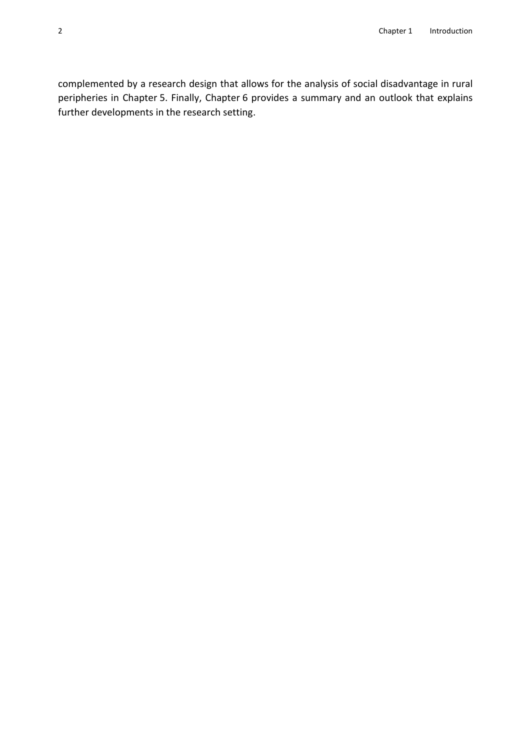complemented by a research design that allows for the analysis of social disadvantage in rural peripheries in Chapter 5. Finally, Chapter 6 provides a summary and an outlook that explains further developments in the research setting.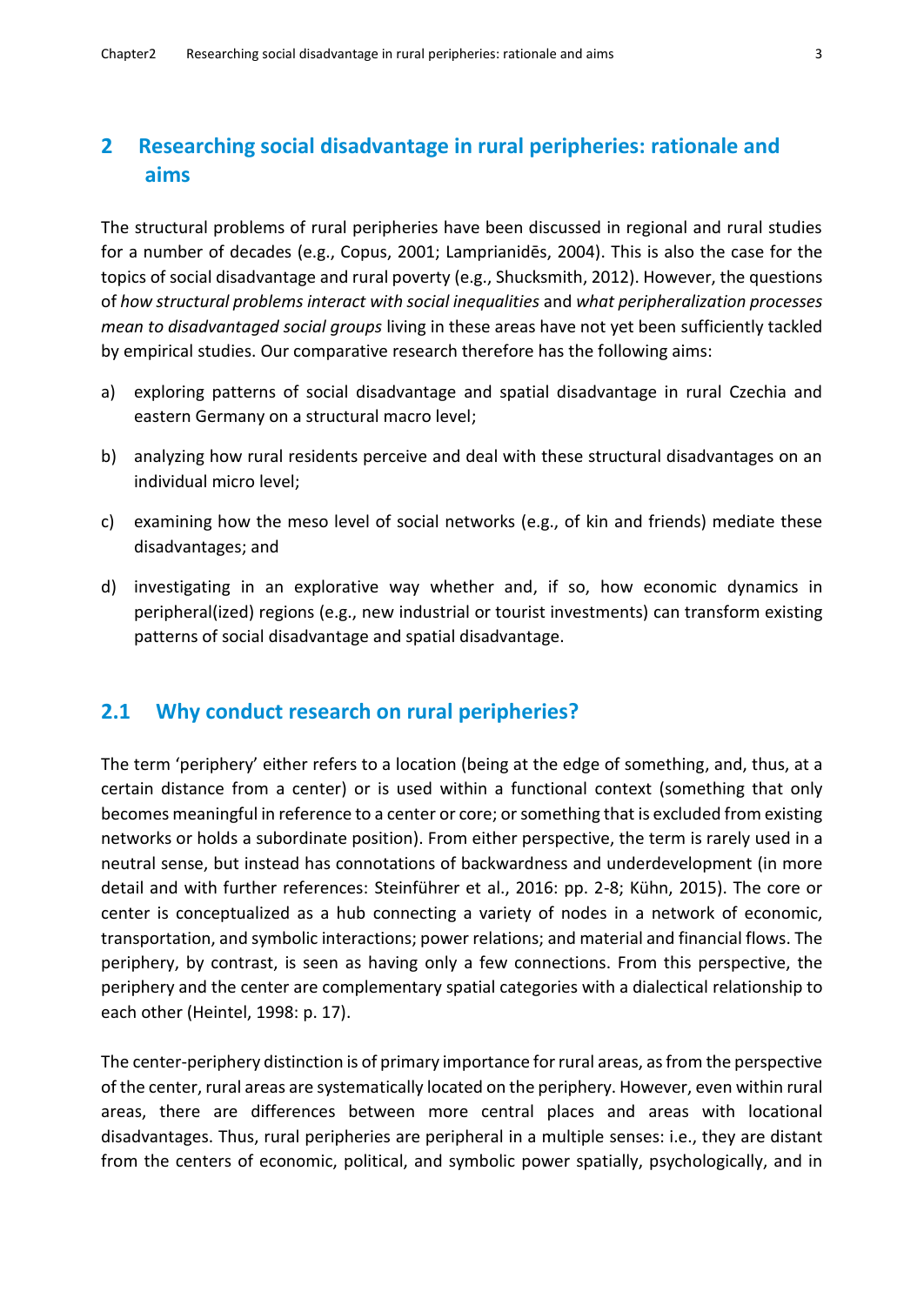# 2 Researching social disadvantage in rural peripheries: rationale and aims

The structural problems of rural peripheries have been discussed in regional and rural studies for a number of decades (e.g., Copus, 2001; Lamprianidēs, 2004). This is also the case for the topics of social disadvantage and rural poverty (e.g., Shucksmith, 2012). However, the questions of *how structural problems interact with social inequalities* and *what peripheralization processes mean to disadvantaged social groups* living in these areas have not yet been sufficiently tackled by empirical studies. Our comparative research therefore has the following aims:

a) exploring patterns of social disadvantage and spatial disadvantage in rural Czechia and eastern Germany on a structural macro level;

b) analyzing how rural residents perceive and deal with these structural disadvantages on an individual micro level;

c) examining how the meso level of social networks (e.g., of kin and friends) mediate these disadvantages; and

d) investigating in an explorative way whether and, if so, how economic dynamics in peripheral(ized) regions (e.g., new industrial or tourist investments) can transform existing patterns of social disadvantage and spatial disadvantage.

## 2.1 Why conduct research on rural peripheries?

The term 'periphery' either refers to a location (being at the edge of something, and, thus, at a certain distance from a center) or is used within a functional context (something that only becomes meaningful in reference to a center or core; or something that is excluded from existing networks or holds a subordinate position). From either perspective, the term is rarely used in a neutral sense, but instead has connotations of backwardness and underdevelopment (in more detail and with further references: Steinführer et al., 2016: pp. 2-8; Kühn, 2015). The core or center is conceptualized as a hub connecting a variety of nodes in a network of economic, transportation, and symbolic interactions; power relations; and material and financial flows. The periphery, by contrast, is seen as having only a few connections. From this perspective, the periphery and the center are complementary spatial categories with a dialectical relationship to each other (Heintel, 1998: p. 17).

The center-periphery distinction is of primary importance for rural areas, as from the perspective of the center, rural areas are systematically located on the periphery. However, even within rural areas, there are differences between more central places and areas with locational disadvantages. Thus, rural peripheries are peripheral in a multiple senses: i.e., they are distant from the centers of economic, political, and symbolic power spatially, psychologically, and in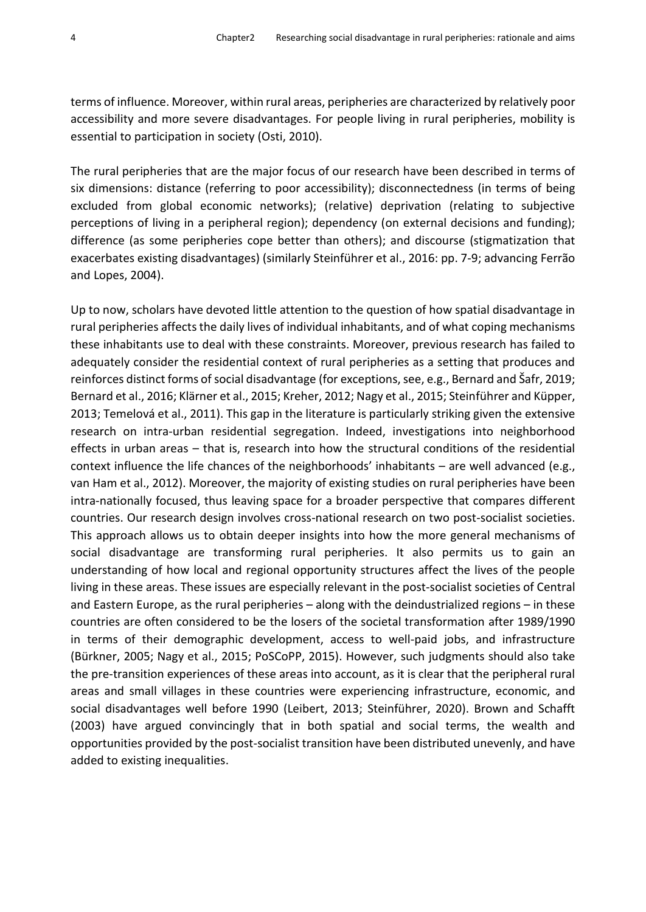terms of influence. Moreover, within rural areas, peripheries are characterized by relatively poor accessibility and more severe disadvantages. For people living in rural peripheries, mobility is essential to participation in society (Osti, 2010).

The rural peripheries that are the major focus of our research have been described in terms of six dimensions: distance (referring to poor accessibility); disconnectedness (in terms of being excluded from global economic networks); (relative) deprivation (relating to subjective perceptions of living in a peripheral region); dependency (on external decisions and funding); difference (as some peripheries cope better than others); and discourse (stigmatization that exacerbates existing disadvantages) (similarly Steinführer et al., 2016: pp. 7-9; advancing Ferrão and Lopes, 2004).

Up to now, scholars have devoted little attention to the question of how spatial disadvantage in rural peripheries affects the daily lives of individual inhabitants, and of what coping mechanisms these inhabitants use to deal with these constraints. Moreover, previous research has failed to adequately consider the residential context of rural peripheries as a setting that produces and reinforces distinct forms of social disadvantage (for exceptions, see, e.g., Bernard and Šafr, 2019; Bernard et al., 2016; Klärner et al., 2015; Kreher, 2012; Nagy et al., 2015; Steinführer and Küpper, 2013; Temelová et al., 2011). This gap in the literature is particularly striking given the extensive research on intra-urban residential segregation. Indeed, investigations into neighborhood effects in urban areas – that is, research into how the structural conditions of the residential context influence the life chances of the neighborhoods' inhabitants – are well advanced (e.g., van Ham et al., 2012). Moreover, the majority of existing studies on rural peripheries have been intra-nationally focused, thus leaving space for a broader perspective that compares different countries. Our research design involves cross-national research on two post-socialist societies. This approach allows us to obtain deeper insights into how the more general mechanisms of social disadvantage are transforming rural peripheries. It also permits us to gain an understanding of how local and regional opportunity structures affect the lives of the people living in these areas. These issues are especially relevant in the post-socialist societies of Central and Eastern Europe, as the rural peripheries – along with the deindustrialized regions – in these countries are often considered to be the losers of the societal transformation after 1989/1990 in terms of their demographic development, access to well-paid jobs, and infrastructure (Bürkner, 2005; Nagy et al., 2015; PoSCoPP, 2015). However, such judgments should also take the pre-transition experiences of these areas into account, as it is clear that the peripheral rural areas and small villages in these countries were experiencing infrastructure, economic, and social disadvantages well before 1990 (Leibert, 2013; Steinführer, 2020). Brown and Schafft (2003) have argued convincingly that in both spatial and social terms, the wealth and opportunities provided by the post-socialist transition have been distributed unevenly, and have added to existing inequalities.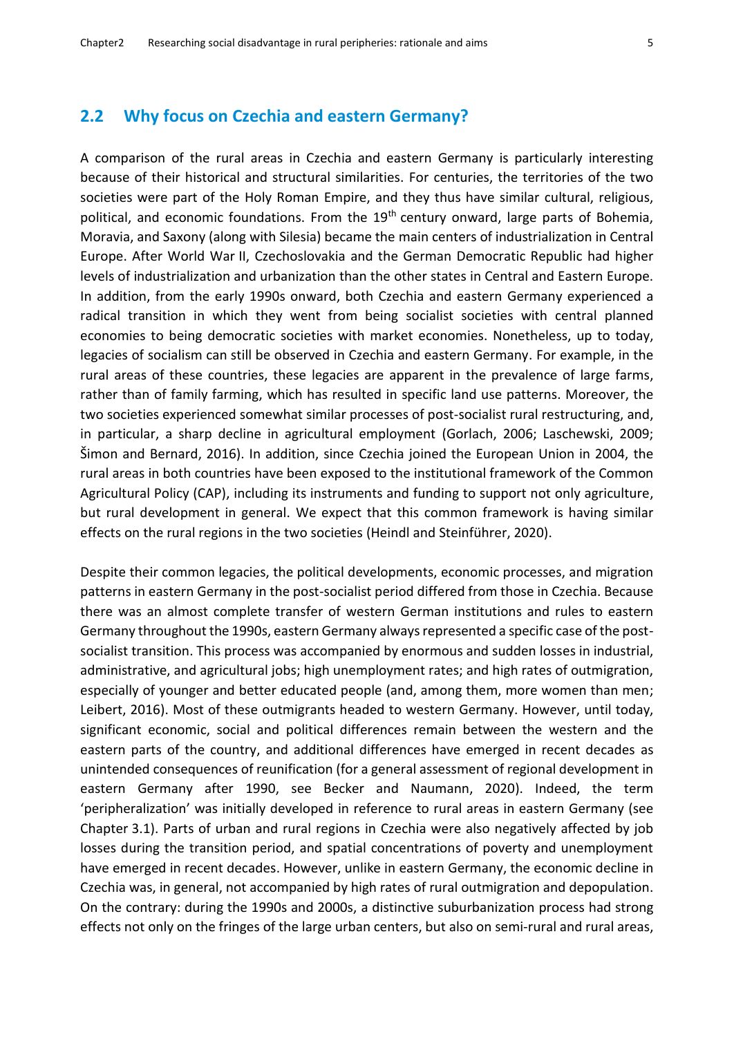## 2.2 Why focus on Czechia and eastern Germany?

A comparison of the rural areas in Czechia and eastern Germany is particularly interesting because of their historical and structural similarities. For centuries, the territories of the two societies were part of the Holy Roman Empire, and they thus have similar cultural, religious, political, and economic foundations. From the 19th century onward, large parts of Bohemia, Moravia, and Saxony (along with Silesia) became the main centers of industrialization in Central Europe. After World War II, Czechoslovakia and the German Democratic Republic had higher levels of industrialization and urbanization than the other states in Central and Eastern Europe. In addition, from the early 1990s onward, both Czechia and eastern Germany experienced a radical transition in which they went from being socialist societies with central planned economies to being democratic societies with market economies. Nonetheless, up to today, legacies of socialism can still be observed in Czechia and eastern Germany. For example, in the rural areas of these countries, these legacies are apparent in the prevalence of large farms, rather than of family farming, which has resulted in specific land use patterns. Moreover, the two societies experienced somewhat similar processes of post-socialist rural restructuring, and, in particular, a sharp decline in agricultural employment (Gorlach, 2006; Laschewski, 2009; Šimon and Bernard, 2016). In addition, since Czechia joined the European Union in 2004, the rural areas in both countries have been exposed to the institutional framework of the Common Agricultural Policy (CAP), including its instruments and funding to support not only agriculture, but rural development in general. We expect that this common framework is having similar effects on the rural regions in the two societies (Heindl and Steinführer, 2020).

Despite their common legacies, the political developments, economic processes, and migration patterns in eastern Germany in the post-socialist period differed from those in Czechia. Because there was an almost complete transfer of western German institutions and rules to eastern Germany throughout the 1990s, eastern Germany always represented a specific case of the post-socialist transition. This process was accompanied by enormous and sudden losses in industrial, administrative, and agricultural jobs; high unemployment rates; and high rates of outmigration, especially of younger and better educated people (and, among them, more women than men; Leibert, 2016). Most of these outmigrants headed to western Germany. However, until today, significant economic, social and political differences remain between the western and the eastern parts of the country, and additional differences have emerged in recent decades as unintended consequences of reunification (for a general assessment of regional development in eastern Germany after 1990, see Becker and Naumann, 2020). Indeed, the term 'peripheralization' was initially developed in reference to rural areas in eastern Germany (see Chapter 3.1). Parts of urban and rural regions in Czechia were also negatively affected by job losses during the transition period, and spatial concentrations of poverty and unemployment have emerged in recent decades. However, unlike in eastern Germany, the economic decline in Czechia was, in general, not accompanied by high rates of rural outmigration and depopulation. On the contrary: during the 1990s and 2000s, a distinctive suburbanization process had strong effects not only on the fringes of the large urban centers, but also on semi-rural and rural areas,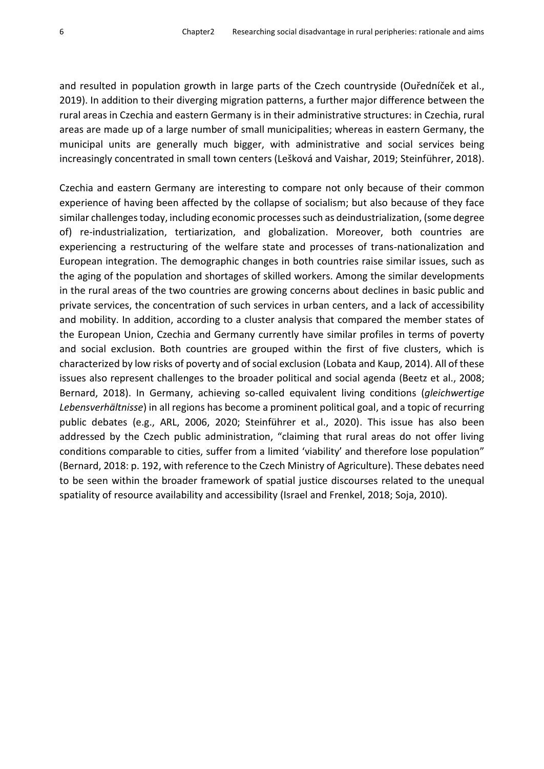and resulted in population growth in large parts of the Czech countryside (Ouředníček et al., 2019). In addition to their diverging migration patterns, a further major difference between the rural areas in Czechia and eastern Germany is in their administrative structures: in Czechia, rural areas are made up of a large number of small municipalities; whereas in eastern Germany, the municipal units are generally much bigger, with administrative and social services being increasingly concentrated in small town centers (Lešková and Vaishar, 2019; Steinführer, 2018).

Czechia and eastern Germany are interesting to compare not only because of their common experience of having been affected by the collapse of socialism; but also because of they face similar challenges today, including economic processes such as deindustrialization, (some degree of) re-industrialization, tertiarization, and globalization. Moreover, both countries are experiencing a restructuring of the welfare state and processes of trans-nationalization and European integration. The demographic changes in both countries raise similar issues, such as the aging of the population and shortages of skilled workers. Among the similar developments in the rural areas of the two countries are growing concerns about declines in basic public and private services, the concentration of such services in urban centers, and a lack of accessibility and mobility. In addition, according to a cluster analysis that compared the member states of the European Union, Czechia and Germany currently have similar profiles in terms of poverty and social exclusion. Both countries are grouped within the first of five clusters, which is characterized by low risks of poverty and of social exclusion (Lobata and Kaup, 2014). All of these issues also represent challenges to the broader political and social agenda (Beetz et al., 2008; Bernard, 2018). In Germany, achieving so-called equivalent living conditions (*gleichwertige Lebensverhältnisse*) in all regions has become a prominent political goal, and a topic of recurring public debates (e.g., ARL, 2006, 2020; Steinführer et al., 2020). This issue has also been addressed by the Czech public administration, "claiming that rural areas do not offer living conditions comparable to cities, suffer from a limited 'viability' and therefore lose population" (Bernard, 2018: p. 192, with reference to the Czech Ministry of Agriculture). These debates need to be seen within the broader framework of spatial justice discourses related to the unequal spatiality of resource availability and accessibility (Israel and Frenkel, 2018; Soja, 2010).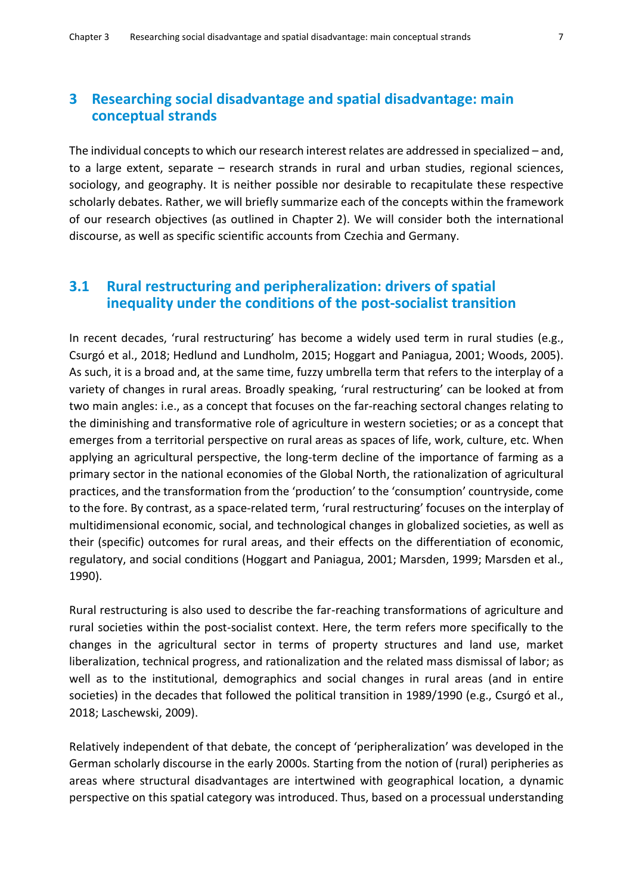# 3 Researching social disadvantage and spatial disadvantage: main conceptual strands

The individual concepts to which our research interest relates are addressed in specialized – and, to a large extent, separate – research strands in rural and urban studies, regional sciences, sociology, and geography. It is neither possible nor desirable to recapitulate these respective scholarly debates. Rather, we will briefly summarize each of the concepts within the framework of our research objectives (as outlined in Chapter 2). We will consider both the international discourse, as well as specific scientific accounts from Czechia and Germany.

## 3.1 Rural restructuring and peripheralization: drivers of spatial inequality under the conditions of the post-socialist transition

In recent decades, 'rural restructuring' has become a widely used term in rural studies (e.g., Csurgó et al., 2018; Hedlund and Lundholm, 2015; Hoggart and Paniagua, 2001; Woods, 2005). As such, it is a broad and, at the same time, fuzzy umbrella term that refers to the interplay of a variety of changes in rural areas. Broadly speaking, 'rural restructuring' can be looked at from two main angles: i.e., as a concept that focuses on the far-reaching sectoral changes relating to the diminishing and transformative role of agriculture in western societies; or as a concept that emerges from a territorial perspective on rural areas as spaces of life, work, culture, etc. When applying an agricultural perspective, the long-term decline of the importance of farming as a primary sector in the national economies of the Global North, the rationalization of agricultural practices, and the transformation from the 'production' to the 'consumption' countryside, come to the fore. By contrast, as a space-related term, 'rural restructuring' focuses on the interplay of multidimensional economic, social, and technological changes in globalized societies, as well as their (specific) outcomes for rural areas, and their effects on the differentiation of economic, regulatory, and social conditions (Hoggart and Paniagua, 2001; Marsden, 1999; Marsden et al., 1990).

Rural restructuring is also used to describe the far-reaching transformations of agriculture and rural societies within the post-socialist context. Here, the term refers more specifically to the changes in the agricultural sector in terms of property structures and land use, market liberalization, technical progress, and rationalization and the related mass dismissal of labor; as well as to the institutional, demographics and social changes in rural areas (and in entire societies) in the decades that followed the political transition in 1989/1990 (e.g., Csurgó et al., 2018; Laschewski, 2009).

Relatively independent of that debate, the concept of 'peripheralization' was developed in the German scholarly discourse in the early 2000s. Starting from the notion of (rural) peripheries as areas where structural disadvantages are intertwined with geographical location, a dynamic perspective on this spatial category was introduced. Thus, based on a processual understanding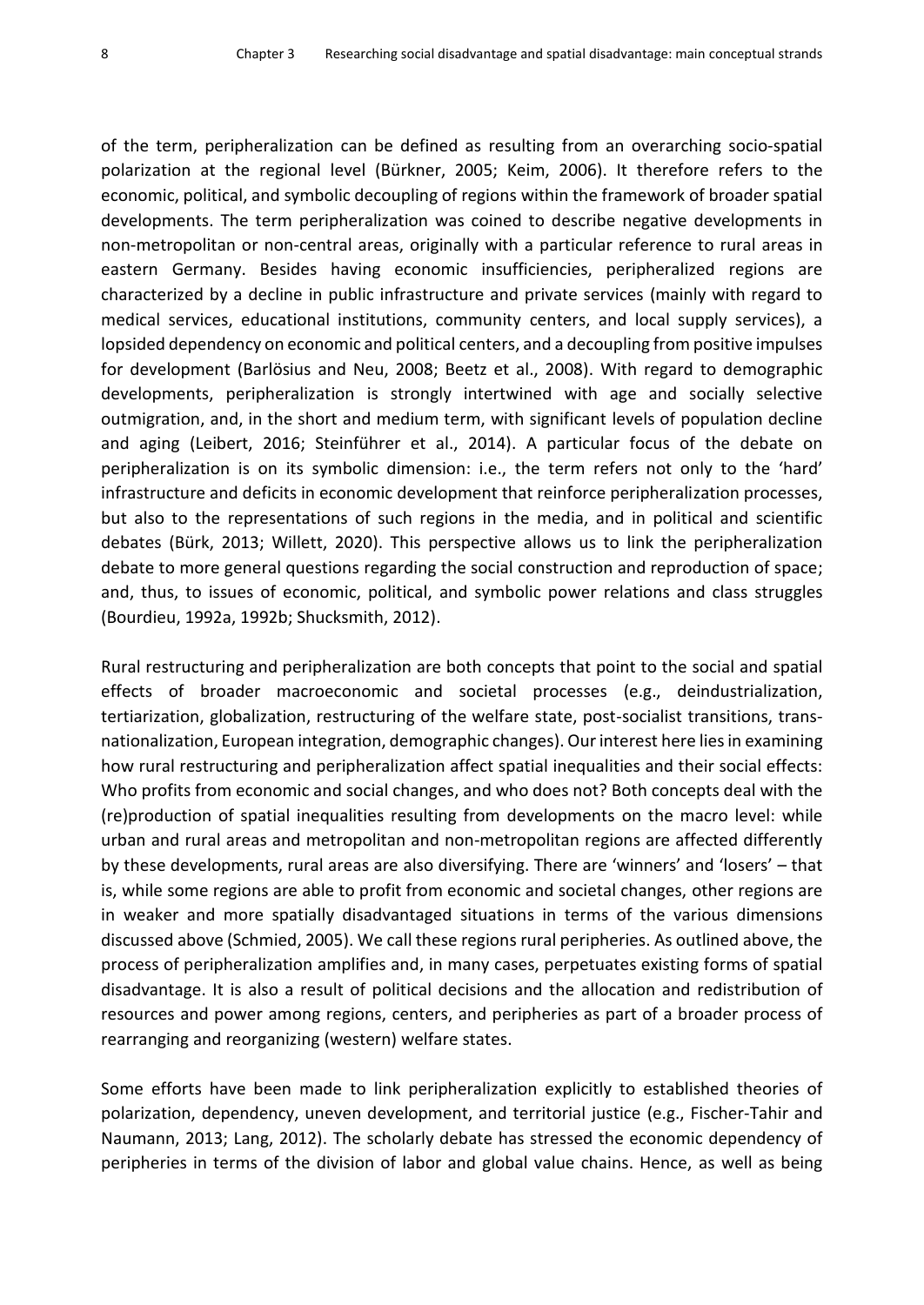of the term, peripheralization can be defined as resulting from an overarching socio-spatial polarization at the regional level (Bürkner, 2005; Keim, 2006). It therefore refers to the economic, political, and symbolic decoupling of regions within the framework of broader spatial developments. The term peripheralization was coined to describe negative developments in non-metropolitan or non-central areas, originally with a particular reference to rural areas in eastern Germany. Besides having economic insufficiencies, peripheralized regions are characterized by a decline in public infrastructure and private services (mainly with regard to medical services, educational institutions, community centers, and local supply services), a lopsided dependency on economic and political centers, and a decoupling from positive impulses for development (Barlösius and Neu, 2008; Beetz et al., 2008). With regard to demographic developments, peripheralization is strongly intertwined with age and socially selective outmigration, and, in the short and medium term, with significant levels of population decline and aging (Leibert, 2016; Steinführer et al., 2014). A particular focus of the debate on peripheralization is on its symbolic dimension: i.e., the term refers not only to the 'hard' infrastructure and deficits in economic development that reinforce peripheralization processes, but also to the representations of such regions in the media, and in political and scientific debates (Bürk, 2013; Willett, 2020). This perspective allows us to link the peripheralization debate to more general questions regarding the social construction and reproduction of space; and, thus, to issues of economic, political, and symbolic power relations and class struggles (Bourdieu, 1992a, 1992b; Shucksmith, 2012).

Rural restructuring and peripheralization are both concepts that point to the social and spatial effects of broader macroeconomic and societal processes (e.g., deindustrialization, tertiarization, globalization, restructuring of the welfare state, post-socialist transitions, trans-nationalization, European integration, demographic changes). Our interest here lies in examining how rural restructuring and peripheralization affect spatial inequalities and their social effects: Who profits from economic and social changes, and who does not? Both concepts deal with the (re)production of spatial inequalities resulting from developments on the macro level: while urban and rural areas and metropolitan and non-metropolitan regions are affected differently by these developments, rural areas are also diversifying. There are 'winners' and 'losers' – that is, while some regions are able to profit from economic and societal changes, other regions are in weaker and more spatially disadvantaged situations in terms of the various dimensions discussed above (Schmied, 2005). We call these regions rural peripheries. As outlined above, the process of peripheralization amplifies and, in many cases, perpetuates existing forms of spatial disadvantage. It is also a result of political decisions and the allocation and redistribution of resources and power among regions, centers, and peripheries as part of a broader process of rearranging and reorganizing (western) welfare states.

Some efforts have been made to link peripheralization explicitly to established theories of polarization, dependency, uneven development, and territorial justice (e.g., Fischer-Tahir and Naumann, 2013; Lang, 2012). The scholarly debate has stressed the economic dependency of peripheries in terms of the division of labor and global value chains. Hence, as well as being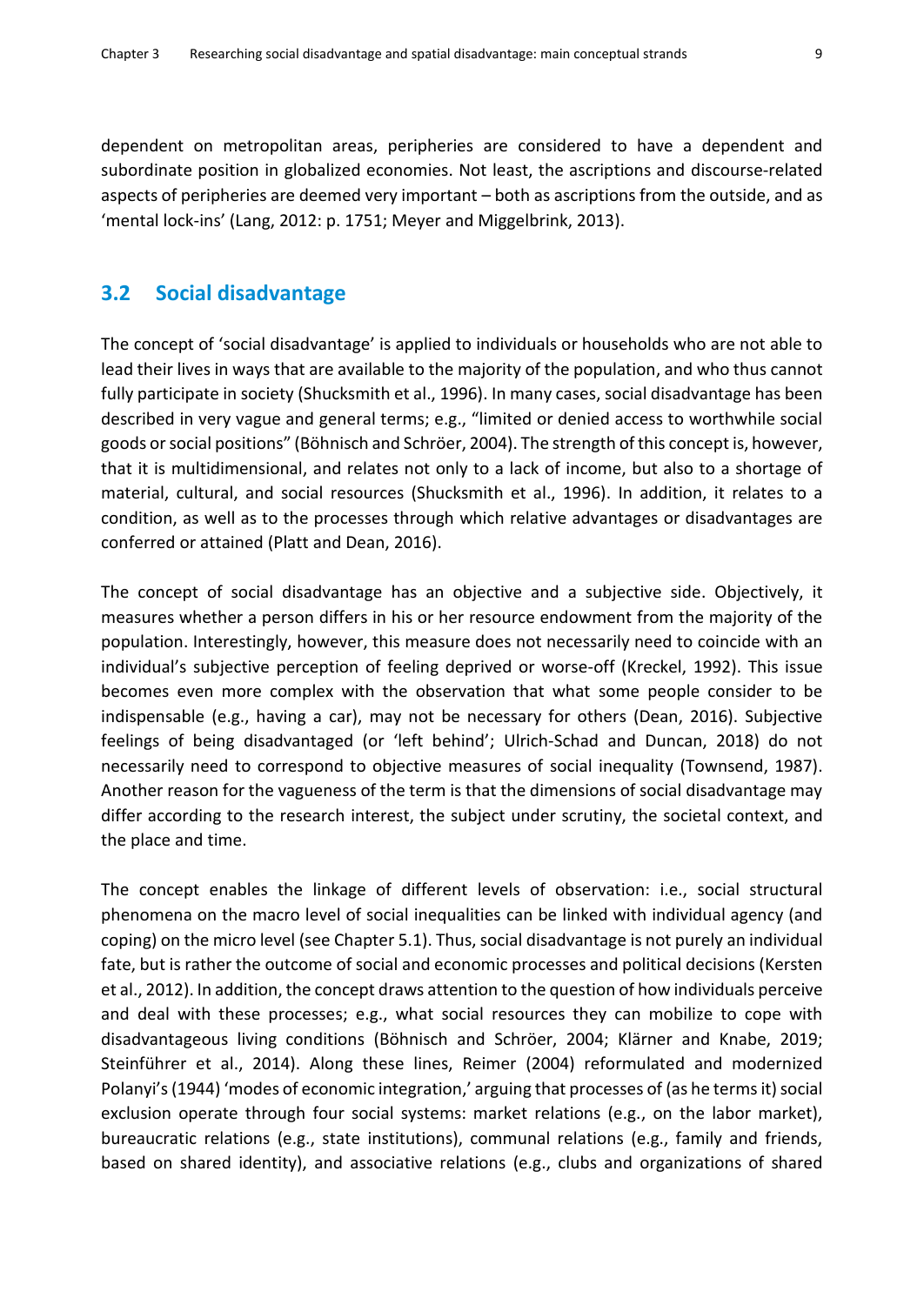dependent on metropolitan areas, peripheries are considered to have a dependent and subordinate position in globalized economies. Not least, the ascriptions and discourse-related aspects of peripheries are deemed very important – both as ascriptions from the outside, and as 'mental lock-ins' (Lang, 2012: p. 1751; Meyer and Miggelbrink, 2013).

## 3.2 Social disadvantage

The concept of 'social disadvantage' is applied to individuals or households who are not able to lead their lives in ways that are available to the majority of the population, and who thus cannot fully participate in society (Shucksmith et al., 1996). In many cases, social disadvantage has been described in very vague and general terms; e.g., "limited or denied access to worthwhile social goods or social positions" (Böhnisch and Schröer, 2004). The strength of this concept is, however, that it is multidimensional, and relates not only to a lack of income, but also to a shortage of material, cultural, and social resources (Shucksmith et al., 1996). In addition, it relates to a condition, as well as to the processes through which relative advantages or disadvantages are conferred or attained (Platt and Dean, 2016).

The concept of social disadvantage has an objective and a subjective side. Objectively, it measures whether a person differs in his or her resource endowment from the majority of the population. Interestingly, however, this measure does not necessarily need to coincide with an individual's subjective perception of feeling deprived or worse-off (Kreckel, 1992). This issue becomes even more complex with the observation that what some people consider to be indispensable (e.g., having a car), may not be necessary for others (Dean, 2016). Subjective feelings of being disadvantaged (or 'left behind'; Ulrich-Schad and Duncan, 2018) do not necessarily need to correspond to objective measures of social inequality (Townsend, 1987). Another reason for the vagueness of the term is that the dimensions of social disadvantage may differ according to the research interest, the subject under scrutiny, the societal context, and the place and time.

The concept enables the linkage of different levels of observation: i.e., social structural phenomena on the macro level of social inequalities can be linked with individual agency (and coping) on the micro level (see Chapter 5.1). Thus, social disadvantage is not purely an individual fate, but is rather the outcome of social and economic processes and political decisions (Kersten et al., 2012). In addition, the concept draws attention to the question of how individuals perceive and deal with these processes; e.g., what social resources they can mobilize to cope with disadvantageous living conditions (Böhnisch and Schröer, 2004; Klärner and Knabe, 2019; Steinführer et al., 2014). Along these lines, Reimer (2004) reformulated and modernized Polanyi's (1944) 'modes of economic integration,' arguing that processes of (as he terms it) social exclusion operate through four social systems: market relations (e.g., on the labor market), bureaucratic relations (e.g., state institutions), communal relations (e.g., family and friends, based on shared identity), and associative relations (e.g., clubs and organizations of shared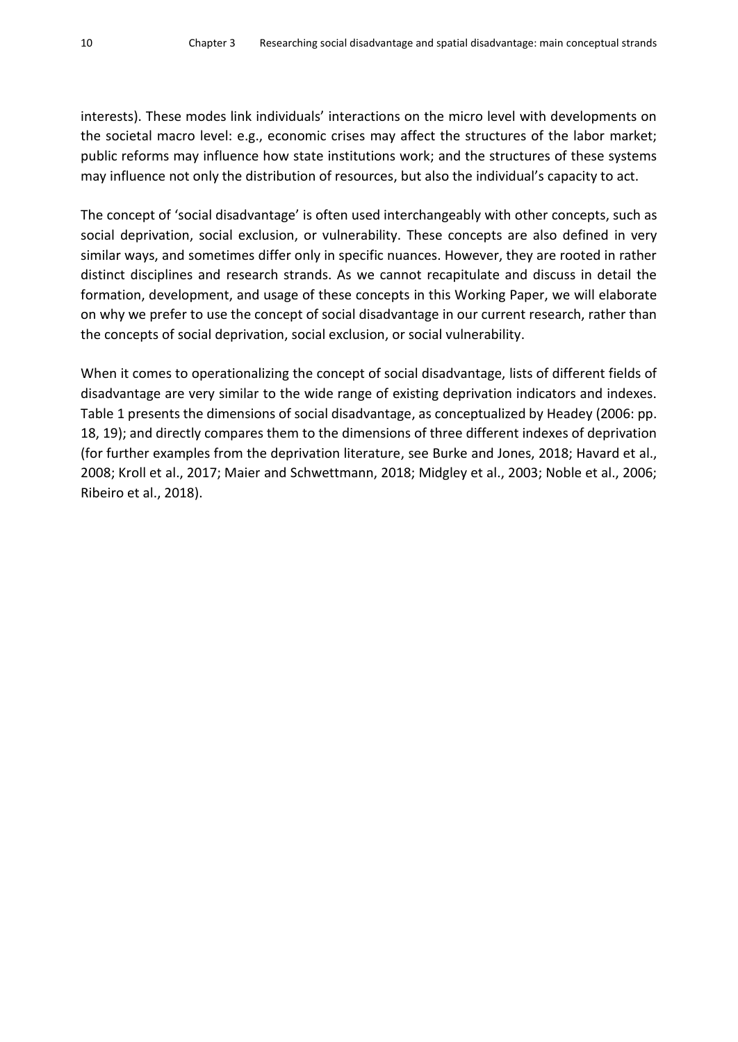interests). These modes link individuals' interactions on the micro level with developments on the societal macro level: e.g., economic crises may affect the structures of the labor market; public reforms may influence how state institutions work; and the structures of these systems may influence not only the distribution of resources, but also the individual's capacity to act.

The concept of 'social disadvantage' is often used interchangeably with other concepts, such as social deprivation, social exclusion, or vulnerability. These concepts are also defined in very similar ways, and sometimes differ only in specific nuances. However, they are rooted in rather distinct disciplines and research strands. As we cannot recapitulate and discuss in detail the formation, development, and usage of these concepts in this Working Paper, we will elaborate on why we prefer to use the concept of social disadvantage in our current research, rather than the concepts of social deprivation, social exclusion, or social vulnerability.

When it comes to operationalizing the concept of social disadvantage, lists of different fields of disadvantage are very similar to the wide range of existing deprivation indicators and indexes. Table 1 presents the dimensions of social disadvantage, as conceptualized by Headey (2006: pp. 18, 19); and directly compares them to the dimensions of three different indexes of deprivation (for further examples from the deprivation literature, see Burke and Jones, 2018; Havard et al., 2008; Kroll et al., 2017; Maier and Schwettmann, 2018; Midgley et al., 2003; Noble et al., 2006; Ribeiro et al., 2018).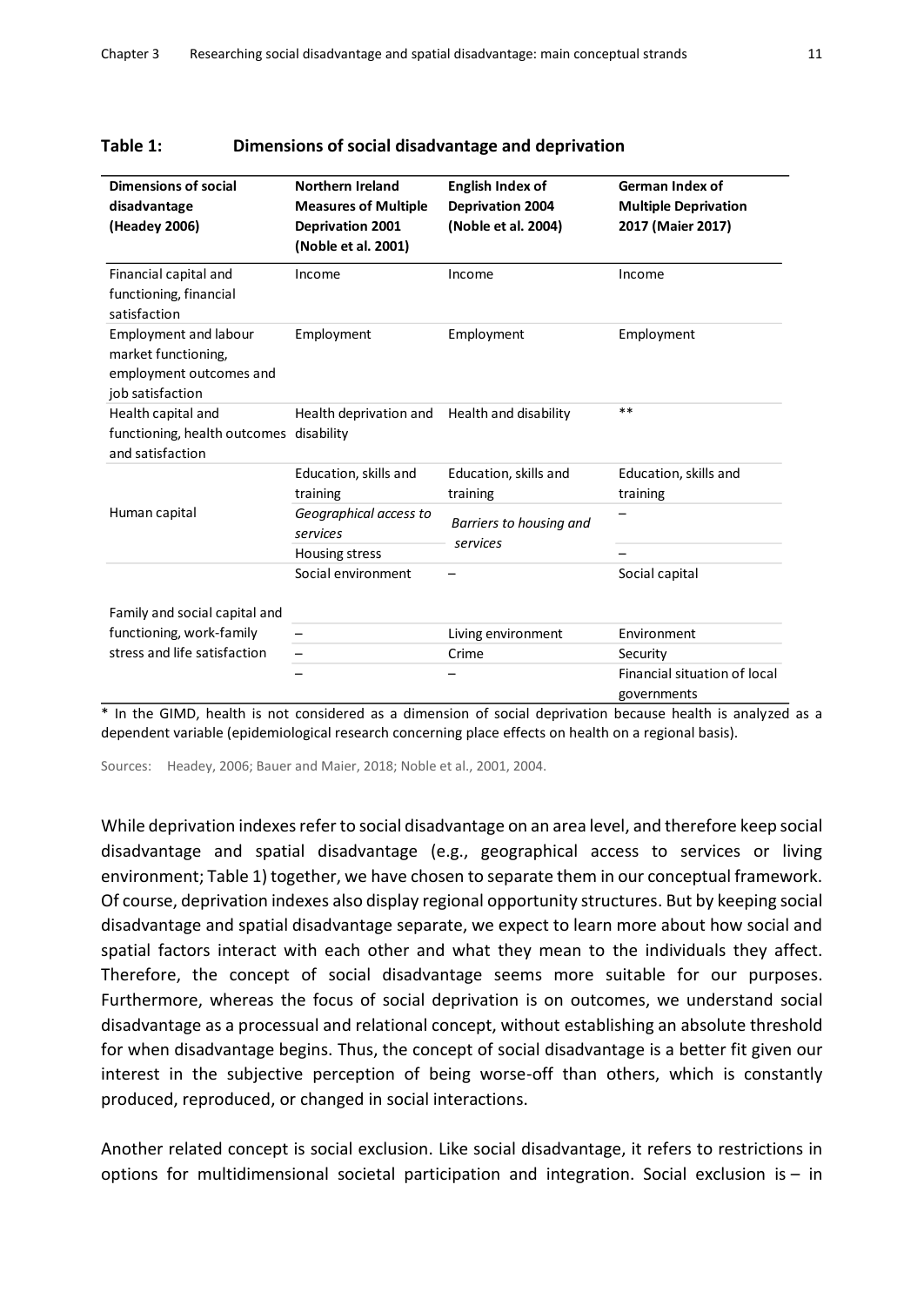**Table 1: Dimensions of social disadvantage and deprivation**

| Dimensions of social disadvantage (Headey 2006) | Northern Ireland Measures of Multiple Deprivation 2001 (Noble et al. 2001) | English Index of Deprivation 2004 (Noble et al. 2004) | German Index of Multiple Deprivation 2017 (Maier 2017) |
|---|---|---|---|
| Financial capital and functioning, financial satisfaction | Income | Income | Income |
| Employment and labour market functioning, employment outcomes and job satisfaction | Employment | Employment | Employment |
| Health capital and functioning, health outcomes and satisfaction | Health deprivation and disability | Health and disability | ** |
| Human capital | Education, skills and training | Education, skills and training | Education, skills and training |
| | *Geographical access to services* | *Barriers to housing and services* | – |
| | Housing stress | | – |
| Family and social capital and functioning, work-family stress and life satisfaction | Social environment | – | Social capital |
| | – | Living environment | Environment |
| | – | Crime | Security |
| | – | – | Financial situation of local governments |

* In the GIMD, health is not considered as a dimension of social deprivation because health is analyzed as a dependent variable (epidemiological research concerning place effects on health on a regional basis).

Sources: Headey, 2006; Bauer and Maier, 2018; Noble et al., 2001, 2004.

While deprivation indexes refer to social disadvantage on an area level, and therefore keep social disadvantage and spatial disadvantage (e.g., geographical access to services or living environment; Table 1) together, we have chosen to separate them in our conceptual framework. Of course, deprivation indexes also display regional opportunity structures. But by keeping social disadvantage and spatial disadvantage separate, we expect to learn more about how social and spatial factors interact with each other and what they mean to the individuals they affect. Therefore, the concept of social disadvantage seems more suitable for our purposes. Furthermore, whereas the focus of social deprivation is on outcomes, we understand social disadvantage as a processual and relational concept, without establishing an absolute threshold for when disadvantage begins. Thus, the concept of social disadvantage is a better fit given our interest in the subjective perception of being worse-off than others, which is constantly produced, reproduced, or changed in social interactions.

Another related concept is social exclusion. Like social disadvantage, it refers to restrictions in options for multidimensional societal participation and integration. Social exclusion is – in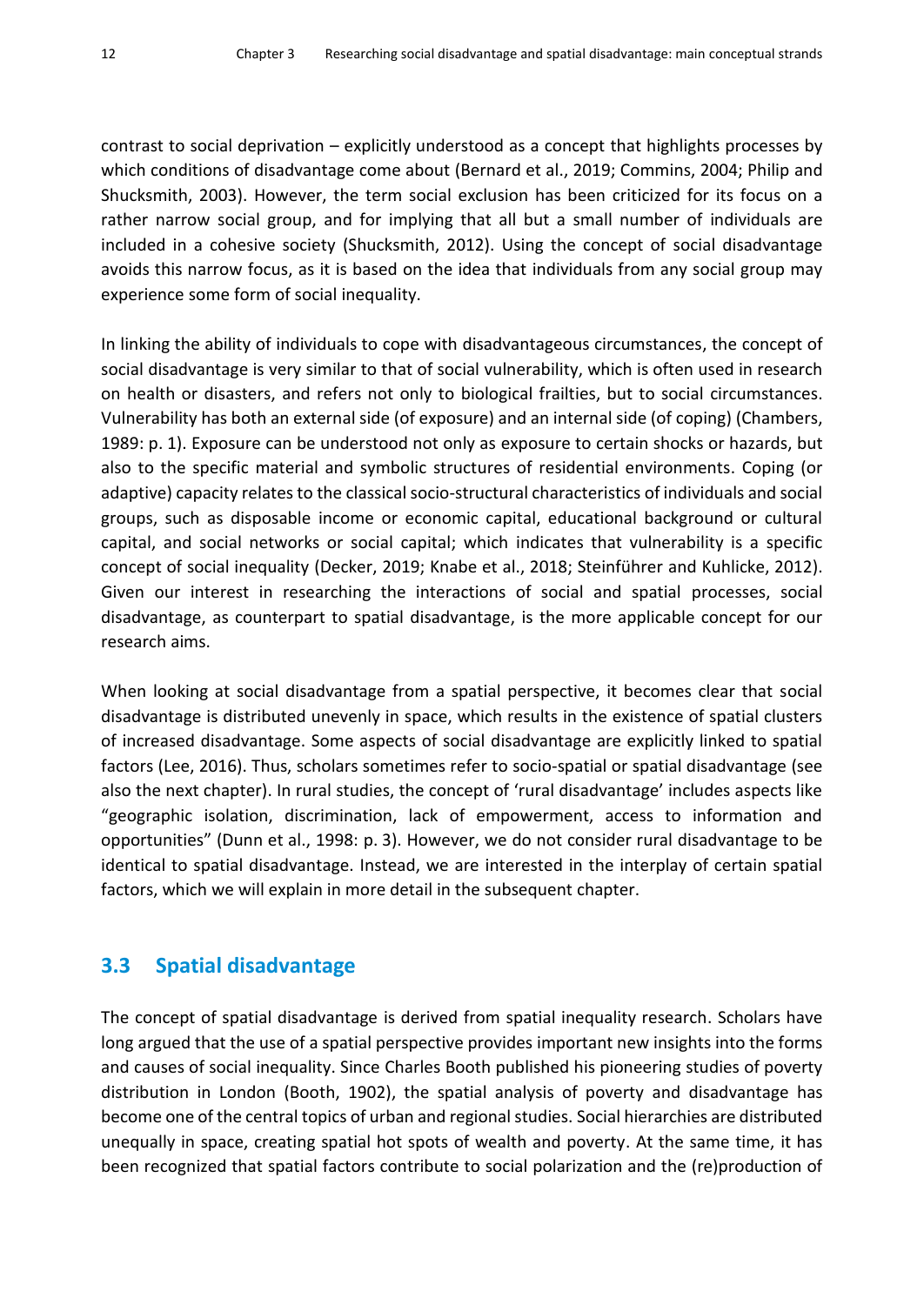contrast to social deprivation – explicitly understood as a concept that highlights processes by which conditions of disadvantage come about (Bernard et al., 2019; Commins, 2004; Philip and Shucksmith, 2003). However, the term social exclusion has been criticized for its focus on a rather narrow social group, and for implying that all but a small number of individuals are included in a cohesive society (Shucksmith, 2012). Using the concept of social disadvantage avoids this narrow focus, as it is based on the idea that individuals from any social group may experience some form of social inequality.

In linking the ability of individuals to cope with disadvantageous circumstances, the concept of social disadvantage is very similar to that of social vulnerability, which is often used in research on health or disasters, and refers not only to biological frailties, but to social circumstances. Vulnerability has both an external side (of exposure) and an internal side (of coping) (Chambers, 1989: p. 1). Exposure can be understood not only as exposure to certain shocks or hazards, but also to the specific material and symbolic structures of residential environments. Coping (or adaptive) capacity relates to the classical socio-structural characteristics of individuals and social groups, such as disposable income or economic capital, educational background or cultural capital, and social networks or social capital; which indicates that vulnerability is a specific concept of social inequality (Decker, 2019; Knabe et al., 2018; Steinführer and Kuhlicke, 2012). Given our interest in researching the interactions of social and spatial processes, social disadvantage, as counterpart to spatial disadvantage, is the more applicable concept for our research aims.

When looking at social disadvantage from a spatial perspective, it becomes clear that social disadvantage is distributed unevenly in space, which results in the existence of spatial clusters of increased disadvantage. Some aspects of social disadvantage are explicitly linked to spatial factors (Lee, 2016). Thus, scholars sometimes refer to socio-spatial or spatial disadvantage (see also the next chapter). In rural studies, the concept of 'rural disadvantage' includes aspects like "geographic isolation, discrimination, lack of empowerment, access to information and opportunities" (Dunn et al., 1998: p. 3). However, we do not consider rural disadvantage to be identical to spatial disadvantage. Instead, we are interested in the interplay of certain spatial factors, which we will explain in more detail in the subsequent chapter.

## 3.3 Spatial disadvantage

The concept of spatial disadvantage is derived from spatial inequality research. Scholars have long argued that the use of a spatial perspective provides important new insights into the forms and causes of social inequality. Since Charles Booth published his pioneering studies of poverty distribution in London (Booth, 1902), the spatial analysis of poverty and disadvantage has become one of the central topics of urban and regional studies. Social hierarchies are distributed unequally in space, creating spatial hot spots of wealth and poverty. At the same time, it has been recognized that spatial factors contribute to social polarization and the (re)production of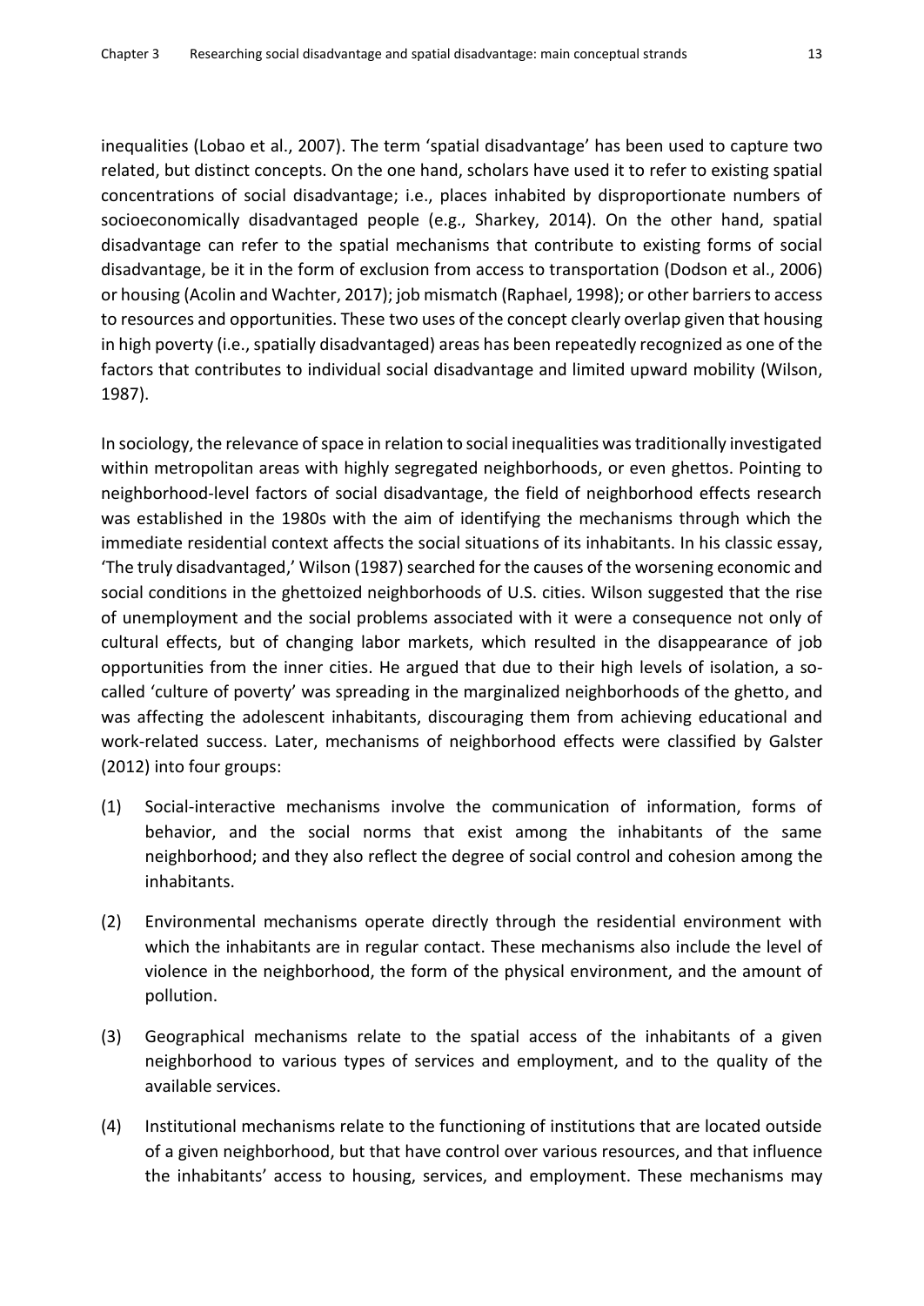inequalities (Lobao et al., 2007). The term 'spatial disadvantage' has been used to capture two related, but distinct concepts. On the one hand, scholars have used it to refer to existing spatial concentrations of social disadvantage; i.e., places inhabited by disproportionate numbers of socioeconomically disadvantaged people (e.g., Sharkey, 2014). On the other hand, spatial disadvantage can refer to the spatial mechanisms that contribute to existing forms of social disadvantage, be it in the form of exclusion from access to transportation (Dodson et al., 2006) or housing (Acolin and Wachter, 2017); job mismatch (Raphael, 1998); or other barriers to access to resources and opportunities. These two uses of the concept clearly overlap given that housing in high poverty (i.e., spatially disadvantaged) areas has been repeatedly recognized as one of the factors that contributes to individual social disadvantage and limited upward mobility (Wilson, 1987).

In sociology, the relevance of space in relation to social inequalities was traditionally investigated within metropolitan areas with highly segregated neighborhoods, or even ghettos. Pointing to neighborhood-level factors of social disadvantage, the field of neighborhood effects research was established in the 1980s with the aim of identifying the mechanisms through which the immediate residential context affects the social situations of its inhabitants. In his classic essay, 'The truly disadvantaged,' Wilson (1987) searched for the causes of the worsening economic and social conditions in the ghettoized neighborhoods of U.S. cities. Wilson suggested that the rise of unemployment and the social problems associated with it were a consequence not only of cultural effects, but of changing labor markets, which resulted in the disappearance of job opportunities from the inner cities. He argued that due to their high levels of isolation, a so-called 'culture of poverty' was spreading in the marginalized neighborhoods of the ghetto, and was affecting the adolescent inhabitants, discouraging them from achieving educational and work-related success. Later, mechanisms of neighborhood effects were classified by Galster (2012) into four groups:

(1) Social-interactive mechanisms involve the communication of information, forms of behavior, and the social norms that exist among the inhabitants of the same neighborhood; and they also reflect the degree of social control and cohesion among the inhabitants.

(2) Environmental mechanisms operate directly through the residential environment with which the inhabitants are in regular contact. These mechanisms also include the level of violence in the neighborhood, the form of the physical environment, and the amount of pollution.

(3) Geographical mechanisms relate to the spatial access of the inhabitants of a given neighborhood to various types of services and employment, and to the quality of the available services.

(4) Institutional mechanisms relate to the functioning of institutions that are located outside of a given neighborhood, but that have control over various resources, and that influence the inhabitants' access to housing, services, and employment. These mechanisms may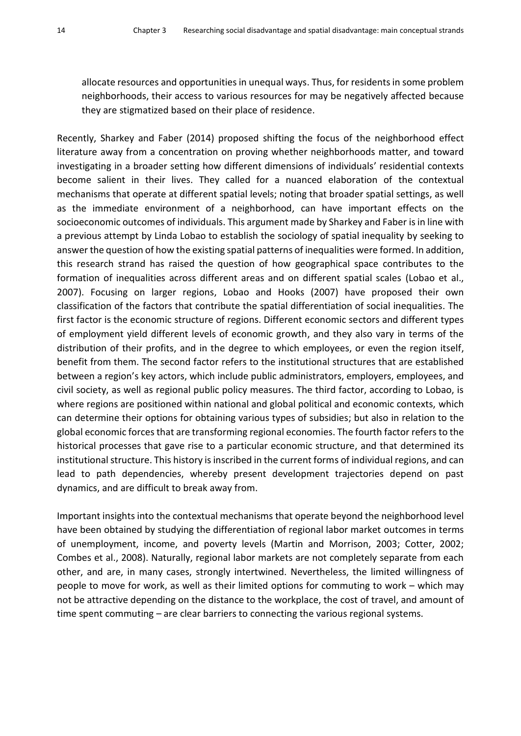allocate resources and opportunities in unequal ways. Thus, for residents in some problem neighborhoods, their access to various resources for may be negatively affected because they are stigmatized based on their place of residence.

Recently, Sharkey and Faber (2014) proposed shifting the focus of the neighborhood effect literature away from a concentration on proving whether neighborhoods matter, and toward investigating in a broader setting how different dimensions of individuals' residential contexts become salient in their lives. They called for a nuanced elaboration of the contextual mechanisms that operate at different spatial levels; noting that broader spatial settings, as well as the immediate environment of a neighborhood, can have important effects on the socioeconomic outcomes of individuals. This argument made by Sharkey and Faber is in line with a previous attempt by Linda Lobao to establish the sociology of spatial inequality by seeking to answer the question of how the existing spatial patterns of inequalities were formed. In addition, this research strand has raised the question of how geographical space contributes to the formation of inequalities across different areas and on different spatial scales (Lobao et al., 2007). Focusing on larger regions, Lobao and Hooks (2007) have proposed their own classification of the factors that contribute the spatial differentiation of social inequalities. The first factor is the economic structure of regions. Different economic sectors and different types of employment yield different levels of economic growth, and they also vary in terms of the distribution of their profits, and in the degree to which employees, or even the region itself, benefit from them. The second factor refers to the institutional structures that are established between a region's key actors, which include public administrators, employers, employees, and civil society, as well as regional public policy measures. The third factor, according to Lobao, is where regions are positioned within national and global political and economic contexts, which can determine their options for obtaining various types of subsidies; but also in relation to the global economic forces that are transforming regional economies. The fourth factor refers to the historical processes that gave rise to a particular economic structure, and that determined its institutional structure. This history is inscribed in the current forms of individual regions, and can lead to path dependencies, whereby present development trajectories depend on past dynamics, and are difficult to break away from.

Important insights into the contextual mechanisms that operate beyond the neighborhood level have been obtained by studying the differentiation of regional labor market outcomes in terms of unemployment, income, and poverty levels (Martin and Morrison, 2003; Cotter, 2002; Combes et al., 2008). Naturally, regional labor markets are not completely separate from each other, and are, in many cases, strongly intertwined. Nevertheless, the limited willingness of people to move for work, as well as their limited options for commuting to work – which may not be attractive depending on the distance to the workplace, the cost of travel, and amount of time spent commuting – are clear barriers to connecting the various regional systems.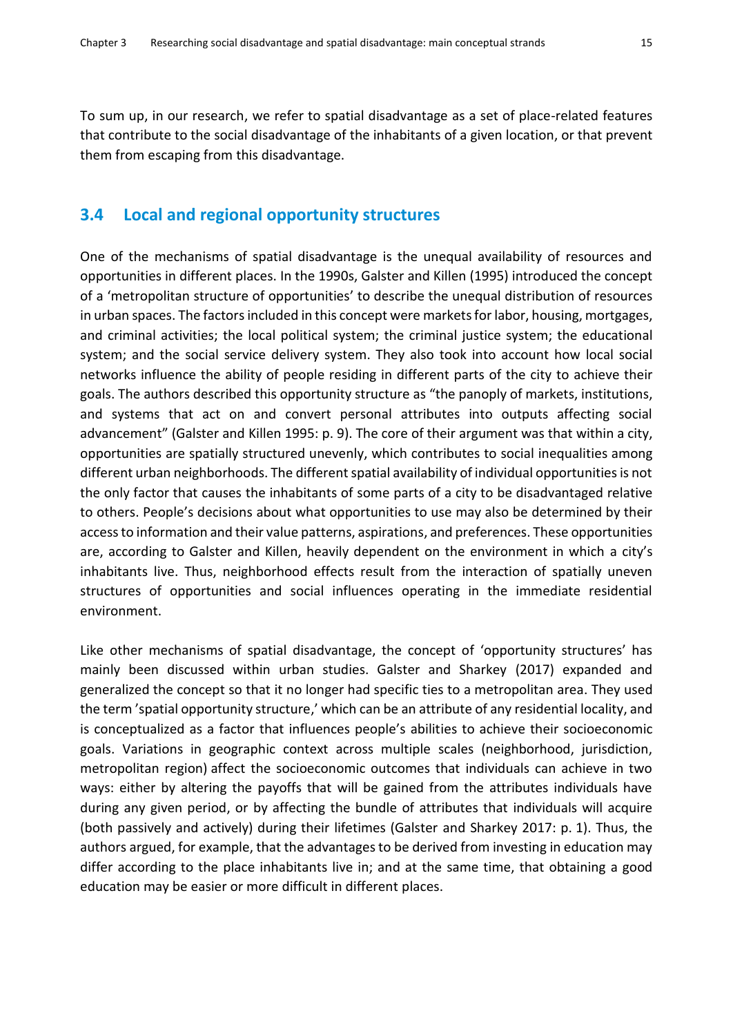To sum up, in our research, we refer to spatial disadvantage as a set of place-related features that contribute to the social disadvantage of the inhabitants of a given location, or that prevent them from escaping from this disadvantage.

## 3.4 Local and regional opportunity structures

One of the mechanisms of spatial disadvantage is the unequal availability of resources and opportunities in different places. In the 1990s, Galster and Killen (1995) introduced the concept of a 'metropolitan structure of opportunities' to describe the unequal distribution of resources in urban spaces. The factors included in this concept were markets for labor, housing, mortgages, and criminal activities; the local political system; the criminal justice system; the educational system; and the social service delivery system. They also took into account how local social networks influence the ability of people residing in different parts of the city to achieve their goals. The authors described this opportunity structure as "the panoply of markets, institutions, and systems that act on and convert personal attributes into outputs affecting social advancement" (Galster and Killen 1995: p. 9). The core of their argument was that within a city, opportunities are spatially structured unevenly, which contributes to social inequalities among different urban neighborhoods. The different spatial availability of individual opportunities is not the only factor that causes the inhabitants of some parts of a city to be disadvantaged relative to others. People's decisions about what opportunities to use may also be determined by their access to information and their value patterns, aspirations, and preferences. These opportunities are, according to Galster and Killen, heavily dependent on the environment in which a city's inhabitants live. Thus, neighborhood effects result from the interaction of spatially uneven structures of opportunities and social influences operating in the immediate residential environment.

Like other mechanisms of spatial disadvantage, the concept of 'opportunity structures' has mainly been discussed within urban studies. Galster and Sharkey (2017) expanded and generalized the concept so that it no longer had specific ties to a metropolitan area. They used the term 'spatial opportunity structure,' which can be an attribute of any residential locality, and is conceptualized as a factor that influences people's abilities to achieve their socioeconomic goals. Variations in geographic context across multiple scales (neighborhood, jurisdiction, metropolitan region) affect the socioeconomic outcomes that individuals can achieve in two ways: either by altering the payoffs that will be gained from the attributes individuals have during any given period, or by affecting the bundle of attributes that individuals will acquire (both passively and actively) during their lifetimes (Galster and Sharkey 2017: p. 1). Thus, the authors argued, for example, that the advantages to be derived from investing in education may differ according to the place inhabitants live in; and at the same time, that obtaining a good education may be easier or more difficult in different places.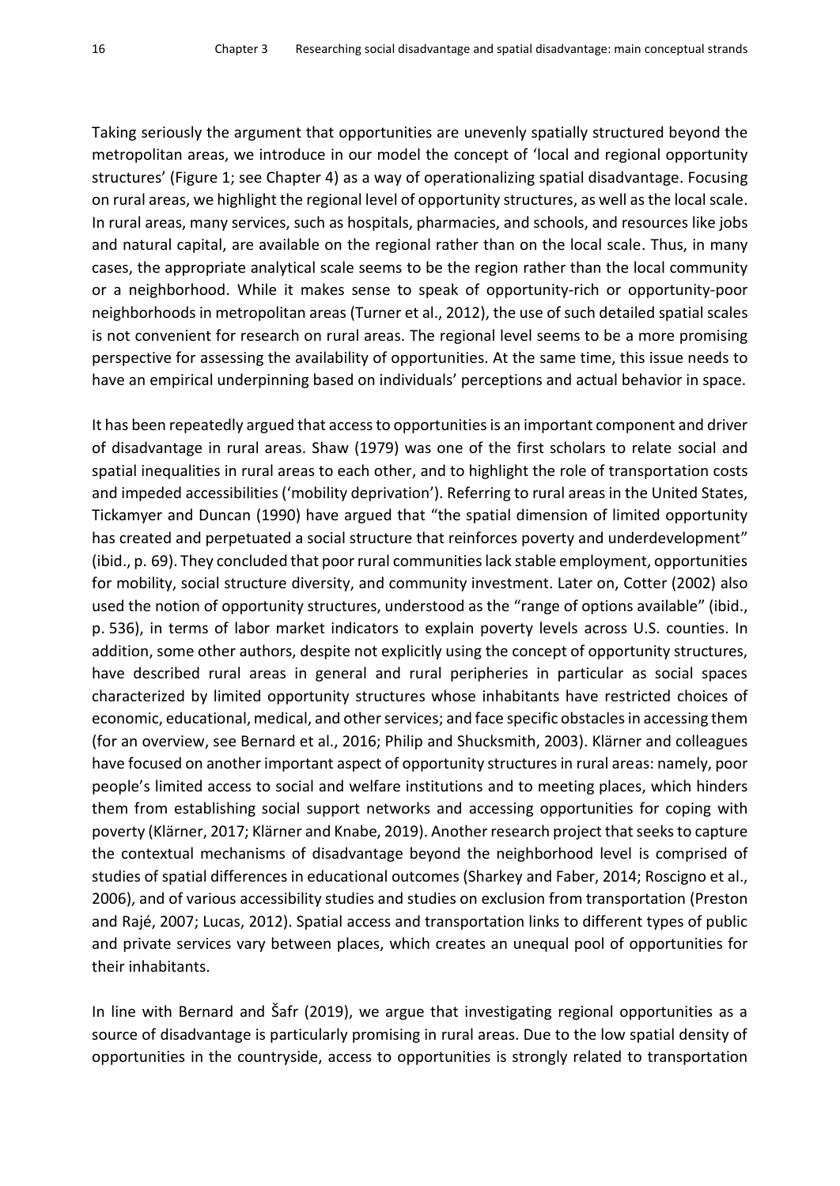Taking seriously the argument that opportunities are unevenly spatially structured beyond the metropolitan areas, we introduce in our model the concept of 'local and regional opportunity structures' (Figure 1; see Chapter 4) as a way of operationalizing spatial disadvantage. Focusing on rural areas, we highlight the regional level of opportunity structures, as well as the local scale. In rural areas, many services, such as hospitals, pharmacies, and schools, and resources like jobs and natural capital, are available on the regional rather than on the local scale. Thus, in many cases, the appropriate analytical scale seems to be the region rather than the local community or a neighborhood. While it makes sense to speak of opportunity-rich or opportunity-poor neighborhoods in metropolitan areas (Turner et al., 2012), the use of such detailed spatial scales is not convenient for research on rural areas. The regional level seems to be a more promising perspective for assessing the availability of opportunities. At the same time, this issue needs to have an empirical underpinning based on individuals' perceptions and actual behavior in space.

It has been repeatedly argued that access to opportunities is an important component and driver of disadvantage in rural areas. Shaw (1979) was one of the first scholars to relate social and spatial inequalities in rural areas to each other, and to highlight the role of transportation costs and impeded accessibilities ('mobility deprivation'). Referring to rural areas in the United States, Tickamyer and Duncan (1990) have argued that "the spatial dimension of limited opportunity has created and perpetuated a social structure that reinforces poverty and underdevelopment" (ibid., p. 69). They concluded that poor rural communities lack stable employment, opportunities for mobility, social structure diversity, and community investment. Later on, Cotter (2002) also used the notion of opportunity structures, understood as the "range of options available" (ibid., p. 536), in terms of labor market indicators to explain poverty levels across U.S. counties. In addition, some other authors, despite not explicitly using the concept of opportunity structures, have described rural areas in general and rural peripheries in particular as social spaces characterized by limited opportunity structures whose inhabitants have restricted choices of economic, educational, medical, and other services; and face specific obstacles in accessing them (for an overview, see Bernard et al., 2016; Philip and Shucksmith, 2003). Klärner and colleagues have focused on another important aspect of opportunity structures in rural areas: namely, poor people's limited access to social and welfare institutions and to meeting places, which hinders them from establishing social support networks and accessing opportunities for coping with poverty (Klärner, 2017; Klärner and Knabe, 2019). Another research project that seeks to capture the contextual mechanisms of disadvantage beyond the neighborhood level is comprised of studies of spatial differences in educational outcomes (Sharkey and Faber, 2014; Roscigno et al., 2006), and of various accessibility studies and studies on exclusion from transportation (Preston and Rajé, 2007; Lucas, 2012). Spatial access and transportation links to different types of public and private services vary between places, which creates an unequal pool of opportunities for their inhabitants.

In line with Bernard and Šafr (2019), we argue that investigating regional opportunities as a source of disadvantage is particularly promising in rural areas. Due to the low spatial density of opportunities in the countryside, access to opportunities is strongly related to transportation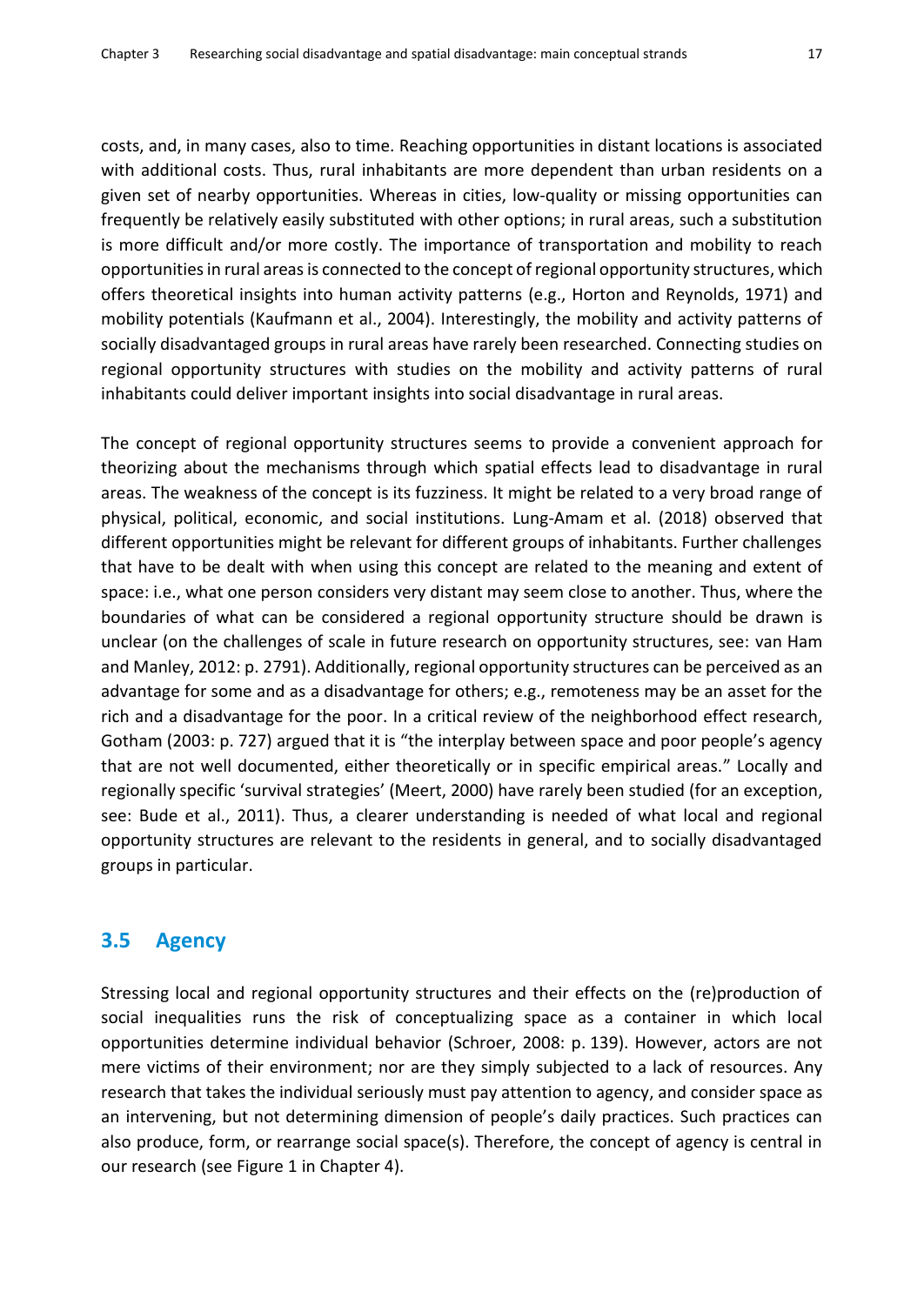costs, and, in many cases, also to time. Reaching opportunities in distant locations is associated with additional costs. Thus, rural inhabitants are more dependent than urban residents on a given set of nearby opportunities. Whereas in cities, low-quality or missing opportunities can frequently be relatively easily substituted with other options; in rural areas, such a substitution is more difficult and/or more costly. The importance of transportation and mobility to reach opportunities in rural areas is connected to the concept of regional opportunity structures, which offers theoretical insights into human activity patterns (e.g., Horton and Reynolds, 1971) and mobility potentials (Kaufmann et al., 2004). Interestingly, the mobility and activity patterns of socially disadvantaged groups in rural areas have rarely been researched. Connecting studies on regional opportunity structures with studies on the mobility and activity patterns of rural inhabitants could deliver important insights into social disadvantage in rural areas.

The concept of regional opportunity structures seems to provide a convenient approach for theorizing about the mechanisms through which spatial effects lead to disadvantage in rural areas. The weakness of the concept is its fuzziness. It might be related to a very broad range of physical, political, economic, and social institutions. Lung-Amam et al. (2018) observed that different opportunities might be relevant for different groups of inhabitants. Further challenges that have to be dealt with when using this concept are related to the meaning and extent of space: i.e., what one person considers very distant may seem close to another. Thus, where the boundaries of what can be considered a regional opportunity structure should be drawn is unclear (on the challenges of scale in future research on opportunity structures, see: van Ham and Manley, 2012: p. 2791). Additionally, regional opportunity structures can be perceived as an advantage for some and as a disadvantage for others; e.g., remoteness may be an asset for the rich and a disadvantage for the poor. In a critical review of the neighborhood effect research, Gotham (2003: p. 727) argued that it is "the interplay between space and poor people's agency that are not well documented, either theoretically or in specific empirical areas." Locally and regionally specific 'survival strategies' (Meert, 2000) have rarely been studied (for an exception, see: Bude et al., 2011). Thus, a clearer understanding is needed of what local and regional opportunity structures are relevant to the residents in general, and to socially disadvantaged groups in particular.

## 3.5 Agency

Stressing local and regional opportunity structures and their effects on the (re)production of social inequalities runs the risk of conceptualizing space as a container in which local opportunities determine individual behavior (Schroer, 2008: p. 139). However, actors are not mere victims of their environment; nor are they simply subjected to a lack of resources. Any research that takes the individual seriously must pay attention to agency, and consider space as an intervening, but not determining dimension of people's daily practices. Such practices can also produce, form, or rearrange social space(s). Therefore, the concept of agency is central in our research (see Figure 1 in Chapter 4).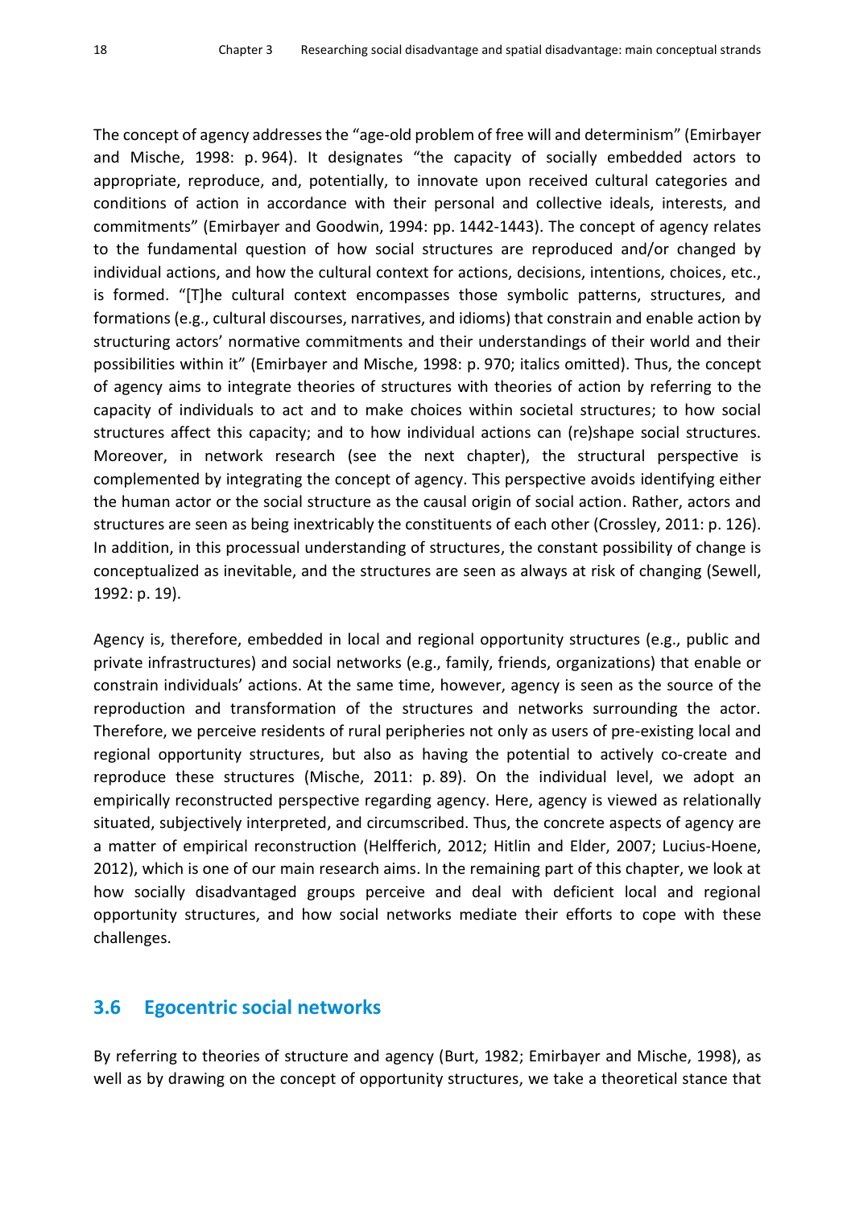The concept of agency addresses the "age-old problem of free will and determinism" (Emirbayer and Mische, 1998: p. 964). It designates "the capacity of socially embedded actors to appropriate, reproduce, and, potentially, to innovate upon received cultural categories and conditions of action in accordance with their personal and collective ideals, interests, and commitments" (Emirbayer and Goodwin, 1994: pp. 1442-1443). The concept of agency relates to the fundamental question of how social structures are reproduced and/or changed by individual actions, and how the cultural context for actions, decisions, intentions, choices, etc., is formed. "[T]he cultural context encompasses those symbolic patterns, structures, and formations (e.g., cultural discourses, narratives, and idioms) that constrain and enable action by structuring actors' normative commitments and their understandings of their world and their possibilities within it" (Emirbayer and Mische, 1998: p. 970; italics omitted). Thus, the concept of agency aims to integrate theories of structures with theories of action by referring to the capacity of individuals to act and to make choices within societal structures; to how social structures affect this capacity; and to how individual actions can (re)shape social structures. Moreover, in network research (see the next chapter), the structural perspective is complemented by integrating the concept of agency. This perspective avoids identifying either the human actor or the social structure as the causal origin of social action. Rather, actors and structures are seen as being inextricably the constituents of each other (Crossley, 2011: p. 126). In addition, in this processual understanding of structures, the constant possibility of change is conceptualized as inevitable, and the structures are seen as always at risk of changing (Sewell, 1992: p. 19).

Agency is, therefore, embedded in local and regional opportunity structures (e.g., public and private infrastructures) and social networks (e.g., family, friends, organizations) that enable or constrain individuals' actions. At the same time, however, agency is seen as the source of the reproduction and transformation of the structures and networks surrounding the actor. Therefore, we perceive residents of rural peripheries not only as users of pre-existing local and regional opportunity structures, but also as having the potential to actively co-create and reproduce these structures (Mische, 2011: p. 89). On the individual level, we adopt an empirically reconstructed perspective regarding agency. Here, agency is viewed as relationally situated, subjectively interpreted, and circumscribed. Thus, the concrete aspects of agency are a matter of empirical reconstruction (Helfferich, 2012; Hitlin and Elder, 2007; Lucius-Hoene, 2012), which is one of our main research aims. In the remaining part of this chapter, we look at how socially disadvantaged groups perceive and deal with deficient local and regional opportunity structures, and how social networks mediate their efforts to cope with these challenges.

## 3.6 Egocentric social networks

By referring to theories of structure and agency (Burt, 1982; Emirbayer and Mische, 1998), as well as by drawing on the concept of opportunity structures, we take a theoretical stance that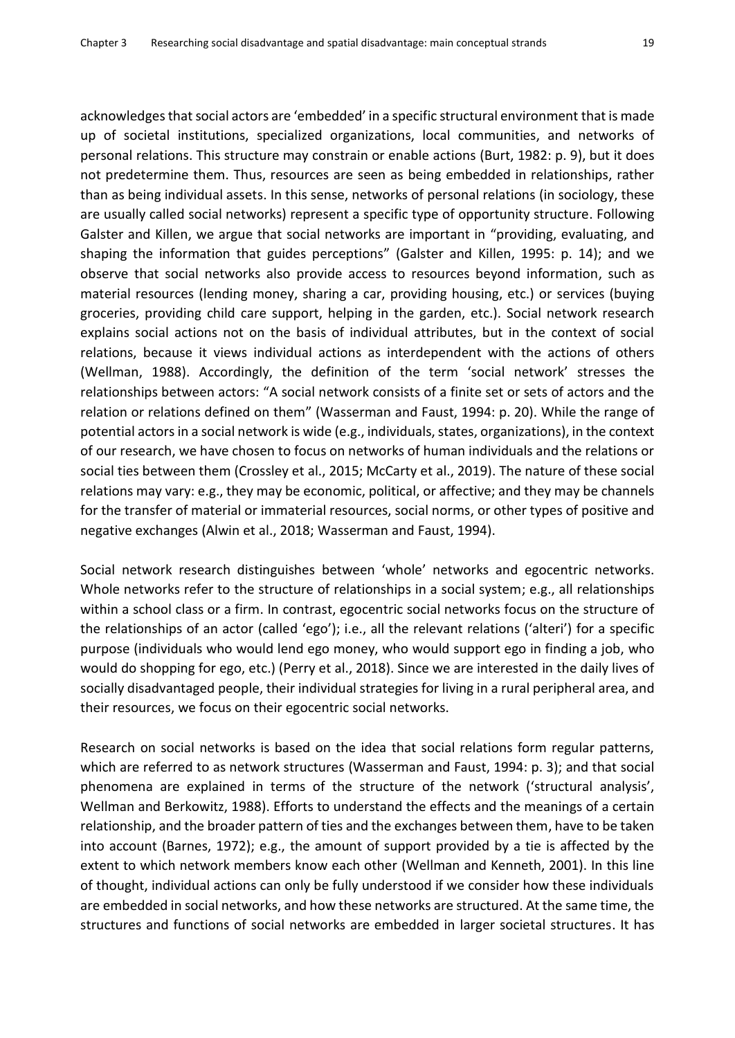acknowledges that social actors are 'embedded' in a specific structural environment that is made up of societal institutions, specialized organizations, local communities, and networks of personal relations. This structure may constrain or enable actions (Burt, 1982: p. 9), but it does not predetermine them. Thus, resources are seen as being embedded in relationships, rather than as being individual assets. In this sense, networks of personal relations (in sociology, these are usually called social networks) represent a specific type of opportunity structure. Following Galster and Killen, we argue that social networks are important in "providing, evaluating, and shaping the information that guides perceptions" (Galster and Killen, 1995: p. 14); and we observe that social networks also provide access to resources beyond information, such as material resources (lending money, sharing a car, providing housing, etc.) or services (buying groceries, providing child care support, helping in the garden, etc.). Social network research explains social actions not on the basis of individual attributes, but in the context of social relations, because it views individual actions as interdependent with the actions of others (Wellman, 1988). Accordingly, the definition of the term 'social network' stresses the relationships between actors: "A social network consists of a finite set or sets of actors and the relation or relations defined on them" (Wasserman and Faust, 1994: p. 20). While the range of potential actors in a social network is wide (e.g., individuals, states, organizations), in the context of our research, we have chosen to focus on networks of human individuals and the relations or social ties between them (Crossley et al., 2015; McCarty et al., 2019). The nature of these social relations may vary: e.g., they may be economic, political, or affective; and they may be channels for the transfer of material or immaterial resources, social norms, or other types of positive and negative exchanges (Alwin et al., 2018; Wasserman and Faust, 1994).

Social network research distinguishes between 'whole' networks and egocentric networks. Whole networks refer to the structure of relationships in a social system; e.g., all relationships within a school class or a firm. In contrast, egocentric social networks focus on the structure of the relationships of an actor (called 'ego'); i.e., all the relevant relations ('alteri') for a specific purpose (individuals who would lend ego money, who would support ego in finding a job, who would do shopping for ego, etc.) (Perry et al., 2018). Since we are interested in the daily lives of socially disadvantaged people, their individual strategies for living in a rural peripheral area, and their resources, we focus on their egocentric social networks.

Research on social networks is based on the idea that social relations form regular patterns, which are referred to as network structures (Wasserman and Faust, 1994: p. 3); and that social phenomena are explained in terms of the structure of the network ('structural analysis', Wellman and Berkowitz, 1988). Efforts to understand the effects and the meanings of a certain relationship, and the broader pattern of ties and the exchanges between them, have to be taken into account (Barnes, 1972); e.g., the amount of support provided by a tie is affected by the extent to which network members know each other (Wellman and Kenneth, 2001). In this line of thought, individual actions can only be fully understood if we consider how these individuals are embedded in social networks, and how these networks are structured. At the same time, the structures and functions of social networks are embedded in larger societal structures. It has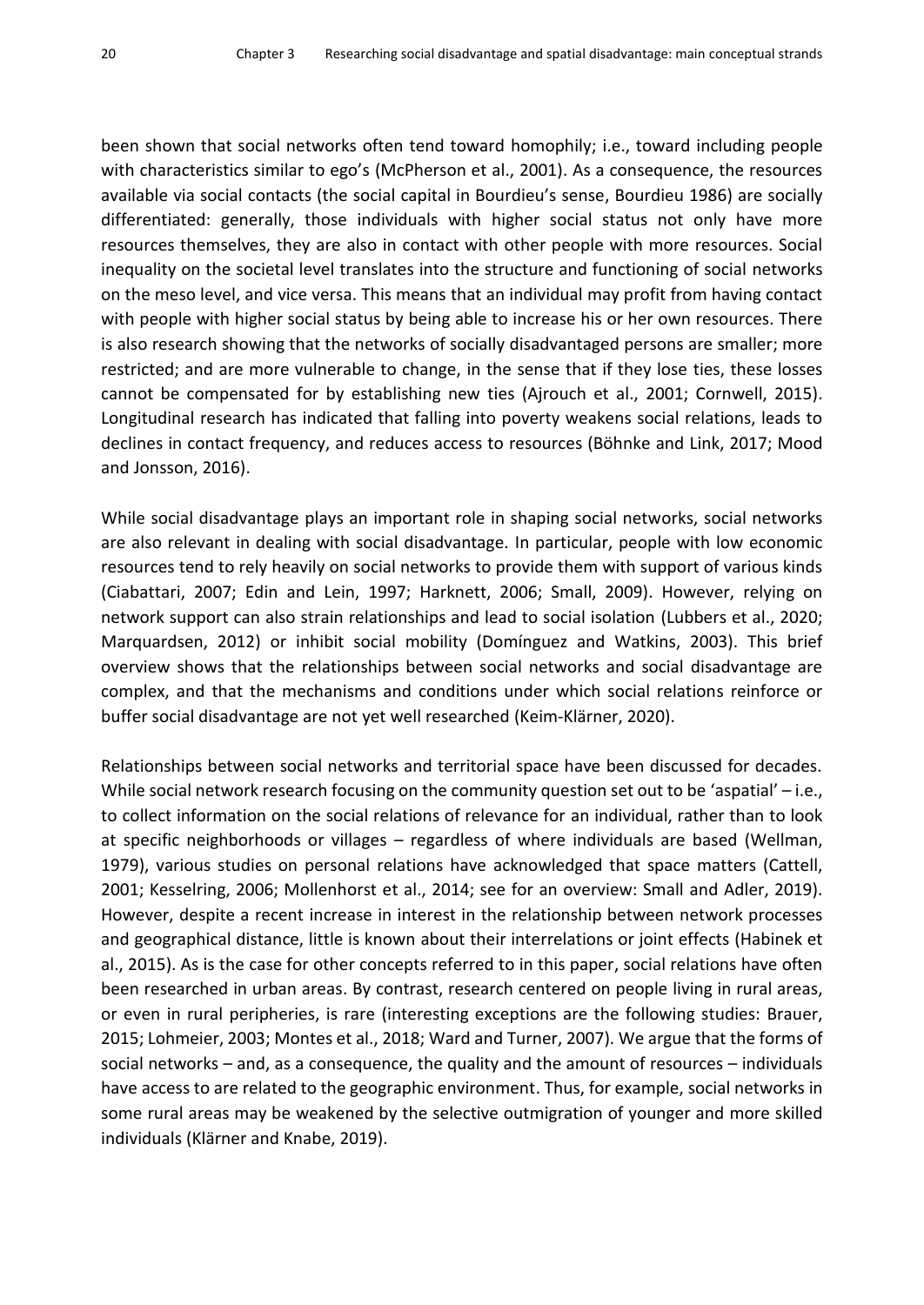been shown that social networks often tend toward homophily; i.e., toward including people with characteristics similar to ego's (McPherson et al., 2001). As a consequence, the resources available via social contacts (the social capital in Bourdieu's sense, Bourdieu 1986) are socially differentiated: generally, those individuals with higher social status not only have more resources themselves, they are also in contact with other people with more resources. Social inequality on the societal level translates into the structure and functioning of social networks on the meso level, and vice versa. This means that an individual may profit from having contact with people with higher social status by being able to increase his or her own resources. There is also research showing that the networks of socially disadvantaged persons are smaller; more restricted; and are more vulnerable to change, in the sense that if they lose ties, these losses cannot be compensated for by establishing new ties (Ajrouch et al., 2001; Cornwell, 2015). Longitudinal research has indicated that falling into poverty weakens social relations, leads to declines in contact frequency, and reduces access to resources (Böhnke and Link, 2017; Mood and Jonsson, 2016).

While social disadvantage plays an important role in shaping social networks, social networks are also relevant in dealing with social disadvantage. In particular, people with low economic resources tend to rely heavily on social networks to provide them with support of various kinds (Ciabattari, 2007; Edin and Lein, 1997; Harknett, 2006; Small, 2009). However, relying on network support can also strain relationships and lead to social isolation (Lubbers et al., 2020; Marquardsen, 2012) or inhibit social mobility (Domínguez and Watkins, 2003). This brief overview shows that the relationships between social networks and social disadvantage are complex, and that the mechanisms and conditions under which social relations reinforce or buffer social disadvantage are not yet well researched (Keim-Klärner, 2020).

Relationships between social networks and territorial space have been discussed for decades. While social network research focusing on the community question set out to be 'aspatial' – i.e., to collect information on the social relations of relevance for an individual, rather than to look at specific neighborhoods or villages – regardless of where individuals are based (Wellman, 1979), various studies on personal relations have acknowledged that space matters (Cattell, 2001; Kesselring, 2006; Mollenhorst et al., 2014; see for an overview: Small and Adler, 2019). However, despite a recent increase in interest in the relationship between network processes and geographical distance, little is known about their interrelations or joint effects (Habinek et al., 2015). As is the case for other concepts referred to in this paper, social relations have often been researched in urban areas. By contrast, research centered on people living in rural areas, or even in rural peripheries, is rare (interesting exceptions are the following studies: Brauer, 2015; Lohmeier, 2003; Montes et al., 2018; Ward and Turner, 2007). We argue that the forms of social networks – and, as a consequence, the quality and the amount of resources – individuals have access to are related to the geographic environment. Thus, for example, social networks in some rural areas may be weakened by the selective outmigration of younger and more skilled individuals (Klärner and Knabe, 2019).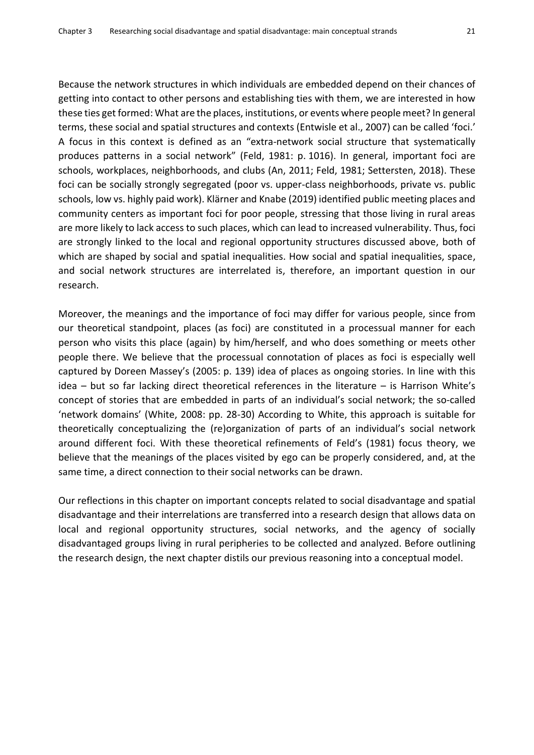Because the network structures in which individuals are embedded depend on their chances of getting into contact to other persons and establishing ties with them, we are interested in how these ties get formed: What are the places, institutions, or events where people meet? In general terms, these social and spatial structures and contexts (Entwisle et al., 2007) can be called 'foci.' A focus in this context is defined as an "extra-network social structure that systematically produces patterns in a social network" (Feld, 1981: p. 1016). In general, important foci are schools, workplaces, neighborhoods, and clubs (An, 2011; Feld, 1981; Settersten, 2018). These foci can be socially strongly segregated (poor vs. upper-class neighborhoods, private vs. public schools, low vs. highly paid work). Klärner and Knabe (2019) identified public meeting places and community centers as important foci for poor people, stressing that those living in rural areas are more likely to lack access to such places, which can lead to increased vulnerability. Thus, foci are strongly linked to the local and regional opportunity structures discussed above, both of which are shaped by social and spatial inequalities. How social and spatial inequalities, space, and social network structures are interrelated is, therefore, an important question in our research.

Moreover, the meanings and the importance of foci may differ for various people, since from our theoretical standpoint, places (as foci) are constituted in a processual manner for each person who visits this place (again) by him/herself, and who does something or meets other people there. We believe that the processual connotation of places as foci is especially well captured by Doreen Massey's (2005: p. 139) idea of places as ongoing stories. In line with this idea – but so far lacking direct theoretical references in the literature – is Harrison White's concept of stories that are embedded in parts of an individual's social network; the so-called 'network domains' (White, 2008: pp. 28-30) According to White, this approach is suitable for theoretically conceptualizing the (re)organization of parts of an individual's social network around different foci. With these theoretical refinements of Feld's (1981) focus theory, we believe that the meanings of the places visited by ego can be properly considered, and, at the same time, a direct connection to their social networks can be drawn.

Our reflections in this chapter on important concepts related to social disadvantage and spatial disadvantage and their interrelations are transferred into a research design that allows data on local and regional opportunity structures, social networks, and the agency of socially disadvantaged groups living in rural peripheries to be collected and analyzed. Before outlining the research design, the next chapter distils our previous reasoning into a conceptual model.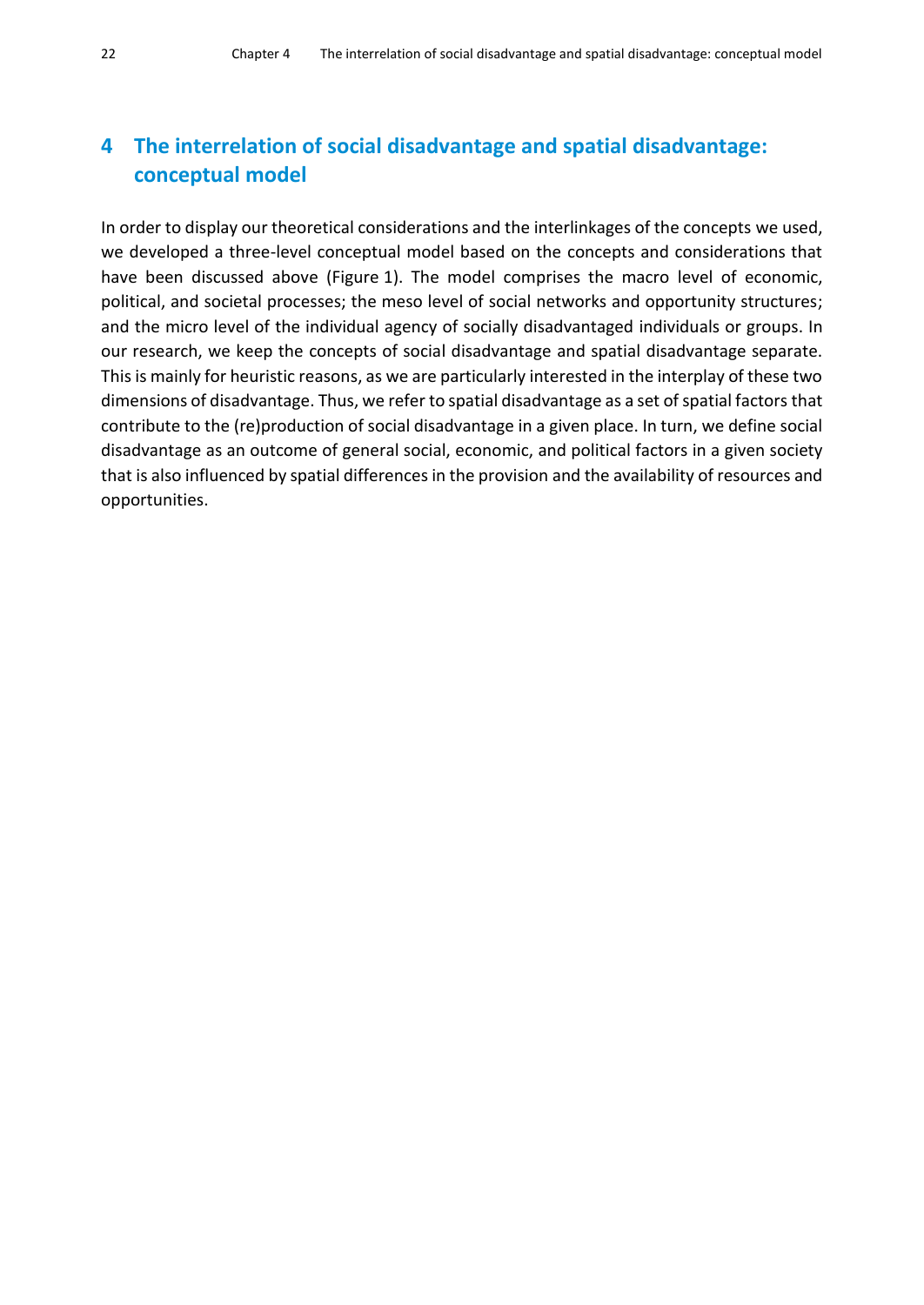# 4 The interrelation of social disadvantage and spatial disadvantage: conceptual model

In order to display our theoretical considerations and the interlinkages of the concepts we used, we developed a three-level conceptual model based on the concepts and considerations that have been discussed above (Figure 1). The model comprises the macro level of economic, political, and societal processes; the meso level of social networks and opportunity structures; and the micro level of the individual agency of socially disadvantaged individuals or groups. In our research, we keep the concepts of social disadvantage and spatial disadvantage separate. This is mainly for heuristic reasons, as we are particularly interested in the interplay of these two dimensions of disadvantage. Thus, we refer to spatial disadvantage as a set of spatial factors that contribute to the (re)production of social disadvantage in a given place. In turn, we define social disadvantage as an outcome of general social, economic, and political factors in a given society that is also influenced by spatial differences in the provision and the availability of resources and opportunities.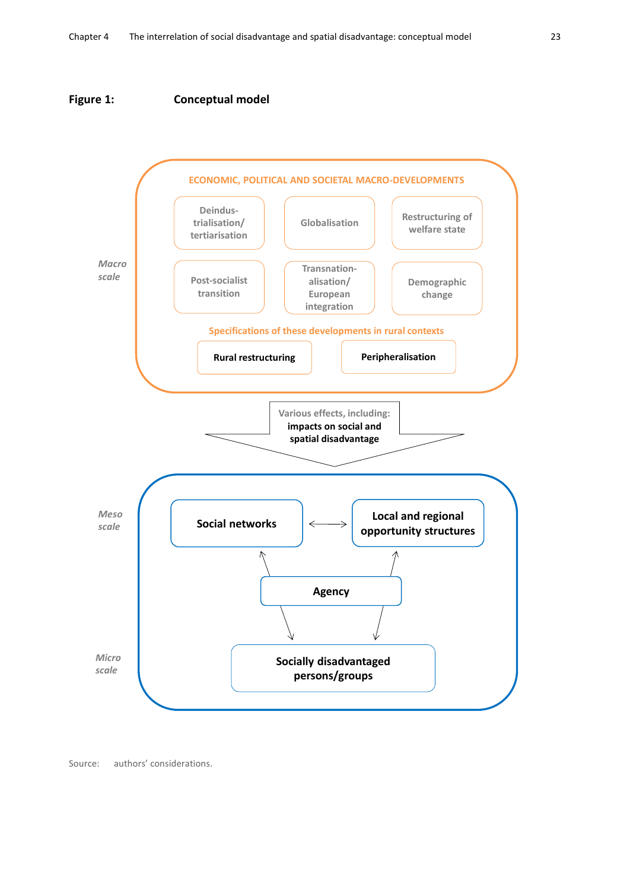**Figure 1: Conceptual model**

*Macro scale*

ECONOMIC, POLITICAL AND SOCIETAL MACRO-DEVELOPMENTS

- Deindustrialisation/ tertiarisation
- Globalisation
- Restructuring of welfare state
- Post-socialist transition
- Transnationalisation/ European integration
- Demographic change

Specifications of these developments in rural contexts

- **Rural restructuring**
- **Peripheralisation**

Various effects, including: **impacts on social and spatial disadvantage**

*Meso scale*

- **Social networks** ↔ **Local and regional opportunity structures**
- **Agency**

*Micro scale*

- **Socially disadvantaged persons/groups**

Source: authors' considerations.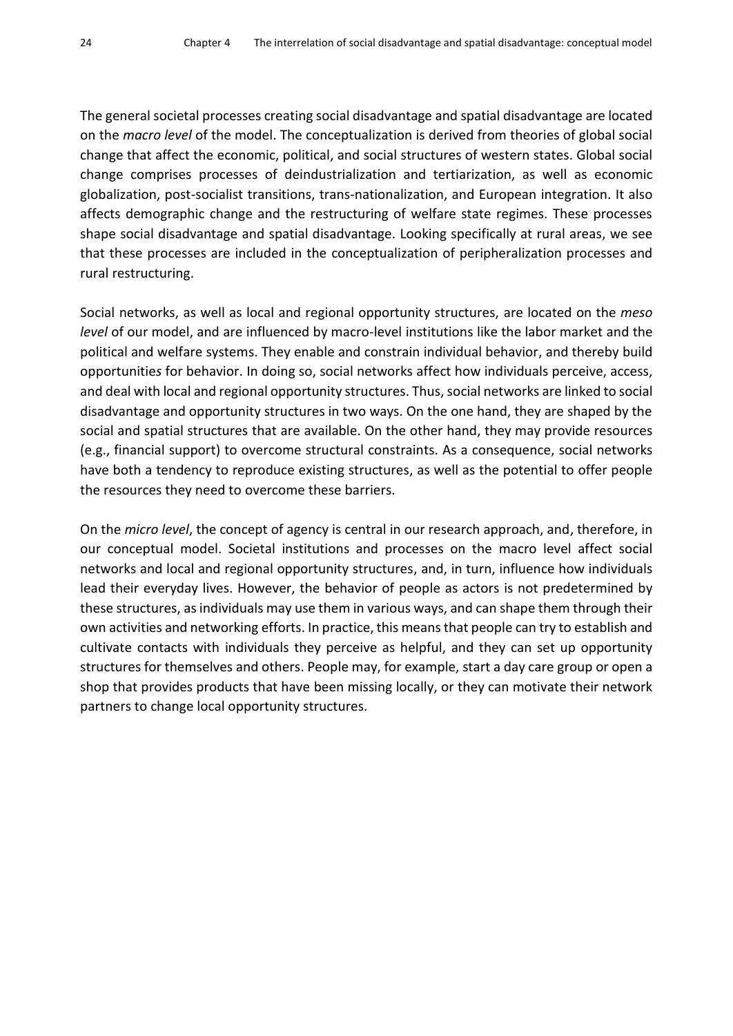The general societal processes creating social disadvantage and spatial disadvantage are located on the *macro level* of the model. The conceptualization is derived from theories of global social change that affect the economic, political, and social structures of western states. Global social change comprises processes of deindustrialization and tertiarization, as well as economic globalization, post-socialist transitions, trans-nationalization, and European integration. It also affects demographic change and the restructuring of welfare state regimes. These processes shape social disadvantage and spatial disadvantage. Looking specifically at rural areas, we see that these processes are included in the conceptualization of peripheralization processes and rural restructuring.

Social networks, as well as local and regional opportunity structures, are located on the *meso level* of our model, and are influenced by macro-level institutions like the labor market and the political and welfare systems. They enable and constrain individual behavior, and thereby build opportunities for behavior. In doing so, social networks affect how individuals perceive, access, and deal with local and regional opportunity structures. Thus, social networks are linked to social disadvantage and opportunity structures in two ways. On the one hand, they are shaped by the social and spatial structures that are available. On the other hand, they may provide resources (e.g., financial support) to overcome structural constraints. As a consequence, social networks have both a tendency to reproduce existing structures, as well as the potential to offer people the resources they need to overcome these barriers.

On the *micro level*, the concept of agency is central in our research approach, and, therefore, in our conceptual model. Societal institutions and processes on the macro level affect social networks and local and regional opportunity structures, and, in turn, influence how individuals lead their everyday lives. However, the behavior of people as actors is not predetermined by these structures, as individuals may use them in various ways, and can shape them through their own activities and networking efforts. In practice, this means that people can try to establish and cultivate contacts with individuals they perceive as helpful, and they can set up opportunity structures for themselves and others. People may, for example, start a day care group or open a shop that provides products that have been missing locally, or they can motivate their network partners to change local opportunity structures.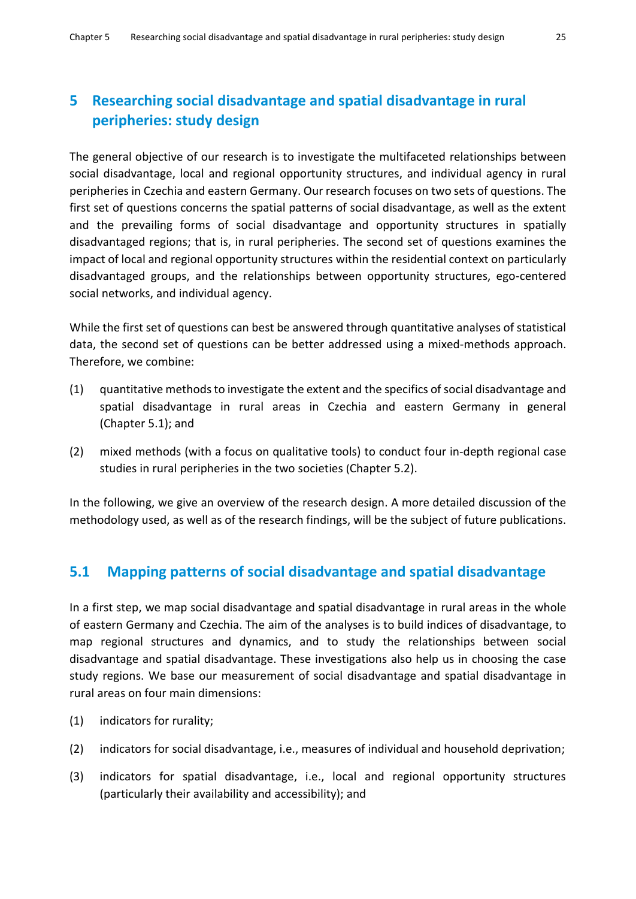# 5 Researching social disadvantage and spatial disadvantage in rural peripheries: study design

The general objective of our research is to investigate the multifaceted relationships between social disadvantage, local and regional opportunity structures, and individual agency in rural peripheries in Czechia and eastern Germany. Our research focuses on two sets of questions. The first set of questions concerns the spatial patterns of social disadvantage, as well as the extent and the prevailing forms of social disadvantage and opportunity structures in spatially disadvantaged regions; that is, in rural peripheries. The second set of questions examines the impact of local and regional opportunity structures within the residential context on particularly disadvantaged groups, and the relationships between opportunity structures, ego-centered social networks, and individual agency.

While the first set of questions can best be answered through quantitative analyses of statistical data, the second set of questions can be better addressed using a mixed-methods approach. Therefore, we combine:

(1) quantitative methods to investigate the extent and the specifics of social disadvantage and spatial disadvantage in rural areas in Czechia and eastern Germany in general (Chapter 5.1); and

(2) mixed methods (with a focus on qualitative tools) to conduct four in-depth regional case studies in rural peripheries in the two societies (Chapter 5.2).

In the following, we give an overview of the research design. A more detailed discussion of the methodology used, as well as of the research findings, will be the subject of future publications.

## 5.1 Mapping patterns of social disadvantage and spatial disadvantage

In a first step, we map social disadvantage and spatial disadvantage in rural areas in the whole of eastern Germany and Czechia. The aim of the analyses is to build indices of disadvantage, to map regional structures and dynamics, and to study the relationships between social disadvantage and spatial disadvantage. These investigations also help us in choosing the case study regions. We base our measurement of social disadvantage and spatial disadvantage in rural areas on four main dimensions:

(1) indicators for rurality;

(2) indicators for social disadvantage, i.e., measures of individual and household deprivation;

(3) indicators for spatial disadvantage, i.e., local and regional opportunity structures (particularly their availability and accessibility); and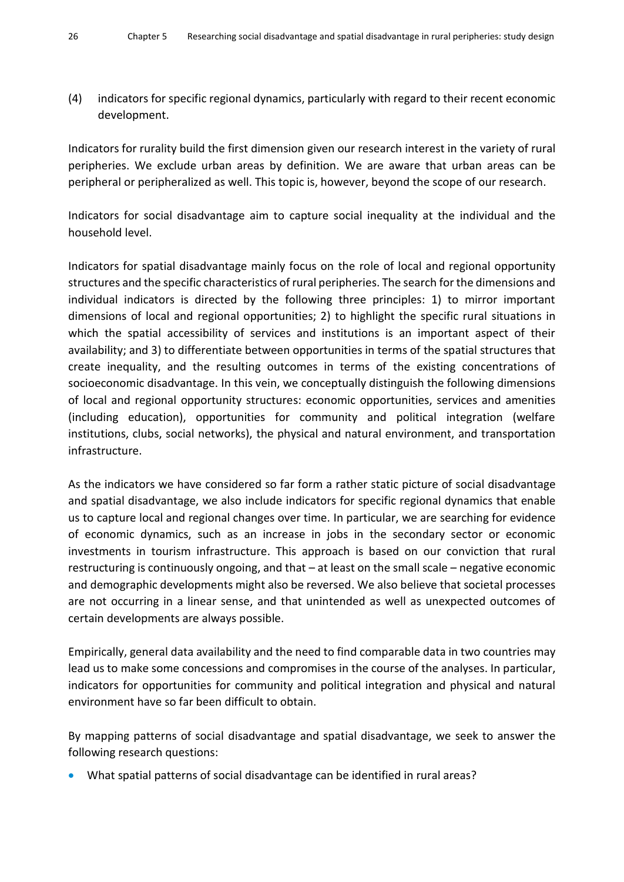(4) indicators for specific regional dynamics, particularly with regard to their recent economic development.

Indicators for rurality build the first dimension given our research interest in the variety of rural peripheries. We exclude urban areas by definition. We are aware that urban areas can be peripheral or peripheralized as well. This topic is, however, beyond the scope of our research.

Indicators for social disadvantage aim to capture social inequality at the individual and the household level.

Indicators for spatial disadvantage mainly focus on the role of local and regional opportunity structures and the specific characteristics of rural peripheries. The search for the dimensions and individual indicators is directed by the following three principles: 1) to mirror important dimensions of local and regional opportunities; 2) to highlight the specific rural situations in which the spatial accessibility of services and institutions is an important aspect of their availability; and 3) to differentiate between opportunities in terms of the spatial structures that create inequality, and the resulting outcomes in terms of the existing concentrations of socioeconomic disadvantage. In this vein, we conceptually distinguish the following dimensions of local and regional opportunity structures: economic opportunities, services and amenities (including education), opportunities for community and political integration (welfare institutions, clubs, social networks), the physical and natural environment, and transportation infrastructure.

As the indicators we have considered so far form a rather static picture of social disadvantage and spatial disadvantage, we also include indicators for specific regional dynamics that enable us to capture local and regional changes over time. In particular, we are searching for evidence of economic dynamics, such as an increase in jobs in the secondary sector or economic investments in tourism infrastructure. This approach is based on our conviction that rural restructuring is continuously ongoing, and that – at least on the small scale – negative economic and demographic developments might also be reversed. We also believe that societal processes are not occurring in a linear sense, and that unintended as well as unexpected outcomes of certain developments are always possible.

Empirically, general data availability and the need to find comparable data in two countries may lead us to make some concessions and compromises in the course of the analyses. In particular, indicators for opportunities for community and political integration and physical and natural environment have so far been difficult to obtain.

By mapping patterns of social disadvantage and spatial disadvantage, we seek to answer the following research questions:

- What spatial patterns of social disadvantage can be identified in rural areas?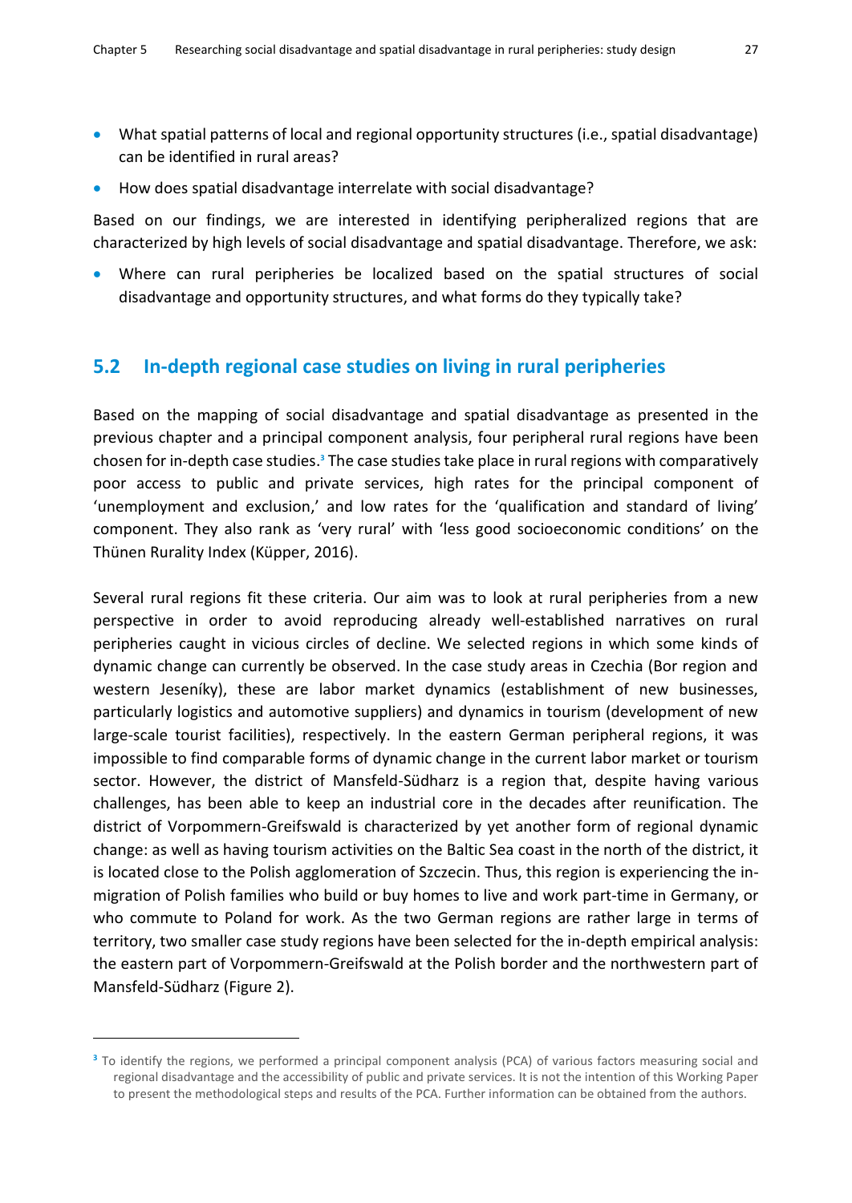- What spatial patterns of local and regional opportunity structures (i.e., spatial disadvantage) can be identified in rural areas?
- How does spatial disadvantage interrelate with social disadvantage?

Based on our findings, we are interested in identifying peripheralized regions that are characterized by high levels of social disadvantage and spatial disadvantage. Therefore, we ask:

- Where can rural peripheries be localized based on the spatial structures of social disadvantage and opportunity structures, and what forms do they typically take?

## 5.2 In-depth regional case studies on living in rural peripheries

Based on the mapping of social disadvantage and spatial disadvantage as presented in the previous chapter and a principal component analysis, four peripheral rural regions have been chosen for in-depth case studies.[3] The case studies take place in rural regions with comparatively poor access to public and private services, high rates for the principal component of 'unemployment and exclusion,' and low rates for the 'qualification and standard of living' component. They also rank as 'very rural' with 'less good socioeconomic conditions' on the Thünen Rurality Index (Küpper, 2016).

Several rural regions fit these criteria. Our aim was to look at rural peripheries from a new perspective in order to avoid reproducing already well-established narratives on rural peripheries caught in vicious circles of decline. We selected regions in which some kinds of dynamic change can currently be observed. In the case study areas in Czechia (Bor region and western Jeseníky), these are labor market dynamics (establishment of new businesses, particularly logistics and automotive suppliers) and dynamics in tourism (development of new large-scale tourist facilities), respectively. In the eastern German peripheral regions, it was impossible to find comparable forms of dynamic change in the current labor market or tourism sector. However, the district of Mansfeld-Südharz is a region that, despite having various challenges, has been able to keep an industrial core in the decades after reunification. The district of Vorpommern-Greifswald is characterized by yet another form of regional dynamic change: as well as having tourism activities on the Baltic Sea coast in the north of the district, it is located close to the Polish agglomeration of Szczecin. Thus, this region is experiencing the in-migration of Polish families who build or buy homes to live and work part-time in Germany, or who commute to Poland for work. As the two German regions are rather large in terms of territory, two smaller case study regions have been selected for the in-depth empirical analysis: the eastern part of Vorpommern-Greifswald at the Polish border and the northwestern part of Mansfeld-Südharz (Figure 2).

---

[3] To identify the regions, we performed a principal component analysis (PCA) of various factors measuring social and regional disadvantage and the accessibility of public and private services. It is not the intention of this Working Paper to present the methodological steps and results of the PCA. Further information can be obtained from the authors.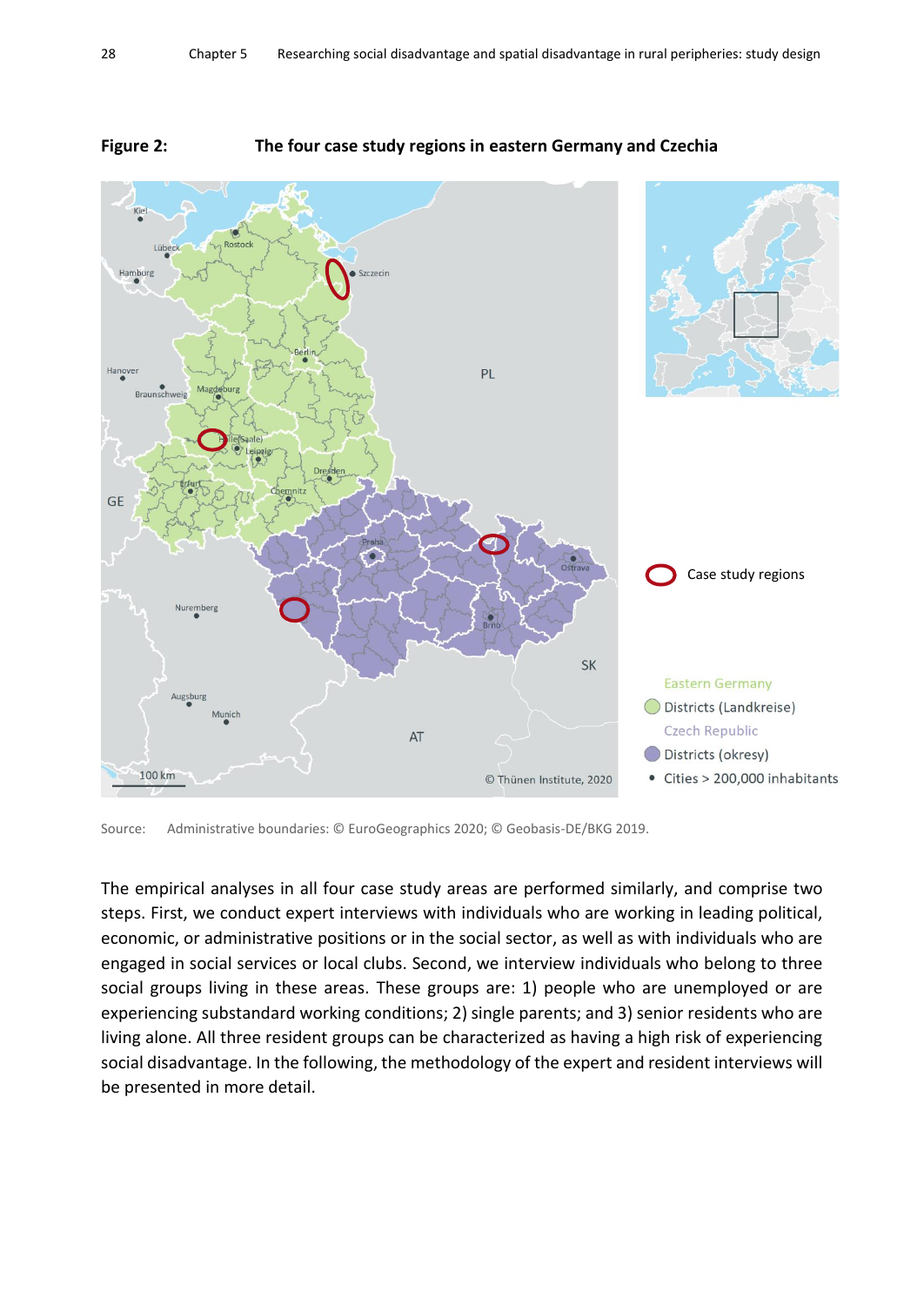**Figure 2: The four case study regions in eastern Germany and Czechia**

Source: Administrative boundaries: © EuroGeographics 2020; © Geobasis-DE/BKG 2019.

The empirical analyses in all four case study areas are performed similarly, and comprise two steps. First, we conduct expert interviews with individuals who are working in leading political, economic, or administrative positions or in the social sector, as well as with individuals who are engaged in social services or local clubs. Second, we interview individuals who belong to three social groups living in these areas. These groups are: 1) people who are unemployed or are experiencing substandard working conditions; 2) single parents; and 3) senior residents who are living alone. All three resident groups can be characterized as having a high risk of experiencing social disadvantage. In the following, the methodology of the expert and resident interviews will be presented in more detail.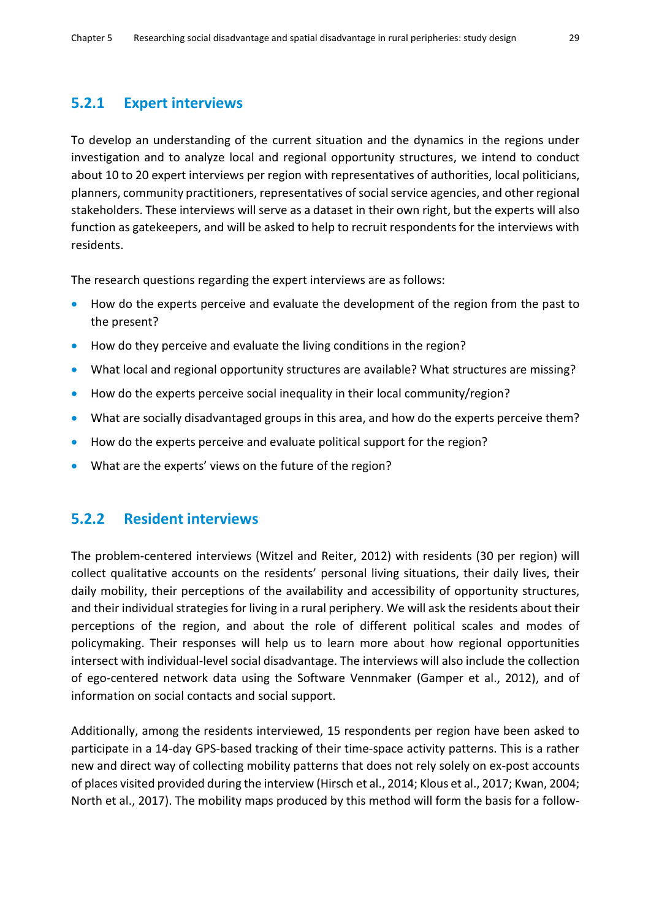### 5.2.1 Expert interviews

To develop an understanding of the current situation and the dynamics in the regions under investigation and to analyze local and regional opportunity structures, we intend to conduct about 10 to 20 expert interviews per region with representatives of authorities, local politicians, planners, community practitioners, representatives of social service agencies, and other regional stakeholders. These interviews will serve as a dataset in their own right, but the experts will also function as gatekeepers, and will be asked to help to recruit respondents for the interviews with residents.

The research questions regarding the expert interviews are as follows:

- How do the experts perceive and evaluate the development of the region from the past to the present?
- How do they perceive and evaluate the living conditions in the region?
- What local and regional opportunity structures are available? What structures are missing?
- How do the experts perceive social inequality in their local community/region?
- What are socially disadvantaged groups in this area, and how do the experts perceive them?
- How do the experts perceive and evaluate political support for the region?
- What are the experts' views on the future of the region?

### 5.2.2 Resident interviews

The problem-centered interviews (Witzel and Reiter, 2012) with residents (30 per region) will collect qualitative accounts on the residents' personal living situations, their daily lives, their daily mobility, their perceptions of the availability and accessibility of opportunity structures, and their individual strategies for living in a rural periphery. We will ask the residents about their perceptions of the region, and about the role of different political scales and modes of policymaking. Their responses will help us to learn more about how regional opportunities intersect with individual-level social disadvantage. The interviews will also include the collection of ego-centered network data using the Software Vennmaker (Gamper et al., 2012), and of information on social contacts and social support.

Additionally, among the residents interviewed, 15 respondents per region have been asked to participate in a 14-day GPS-based tracking of their time-space activity patterns. This is a rather new and direct way of collecting mobility patterns that does not rely solely on ex-post accounts of places visited provided during the interview (Hirsch et al., 2014; Klous et al., 2017; Kwan, 2004; North et al., 2017). The mobility maps produced by this method will form the basis for a follow-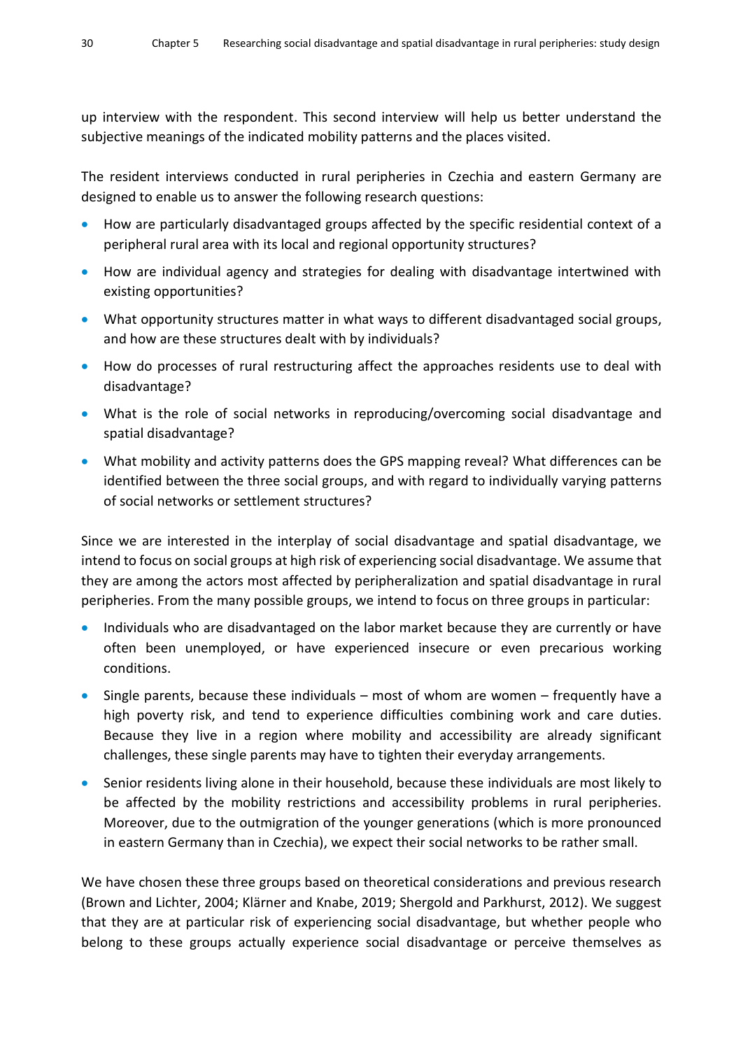up interview with the respondent. This second interview will help us better understand the subjective meanings of the indicated mobility patterns and the places visited.

The resident interviews conducted in rural peripheries in Czechia and eastern Germany are designed to enable us to answer the following research questions:

- How are particularly disadvantaged groups affected by the specific residential context of a peripheral rural area with its local and regional opportunity structures?
- How are individual agency and strategies for dealing with disadvantage intertwined with existing opportunities?
- What opportunity structures matter in what ways to different disadvantaged social groups, and how are these structures dealt with by individuals?
- How do processes of rural restructuring affect the approaches residents use to deal with disadvantage?
- What is the role of social networks in reproducing/overcoming social disadvantage and spatial disadvantage?
- What mobility and activity patterns does the GPS mapping reveal? What differences can be identified between the three social groups, and with regard to individually varying patterns of social networks or settlement structures?

Since we are interested in the interplay of social disadvantage and spatial disadvantage, we intend to focus on social groups at high risk of experiencing social disadvantage. We assume that they are among the actors most affected by peripheralization and spatial disadvantage in rural peripheries. From the many possible groups, we intend to focus on three groups in particular:

- Individuals who are disadvantaged on the labor market because they are currently or have often been unemployed, or have experienced insecure or even precarious working conditions.
- Single parents, because these individuals – most of whom are women – frequently have a high poverty risk, and tend to experience difficulties combining work and care duties. Because they live in a region where mobility and accessibility are already significant challenges, these single parents may have to tighten their everyday arrangements.
- Senior residents living alone in their household, because these individuals are most likely to be affected by the mobility restrictions and accessibility problems in rural peripheries. Moreover, due to the outmigration of the younger generations (which is more pronounced in eastern Germany than in Czechia), we expect their social networks to be rather small.

We have chosen these three groups based on theoretical considerations and previous research (Brown and Lichter, 2004; Klärner and Knabe, 2019; Shergold and Parkhurst, 2012). We suggest that they are at particular risk of experiencing social disadvantage, but whether people who belong to these groups actually experience social disadvantage or perceive themselves as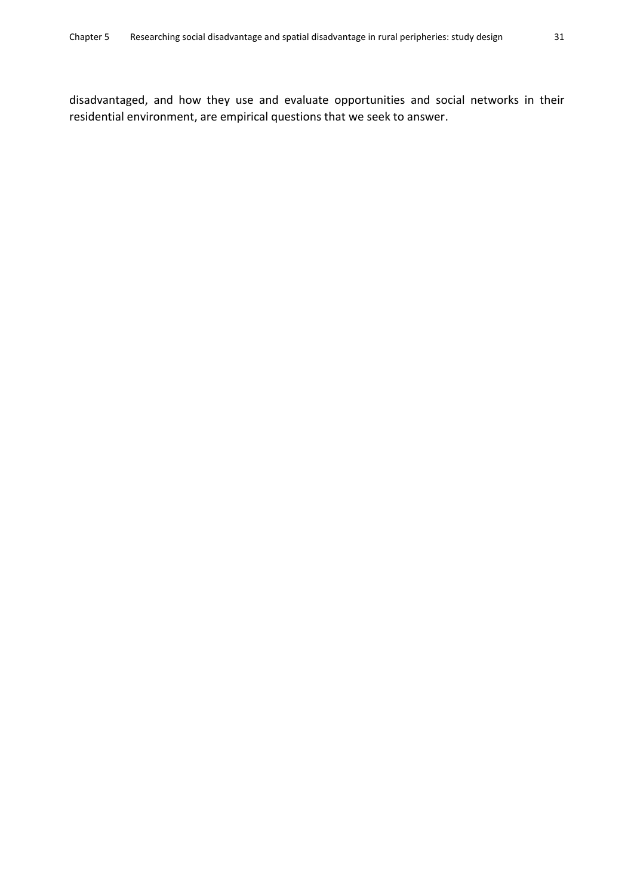disadvantaged, and how they use and evaluate opportunities and social networks in their residential environment, are empirical questions that we seek to answer.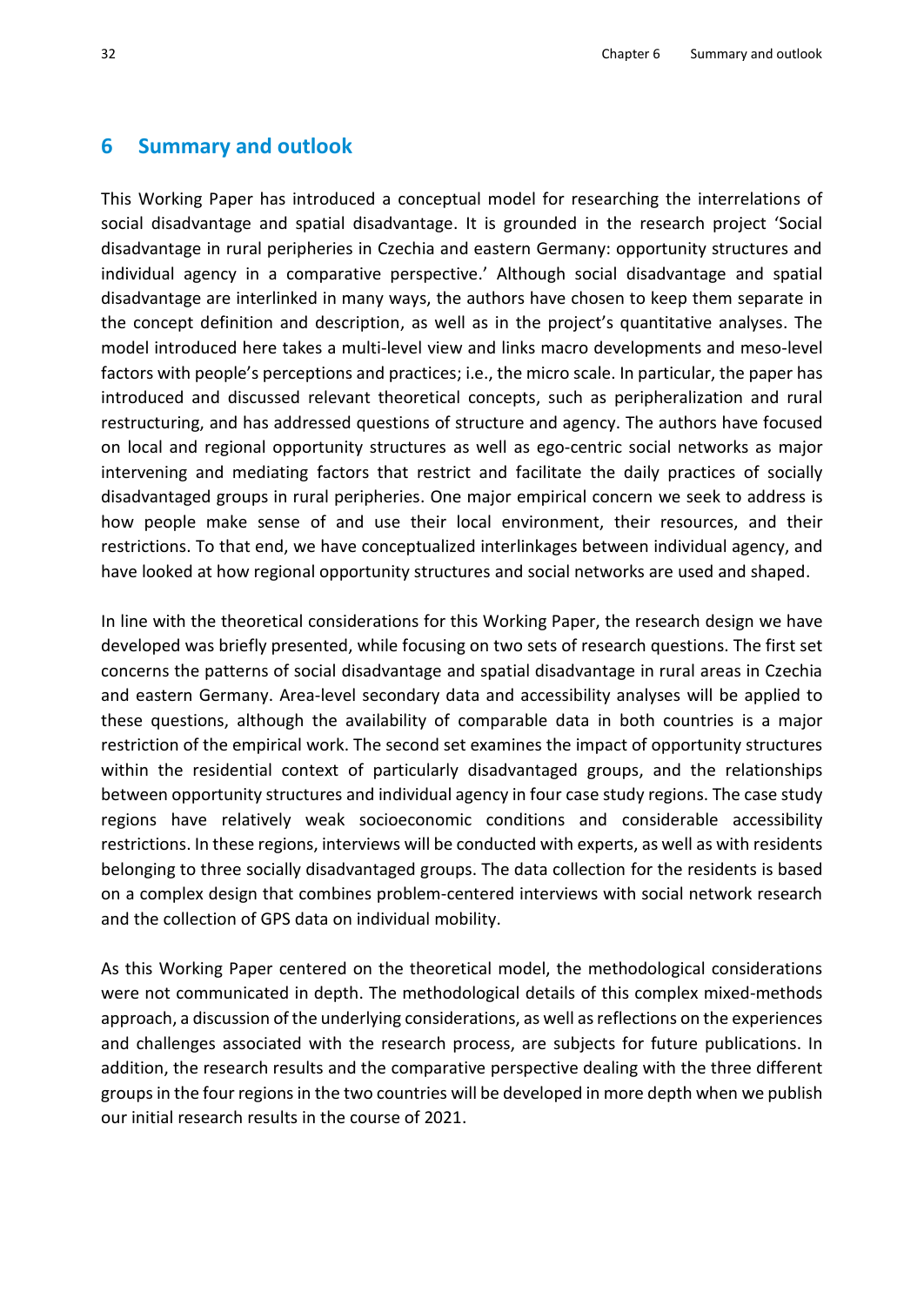## 6 Summary and outlook

This Working Paper has introduced a conceptual model for researching the interrelations of social disadvantage and spatial disadvantage. It is grounded in the research project 'Social disadvantage in rural peripheries in Czechia and eastern Germany: opportunity structures and individual agency in a comparative perspective.' Although social disadvantage and spatial disadvantage are interlinked in many ways, the authors have chosen to keep them separate in the concept definition and description, as well as in the project's quantitative analyses. The model introduced here takes a multi-level view and links macro developments and meso-level factors with people's perceptions and practices; i.e., the micro scale. In particular, the paper has introduced and discussed relevant theoretical concepts, such as peripheralization and rural restructuring, and has addressed questions of structure and agency. The authors have focused on local and regional opportunity structures as well as ego-centric social networks as major intervening and mediating factors that restrict and facilitate the daily practices of socially disadvantaged groups in rural peripheries. One major empirical concern we seek to address is how people make sense of and use their local environment, their resources, and their restrictions. To that end, we have conceptualized interlinkages between individual agency, and have looked at how regional opportunity structures and social networks are used and shaped.

In line with the theoretical considerations for this Working Paper, the research design we have developed was briefly presented, while focusing on two sets of research questions. The first set concerns the patterns of social disadvantage and spatial disadvantage in rural areas in Czechia and eastern Germany. Area-level secondary data and accessibility analyses will be applied to these questions, although the availability of comparable data in both countries is a major restriction of the empirical work. The second set examines the impact of opportunity structures within the residential context of particularly disadvantaged groups, and the relationships between opportunity structures and individual agency in four case study regions. The case study regions have relatively weak socioeconomic conditions and considerable accessibility restrictions. In these regions, interviews will be conducted with experts, as well as with residents belonging to three socially disadvantaged groups. The data collection for the residents is based on a complex design that combines problem-centered interviews with social network research and the collection of GPS data on individual mobility.

As this Working Paper centered on the theoretical model, the methodological considerations were not communicated in depth. The methodological details of this complex mixed-methods approach, a discussion of the underlying considerations, as well as reflections on the experiences and challenges associated with the research process, are subjects for future publications. In addition, the research results and the comparative perspective dealing with the three different groups in the four regions in the two countries will be developed in more depth when we publish our initial research results in the course of 2021.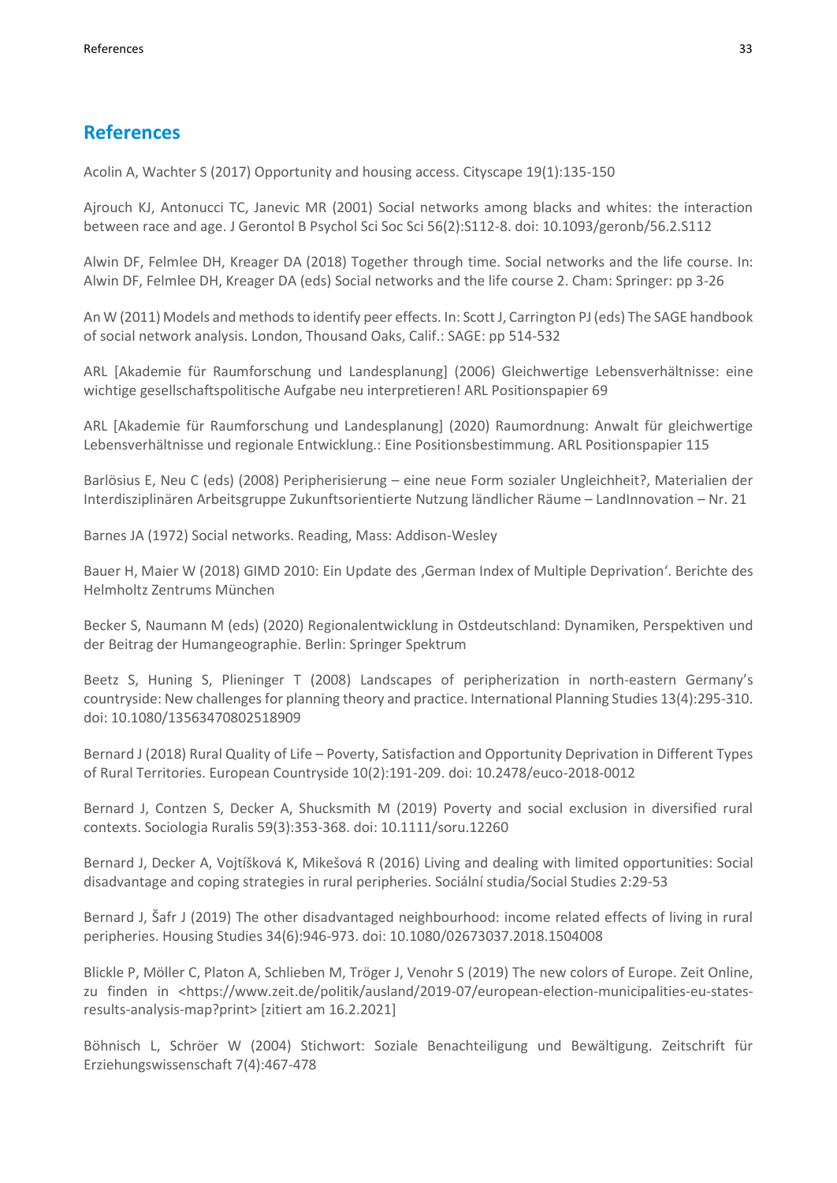## References

Acolin A, Wachter S (2017) Opportunity and housing access. Cityscape 19(1):135-150

Ajrouch KJ, Antonucci TC, Janevic MR (2001) Social networks among blacks and whites: the interaction between race and age. J Gerontol B Psychol Sci Soc Sci 56(2):S112-8. doi: 10.1093/geronb/56.2.S112

Alwin DF, Felmlee DH, Kreager DA (2018) Together through time. Social networks and the life course. In: Alwin DF, Felmlee DH, Kreager DA (eds) Social networks and the life course 2. Cham: Springer: pp 3-26

An W (2011) Models and methods to identify peer effects. In: Scott J, Carrington PJ (eds) The SAGE handbook of social network analysis. London, Thousand Oaks, Calif.: SAGE: pp 514-532

ARL [Akademie für Raumforschung und Landesplanung] (2006) Gleichwertige Lebensverhältnisse: eine wichtige gesellschaftspolitische Aufgabe neu interpretieren! ARL Positionspapier 69

ARL [Akademie für Raumforschung und Landesplanung] (2020) Raumordnung: Anwalt für gleichwertige Lebensverhältnisse und regionale Entwicklung.: Eine Positionsbestimmung. ARL Positionspapier 115

Barlösius E, Neu C (eds) (2008) Peripherisierung – eine neue Form sozialer Ungleichheit?, Materialien der Interdisziplinären Arbeitsgruppe Zukunftsorientierte Nutzung ländlicher Räume – LandInnovation – Nr. 21

Barnes JA (1972) Social networks. Reading, Mass: Addison-Wesley

Bauer H, Maier W (2018) GIMD 2010: Ein Update des ‚German Index of Multiple Deprivation'. Berichte des Helmholtz Zentrums München

Becker S, Naumann M (eds) (2020) Regionalentwicklung in Ostdeutschland: Dynamiken, Perspektiven und der Beitrag der Humangeographie. Berlin: Springer Spektrum

Beetz S, Huning S, Plieninger T (2008) Landscapes of peripherization in north-eastern Germany's countryside: New challenges for planning theory and practice. International Planning Studies 13(4):295-310. doi: 10.1080/13563470802518909

Bernard J (2018) Rural Quality of Life – Poverty, Satisfaction and Opportunity Deprivation in Different Types of Rural Territories. European Countryside 10(2):191-209. doi: 10.2478/euco-2018-0012

Bernard J, Contzen S, Decker A, Shucksmith M (2019) Poverty and social exclusion in diversified rural contexts. Sociologia Ruralis 59(3):353-368. doi: 10.1111/soru.12260

Bernard J, Decker A, Vojtíšková K, Mikešová R (2016) Living and dealing with limited opportunities: Social disadvantage and coping strategies in rural peripheries. Sociální studia/Social Studies 2:29-53

Bernard J, Šafr J (2019) The other disadvantaged neighbourhood: income related effects of living in rural peripheries. Housing Studies 34(6):946-973. doi: 10.1080/02673037.2018.1504008

Blickle P, Möller C, Platon A, Schlieben M, Tröger J, Venohr S (2019) The new colors of Europe. Zeit Online, zu finden in <https://www.zeit.de/politik/ausland/2019-07/european-election-municipalities-eu-states-results-analysis-map?print> [zitiert am 16.2.2021]

Böhnisch L, Schröer W (2004) Stichwort: Soziale Benachteiligung und Bewältigung. Zeitschrift für Erziehungswissenschaft 7(4):467-478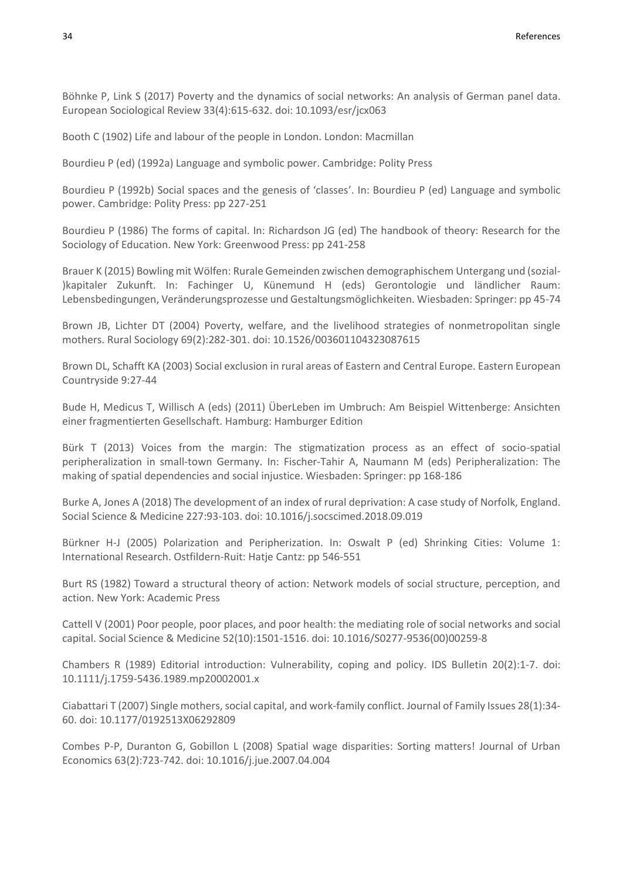Böhnke P, Link S (2017) Poverty and the dynamics of social networks: An analysis of German panel data. European Sociological Review 33(4):615-632. doi: 10.1093/esr/jcx063

Booth C (1902) Life and labour of the people in London. London: Macmillan

Bourdieu P (ed) (1992a) Language and symbolic power. Cambridge: Polity Press

Bourdieu P (1992b) Social spaces and the genesis of 'classes'. In: Bourdieu P (ed) Language and symbolic power. Cambridge: Polity Press: pp 227-251

Bourdieu P (1986) The forms of capital. In: Richardson JG (ed) The handbook of theory: Research for the Sociology of Education. New York: Greenwood Press: pp 241-258

Brauer K (2015) Bowling mit Wölfen: Rurale Gemeinden zwischen demographischem Untergang und (sozial-)kapitaler Zukunft. In: Fachinger U, Künemund H (eds) Gerontologie und ländlicher Raum: Lebensbedingungen, Veränderungsprozesse und Gestaltungsmöglichkeiten. Wiesbaden: Springer: pp 45-74

Brown JB, Lichter DT (2004) Poverty, welfare, and the livelihood strategies of nonmetropolitan single mothers. Rural Sociology 69(2):282-301. doi: 10.1526/003601104323087615

Brown DL, Schafft KA (2003) Social exclusion in rural areas of Eastern and Central Europe. Eastern European Countryside 9:27-44

Bude H, Medicus T, Willisch A (eds) (2011) ÜberLeben im Umbruch: Am Beispiel Wittenberge: Ansichten einer fragmentierten Gesellschaft. Hamburg: Hamburger Edition

Bürk T (2013) Voices from the margin: The stigmatization process as an effect of socio-spatial peripheralization in small-town Germany. In: Fischer-Tahir A, Naumann M (eds) Peripheralization: The making of spatial dependencies and social injustice. Wiesbaden: Springer: pp 168-186

Burke A, Jones A (2018) The development of an index of rural deprivation: A case study of Norfolk, England. Social Science & Medicine 227:93-103. doi: 10.1016/j.socscimed.2018.09.019

Bürkner H-J (2005) Polarization and Peripherization. In: Oswalt P (ed) Shrinking Cities: Volume 1: International Research. Ostfildern-Ruit: Hatje Cantz: pp 546-551

Burt RS (1982) Toward a structural theory of action: Network models of social structure, perception, and action. New York: Academic Press

Cattell V (2001) Poor people, poor places, and poor health: the mediating role of social networks and social capital. Social Science & Medicine 52(10):1501-1516. doi: 10.1016/S0277-9536(00)00259-8

Chambers R (1989) Editorial introduction: Vulnerability, coping and policy. IDS Bulletin 20(2):1-7. doi: 10.1111/j.1759-5436.1989.mp20002001.x

Ciabattari T (2007) Single mothers, social capital, and work-family conflict. Journal of Family Issues 28(1):34-60. doi: 10.1177/0192513X06292809

Combes P-P, Duranton G, Gobillon L (2008) Spatial wage disparities: Sorting matters! Journal of Urban Economics 63(2):723-742. doi: 10.1016/j.jue.2007.04.004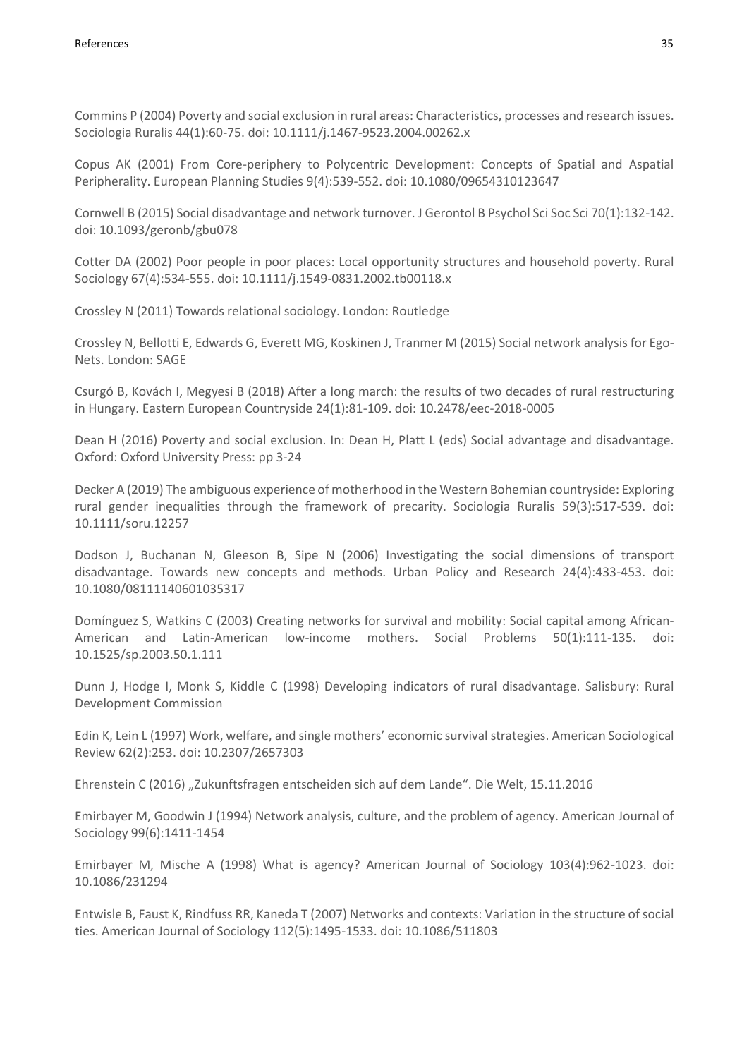Commins P (2004) Poverty and social exclusion in rural areas: Characteristics, processes and research issues. Sociologia Ruralis 44(1):60-75. doi: 10.1111/j.1467-9523.2004.00262.x

Copus AK (2001) From Core-periphery to Polycentric Development: Concepts of Spatial and Aspatial Peripherality. European Planning Studies 9(4):539-552. doi: 10.1080/09654310123647

Cornwell B (2015) Social disadvantage and network turnover. J Gerontol B Psychol Sci Soc Sci 70(1):132-142. doi: 10.1093/geronb/gbu078

Cotter DA (2002) Poor people in poor places: Local opportunity structures and household poverty. Rural Sociology 67(4):534-555. doi: 10.1111/j.1549-0831.2002.tb00118.x

Crossley N (2011) Towards relational sociology. London: Routledge

Crossley N, Bellotti E, Edwards G, Everett MG, Koskinen J, Tranmer M (2015) Social network analysis for Ego-Nets. London: SAGE

Csurgó B, Kovách I, Megyesi B (2018) After a long march: the results of two decades of rural restructuring in Hungary. Eastern European Countryside 24(1):81-109. doi: 10.2478/eec-2018-0005

Dean H (2016) Poverty and social exclusion. In: Dean H, Platt L (eds) Social advantage and disadvantage. Oxford: Oxford University Press: pp 3-24

Decker A (2019) The ambiguous experience of motherhood in the Western Bohemian countryside: Exploring rural gender inequalities through the framework of precarity. Sociologia Ruralis 59(3):517-539. doi: 10.1111/soru.12257

Dodson J, Buchanan N, Gleeson B, Sipe N (2006) Investigating the social dimensions of transport disadvantage. Towards new concepts and methods. Urban Policy and Research 24(4):433-453. doi: 10.1080/08111140601035317

Domínguez S, Watkins C (2003) Creating networks for survival and mobility: Social capital among African-American and Latin-American low-income mothers. Social Problems 50(1):111-135. doi: 10.1525/sp.2003.50.1.111

Dunn J, Hodge I, Monk S, Kiddle C (1998) Developing indicators of rural disadvantage. Salisbury: Rural Development Commission

Edin K, Lein L (1997) Work, welfare, and single mothers' economic survival strategies. American Sociological Review 62(2):253. doi: 10.2307/2657303

Ehrenstein C (2016) „Zukunftsfragen entscheiden sich auf dem Lande". Die Welt, 15.11.2016

Emirbayer M, Goodwin J (1994) Network analysis, culture, and the problem of agency. American Journal of Sociology 99(6):1411-1454

Emirbayer M, Mische A (1998) What is agency? American Journal of Sociology 103(4):962-1023. doi: 10.1086/231294

Entwisle B, Faust K, Rindfuss RR, Kaneda T (2007) Networks and contexts: Variation in the structure of social ties. American Journal of Sociology 112(5):1495-1533. doi: 10.1086/511803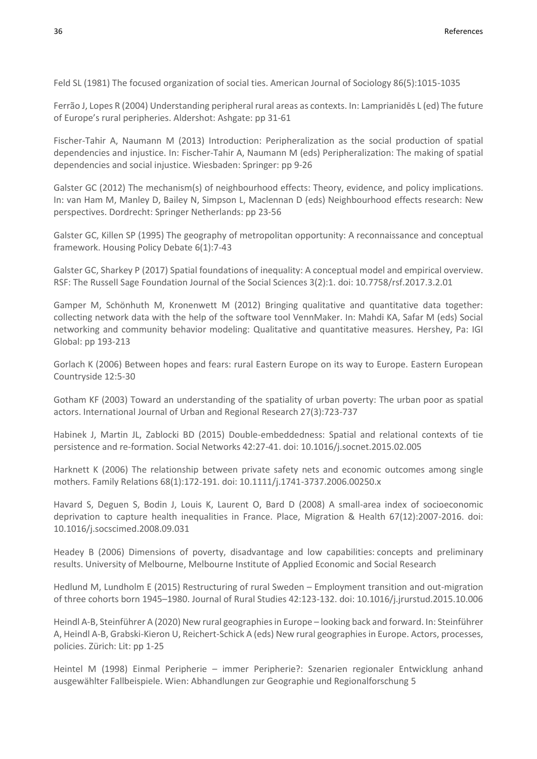Feld SL (1981) The focused organization of social ties. American Journal of Sociology 86(5):1015-1035

Ferrão J, Lopes R (2004) Understanding peripheral rural areas as contexts. In: Lamprianidēs L (ed) The future of Europe's rural peripheries. Aldershot: Ashgate: pp 31-61

Fischer-Tahir A, Naumann M (2013) Introduction: Peripheralization as the social production of spatial dependencies and injustice. In: Fischer-Tahir A, Naumann M (eds) Peripheralization: The making of spatial dependencies and social injustice. Wiesbaden: Springer: pp 9-26

Galster GC (2012) The mechanism(s) of neighbourhood effects: Theory, evidence, and policy implications. In: van Ham M, Manley D, Bailey N, Simpson L, Maclennan D (eds) Neighbourhood effects research: New perspectives. Dordrecht: Springer Netherlands: pp 23-56

Galster GC, Killen SP (1995) The geography of metropolitan opportunity: A reconnaissance and conceptual framework. Housing Policy Debate 6(1):7-43

Galster GC, Sharkey P (2017) Spatial foundations of inequality: A conceptual model and empirical overview. RSF: The Russell Sage Foundation Journal of the Social Sciences 3(2):1. doi: 10.7758/rsf.2017.3.2.01

Gamper M, Schönhuth M, Kronenwett M (2012) Bringing qualitative and quantitative data together: collecting network data with the help of the software tool VennMaker. In: Mahdi KA, Safar M (eds) Social networking and community behavior modeling: Qualitative and quantitative measures. Hershey, Pa: IGI Global: pp 193-213

Gorlach K (2006) Between hopes and fears: rural Eastern Europe on its way to Europe. Eastern European Countryside 12:5-30

Gotham KF (2003) Toward an understanding of the spatiality of urban poverty: The urban poor as spatial actors. International Journal of Urban and Regional Research 27(3):723-737

Habinek J, Martin JL, Zablocki BD (2015) Double-embeddedness: Spatial and relational contexts of tie persistence and re-formation. Social Networks 42:27-41. doi: 10.1016/j.socnet.2015.02.005

Harknett K (2006) The relationship between private safety nets and economic outcomes among single mothers. Family Relations 68(1):172-191. doi: 10.1111/j.1741-3737.2006.00250.x

Havard S, Deguen S, Bodin J, Louis K, Laurent O, Bard D (2008) A small-area index of socioeconomic deprivation to capture health inequalities in France. Place, Migration & Health 67(12):2007-2016. doi: 10.1016/j.socscimed.2008.09.031

Headey B (2006) Dimensions of poverty, disadvantage and low capabilities: concepts and preliminary results. University of Melbourne, Melbourne Institute of Applied Economic and Social Research

Hedlund M, Lundholm E (2015) Restructuring of rural Sweden – Employment transition and out-migration of three cohorts born 1945–1980. Journal of Rural Studies 42:123-132. doi: 10.1016/j.jrurstud.2015.10.006

Heindl A-B, Steinführer A (2020) New rural geographies in Europe – looking back and forward. In: Steinführer A, Heindl A-B, Grabski-Kieron U, Reichert-Schick A (eds) New rural geographies in Europe. Actors, processes, policies. Zürich: Lit: pp 1-25

Heintel M (1998) Einmal Peripherie – immer Peripherie?: Szenarien regionaler Entwicklung anhand ausgewählter Fallbeispiele. Wien: Abhandlungen zur Geographie und Regionalforschung 5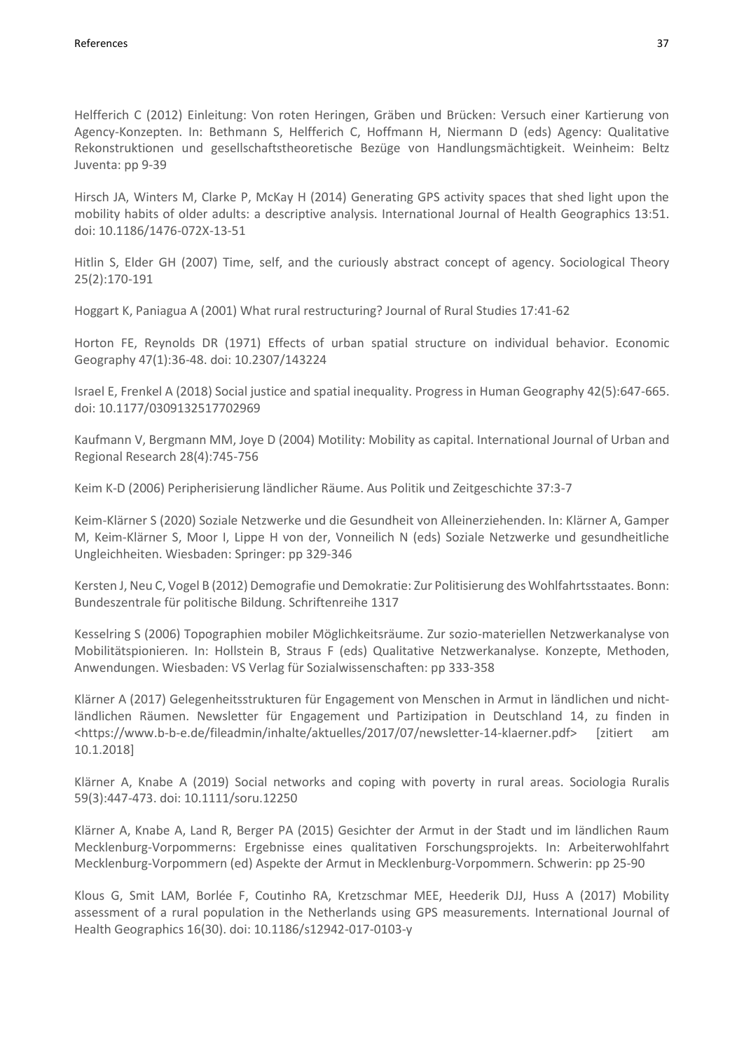Helfferich C (2012) Einleitung: Von roten Heringen, Gräben und Brücken: Versuch einer Kartierung von Agency-Konzepten. In: Bethmann S, Helfferich C, Hoffmann H, Niermann D (eds) Agency: Qualitative Rekonstruktionen und gesellschaftstheoretische Bezüge von Handlungsmächtigkeit. Weinheim: Beltz Juventa: pp 9-39

Hirsch JA, Winters M, Clarke P, McKay H (2014) Generating GPS activity spaces that shed light upon the mobility habits of older adults: a descriptive analysis. International Journal of Health Geographics 13:51. doi: 10.1186/1476-072X-13-51

Hitlin S, Elder GH (2007) Time, self, and the curiously abstract concept of agency. Sociological Theory 25(2):170-191

Hoggart K, Paniagua A (2001) What rural restructuring? Journal of Rural Studies 17:41-62

Horton FE, Reynolds DR (1971) Effects of urban spatial structure on individual behavior. Economic Geography 47(1):36-48. doi: 10.2307/143224

Israel E, Frenkel A (2018) Social justice and spatial inequality. Progress in Human Geography 42(5):647-665. doi: 10.1177/0309132517702969

Kaufmann V, Bergmann MM, Joye D (2004) Motility: Mobility as capital. International Journal of Urban and Regional Research 28(4):745-756

Keim K-D (2006) Peripherisierung ländlicher Räume. Aus Politik und Zeitgeschichte 37:3-7

Keim-Klärner S (2020) Soziale Netzwerke und die Gesundheit von Alleinerziehenden. In: Klärner A, Gamper M, Keim-Klärner S, Moor I, Lippe H von der, Vonneilich N (eds) Soziale Netzwerke und gesundheitliche Ungleichheiten. Wiesbaden: Springer: pp 329-346

Kersten J, Neu C, Vogel B (2012) Demografie und Demokratie: Zur Politisierung des Wohlfahrtsstaates. Bonn: Bundeszentrale für politische Bildung. Schriftenreihe 1317

Kesselring S (2006) Topographien mobiler Möglichkeitsräume. Zur sozio-materiellen Netzwerkanalyse von Mobilitätspionieren. In: Hollstein B, Straus F (eds) Qualitative Netzwerkanalyse. Konzepte, Methoden, Anwendungen. Wiesbaden: VS Verlag für Sozialwissenschaften: pp 333-358

Klärner A (2017) Gelegenheitsstrukturen für Engagement von Menschen in Armut in ländlichen und nicht-ländlichen Räumen. Newsletter für Engagement und Partizipation in Deutschland 14, zu finden in <https://www.b-b-e.de/fileadmin/inhalte/aktuelles/2017/07/newsletter-14-klaerner.pdf> [zitiert am 10.1.2018]

Klärner A, Knabe A (2019) Social networks and coping with poverty in rural areas. Sociologia Ruralis 59(3):447-473. doi: 10.1111/soru.12250

Klärner A, Knabe A, Land R, Berger PA (2015) Gesichter der Armut in der Stadt und im ländlichen Raum Mecklenburg-Vorpommerns: Ergebnisse eines qualitativen Forschungsprojekts. In: Arbeiterwohlfahrt Mecklenburg-Vorpommern (ed) Aspekte der Armut in Mecklenburg-Vorpommern. Schwerin: pp 25-90

Klous G, Smit LAM, Borlée F, Coutinho RA, Kretzschmar MEE, Heederik DJJ, Huss A (2017) Mobility assessment of a rural population in the Netherlands using GPS measurements. International Journal of Health Geographics 16(30). doi: 10.1186/s12942-017-0103-y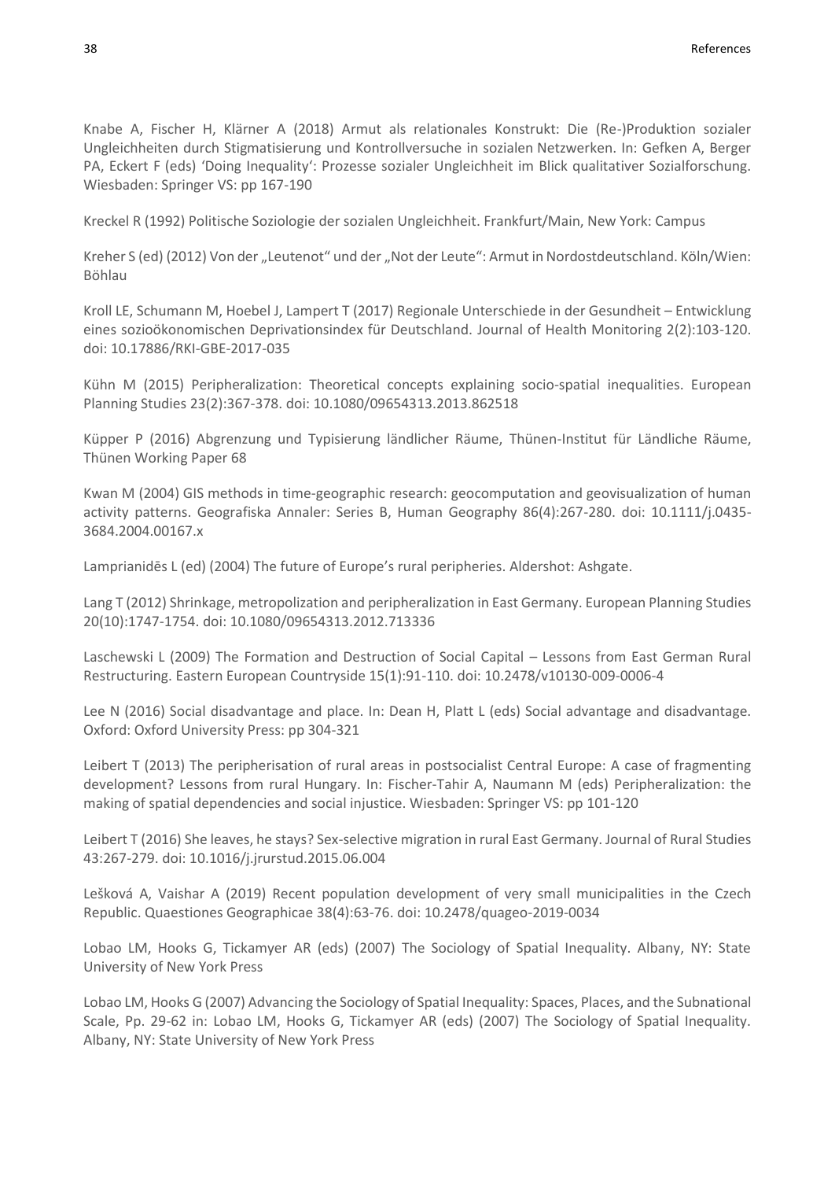Knabe A, Fischer H, Klärner A (2018) Armut als relationales Konstrukt: Die (Re-)Produktion sozialer Ungleichheiten durch Stigmatisierung und Kontrollversuche in sozialen Netzwerken. In: Gefken A, Berger PA, Eckert F (eds) 'Doing Inequality': Prozesse sozialer Ungleichheit im Blick qualitativer Sozialforschung. Wiesbaden: Springer VS: pp 167-190

Kreckel R (1992) Politische Soziologie der sozialen Ungleichheit. Frankfurt/Main, New York: Campus

Kreher S (ed) (2012) Von der „Leutenot" und der „Not der Leute": Armut in Nordostdeutschland. Köln/Wien: Böhlau

Kroll LE, Schumann M, Hoebel J, Lampert T (2017) Regionale Unterschiede in der Gesundheit – Entwicklung eines sozioökonomischen Deprivationsindex für Deutschland. Journal of Health Monitoring 2(2):103-120. doi: 10.17886/RKI-GBE-2017-035

Kühn M (2015) Peripheralization: Theoretical concepts explaining socio-spatial inequalities. European Planning Studies 23(2):367-378. doi: 10.1080/09654313.2013.862518

Küpper P (2016) Abgrenzung und Typisierung ländlicher Räume, Thünen-Institut für Ländliche Räume, Thünen Working Paper 68

Kwan M (2004) GIS methods in time-geographic research: geocomputation and geovisualization of human activity patterns. Geografiska Annaler: Series B, Human Geography 86(4):267-280. doi: 10.1111/j.0435-3684.2004.00167.x

Lamprianidēs L (ed) (2004) The future of Europe's rural peripheries. Aldershot: Ashgate.

Lang T (2012) Shrinkage, metropolization and peripheralization in East Germany. European Planning Studies 20(10):1747-1754. doi: 10.1080/09654313.2012.713336

Laschewski L (2009) The Formation and Destruction of Social Capital – Lessons from East German Rural Restructuring. Eastern European Countryside 15(1):91-110. doi: 10.2478/v10130-009-0006-4

Lee N (2016) Social disadvantage and place. In: Dean H, Platt L (eds) Social advantage and disadvantage. Oxford: Oxford University Press: pp 304-321

Leibert T (2013) The peripherisation of rural areas in postsocialist Central Europe: A case of fragmenting development? Lessons from rural Hungary. In: Fischer-Tahir A, Naumann M (eds) Peripheralization: the making of spatial dependencies and social injustice. Wiesbaden: Springer VS: pp 101-120

Leibert T (2016) She leaves, he stays? Sex-selective migration in rural East Germany. Journal of Rural Studies 43:267-279. doi: 10.1016/j.jrurstud.2015.06.004

Lešková A, Vaishar A (2019) Recent population development of very small municipalities in the Czech Republic. Quaestiones Geographicae 38(4):63-76. doi: 10.2478/quageo-2019-0034

Lobao LM, Hooks G, Tickamyer AR (eds) (2007) The Sociology of Spatial Inequality. Albany, NY: State University of New York Press

Lobao LM, Hooks G (2007) Advancing the Sociology of Spatial Inequality: Spaces, Places, and the Subnational Scale, Pp. 29-62 in: Lobao LM, Hooks G, Tickamyer AR (eds) (2007) The Sociology of Spatial Inequality. Albany, NY: State University of New York Press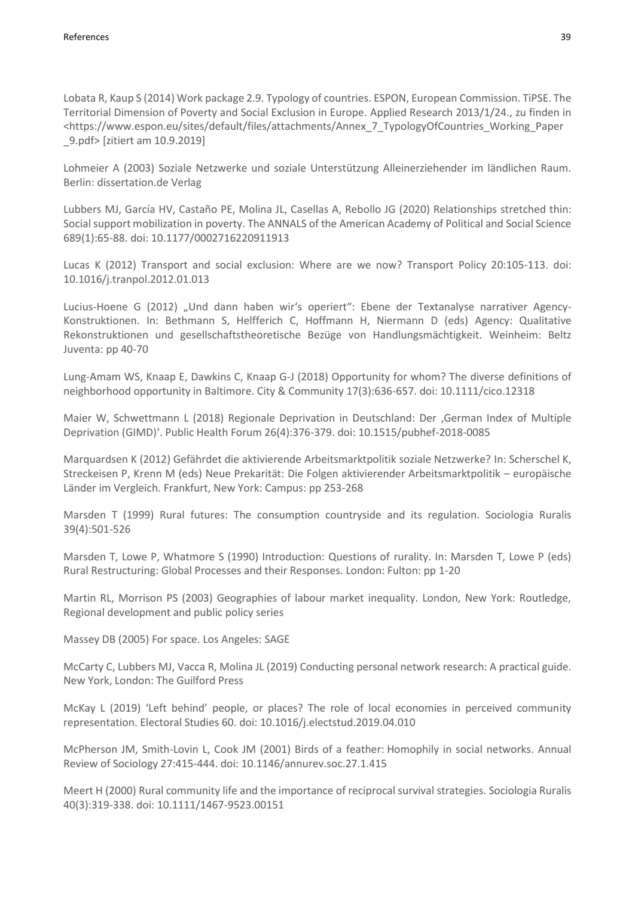Lobata R, Kaup S (2014) Work package 2.9. Typology of countries. ESPON, European Commission. TiPSE. The Territorial Dimension of Poverty and Social Exclusion in Europe. Applied Research 2013/1/24., zu finden in <https://www.espon.eu/sites/default/files/attachments/Annex_7_TypologyOfCountries_Working_Paper_9.pdf> [zitiert am 10.9.2019]

Lohmeier A (2003) Soziale Netzwerke und soziale Unterstützung Alleinerziehender im ländlichen Raum. Berlin: dissertation.de Verlag

Lubbers MJ, García HV, Castaño PE, Molina JL, Casellas A, Rebollo JG (2020) Relationships stretched thin: Social support mobilization in poverty. The ANNALS of the American Academy of Political and Social Science 689(1):65-88. doi: 10.1177/0002716220911913

Lucas K (2012) Transport and social exclusion: Where are we now? Transport Policy 20:105-113. doi: 10.1016/j.tranpol.2012.01.013

Lucius-Hoene G (2012) „Und dann haben wir's operiert": Ebene der Textanalyse narrativer Agency-Konstruktionen. In: Bethmann S, Helfferich C, Hoffmann H, Niermann D (eds) Agency: Qualitative Rekonstruktionen und gesellschaftstheoretische Bezüge von Handlungsmächtigkeit. Weinheim: Beltz Juventa: pp 40-70

Lung-Amam WS, Knaap E, Dawkins C, Knaap G-J (2018) Opportunity for whom? The diverse definitions of neighborhood opportunity in Baltimore. City & Community 17(3):636-657. doi: 10.1111/cico.12318

Maier W, Schwettmann L (2018) Regionale Deprivation in Deutschland: Der ‚German Index of Multiple Deprivation (GIMD)'. Public Health Forum 26(4):376-379. doi: 10.1515/pubhef-2018-0085

Marquardsen K (2012) Gefährdet die aktivierende Arbeitsmarktpolitik soziale Netzwerke? In: Scherschel K, Streckeisen P, Krenn M (eds) Neue Prekarität: Die Folgen aktivierender Arbeitsmarktpolitik – europäische Länder im Vergleich. Frankfurt, New York: Campus: pp 253-268

Marsden T (1999) Rural futures: The consumption countryside and its regulation. Sociologia Ruralis 39(4):501-526

Marsden T, Lowe P, Whatmore S (1990) Introduction: Questions of rurality. In: Marsden T, Lowe P (eds) Rural Restructuring: Global Processes and their Responses. London: Fulton: pp 1-20

Martin RL, Morrison PS (2003) Geographies of labour market inequality. London, New York: Routledge, Regional development and public policy series

Massey DB (2005) For space. Los Angeles: SAGE

McCarty C, Lubbers MJ, Vacca R, Molina JL (2019) Conducting personal network research: A practical guide. New York, London: The Guilford Press

McKay L (2019) 'Left behind' people, or places? The role of local economies in perceived community representation. Electoral Studies 60. doi: 10.1016/j.electstud.2019.04.010

McPherson JM, Smith-Lovin L, Cook JM (2001) Birds of a feather: Homophily in social networks. Annual Review of Sociology 27:415-444. doi: 10.1146/annurev.soc.27.1.415

Meert H (2000) Rural community life and the importance of reciprocal survival strategies. Sociologia Ruralis 40(3):319-338. doi: 10.1111/1467-9523.00151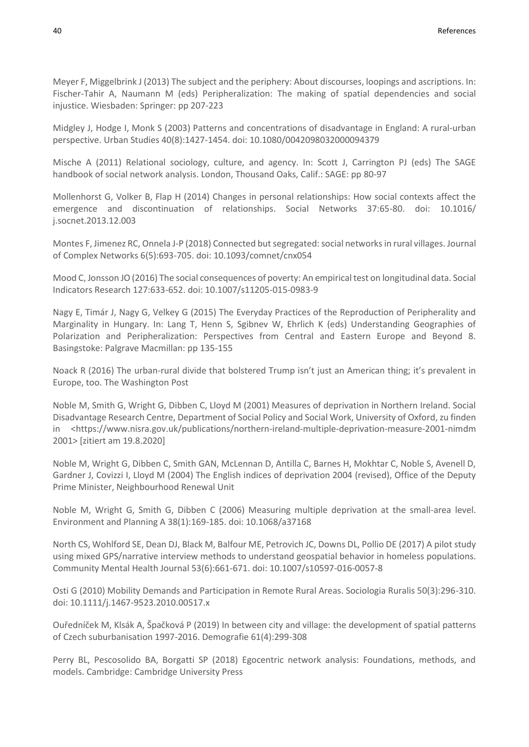Meyer F, Miggelbrink J (2013) The subject and the periphery: About discourses, loopings and ascriptions. In: Fischer-Tahir A, Naumann M (eds) Peripheralization: The making of spatial dependencies and social injustice. Wiesbaden: Springer: pp 207-223

Midgley J, Hodge I, Monk S (2003) Patterns and concentrations of disadvantage in England: A rural-urban perspective. Urban Studies 40(8):1427-1454. doi: 10.1080/0042098032000094379

Mische A (2011) Relational sociology, culture, and agency. In: Scott J, Carrington PJ (eds) The SAGE handbook of social network analysis. London, Thousand Oaks, Calif.: SAGE: pp 80-97

Mollenhorst G, Volker B, Flap H (2014) Changes in personal relationships: How social contexts affect the emergence and discontinuation of relationships. Social Networks 37:65-80. doi: 10.1016/j.socnet.2013.12.003

Montes F, Jimenez RC, Onnela J-P (2018) Connected but segregated: social networks in rural villages. Journal of Complex Networks 6(5):693-705. doi: 10.1093/comnet/cnx054

Mood C, Jonsson JO (2016) The social consequences of poverty: An empirical test on longitudinal data. Social Indicators Research 127:633-652. doi: 10.1007/s11205-015-0983-9

Nagy E, Timár J, Nagy G, Velkey G (2015) The Everyday Practices of the Reproduction of Peripherality and Marginality in Hungary. In: Lang T, Henn S, Sgibnev W, Ehrlich K (eds) Understanding Geographies of Polarization and Peripheralization: Perspectives from Central and Eastern Europe and Beyond 8. Basingstoke: Palgrave Macmillan: pp 135-155

Noack R (2016) The urban-rural divide that bolstered Trump isn't just an American thing; it's prevalent in Europe, too. The Washington Post

Noble M, Smith G, Wright G, Dibben C, Lloyd M (2001) Measures of deprivation in Northern Ireland. Social Disadvantage Research Centre, Department of Social Policy and Social Work, University of Oxford, zu finden in <https://www.nisra.gov.uk/publications/northern-ireland-multiple-deprivation-measure-2001-nimdm2001> [zitiert am 19.8.2020]

Noble M, Wright G, Dibben C, Smith GAN, McLennan D, Antilla C, Barnes H, Mokhtar C, Noble S, Avenell D, Gardner J, Covizzi I, Lloyd M (2004) The English indices of deprivation 2004 (revised), Office of the Deputy Prime Minister, Neighbourhood Renewal Unit

Noble M, Wright G, Smith G, Dibben C (2006) Measuring multiple deprivation at the small-area level. Environment and Planning A 38(1):169-185. doi: 10.1068/a37168

North CS, Wohlford SE, Dean DJ, Black M, Balfour ME, Petrovich JC, Downs DL, Pollio DE (2017) A pilot study using mixed GPS/narrative interview methods to understand geospatial behavior in homeless populations. Community Mental Health Journal 53(6):661-671. doi: 10.1007/s10597-016-0057-8

Osti G (2010) Mobility Demands and Participation in Remote Rural Areas. Sociologia Ruralis 50(3):296-310. doi: 10.1111/j.1467-9523.2010.00517.x

Ouředníček M, Klsák A, Špačková P (2019) In between city and village: the development of spatial patterns of Czech suburbanisation 1997-2016. Demografie 61(4):299-308

Perry BL, Pescosolido BA, Borgatti SP (2018) Egocentric network analysis: Foundations, methods, and models. Cambridge: Cambridge University Press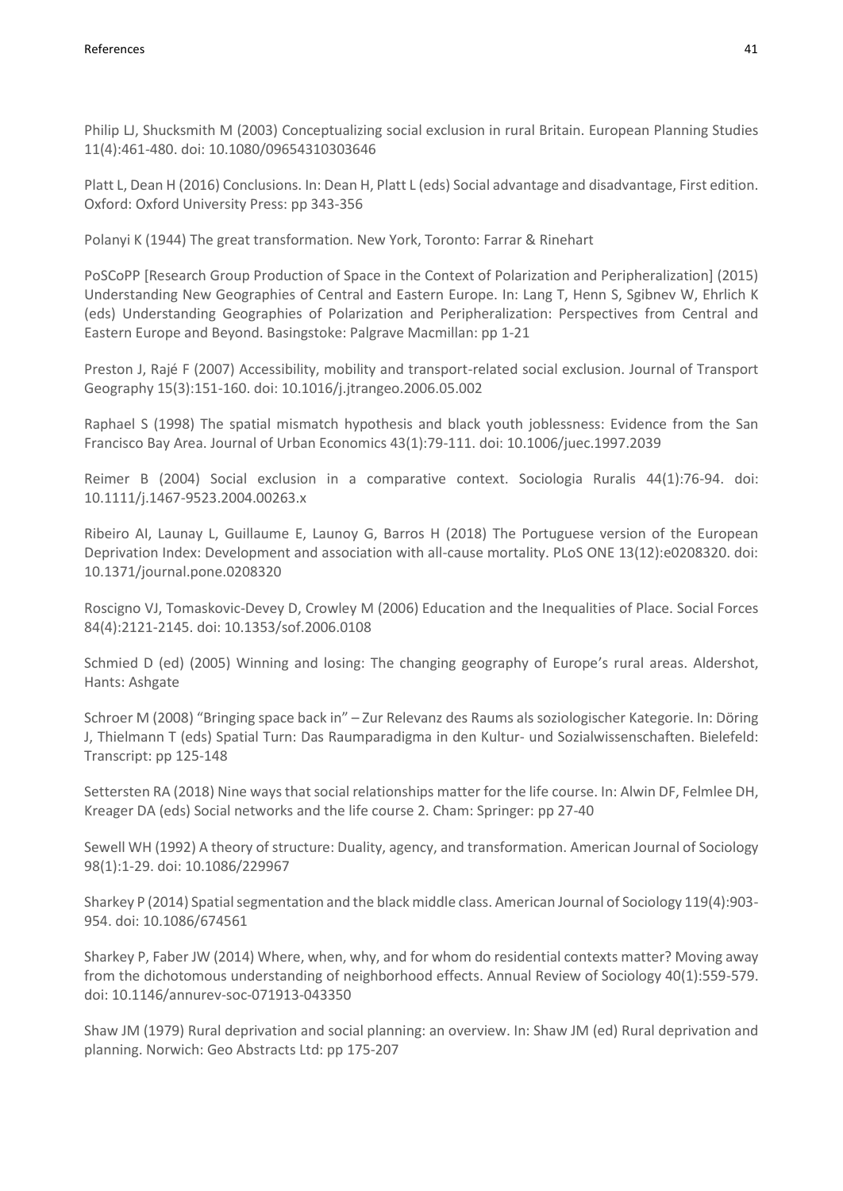Philip LJ, Shucksmith M (2003) Conceptualizing social exclusion in rural Britain. European Planning Studies 11(4):461-480. doi: 10.1080/09654310303646

Platt L, Dean H (2016) Conclusions. In: Dean H, Platt L (eds) Social advantage and disadvantage, First edition. Oxford: Oxford University Press: pp 343-356

Polanyi K (1944) The great transformation. New York, Toronto: Farrar & Rinehart

PoSCoPP [Research Group Production of Space in the Context of Polarization and Peripheralization] (2015) Understanding New Geographies of Central and Eastern Europe. In: Lang T, Henn S, Sgibnev W, Ehrlich K (eds) Understanding Geographies of Polarization and Peripheralization: Perspectives from Central and Eastern Europe and Beyond. Basingstoke: Palgrave Macmillan: pp 1-21

Preston J, Rajé F (2007) Accessibility, mobility and transport-related social exclusion. Journal of Transport Geography 15(3):151-160. doi: 10.1016/j.jtrangeo.2006.05.002

Raphael S (1998) The spatial mismatch hypothesis and black youth joblessness: Evidence from the San Francisco Bay Area. Journal of Urban Economics 43(1):79-111. doi: 10.1006/juec.1997.2039

Reimer B (2004) Social exclusion in a comparative context. Sociologia Ruralis 44(1):76-94. doi: 10.1111/j.1467-9523.2004.00263.x

Ribeiro AI, Launay L, Guillaume E, Launoy G, Barros H (2018) The Portuguese version of the European Deprivation Index: Development and association with all-cause mortality. PLoS ONE 13(12):e0208320. doi: 10.1371/journal.pone.0208320

Roscigno VJ, Tomaskovic-Devey D, Crowley M (2006) Education and the Inequalities of Place. Social Forces 84(4):2121-2145. doi: 10.1353/sof.2006.0108

Schmied D (ed) (2005) Winning and losing: The changing geography of Europe's rural areas. Aldershot, Hants: Ashgate

Schroer M (2008) "Bringing space back in" – Zur Relevanz des Raums als soziologischer Kategorie. In: Döring J, Thielmann T (eds) Spatial Turn: Das Raumparadigma in den Kultur- und Sozialwissenschaften. Bielefeld: Transcript: pp 125-148

Settersten RA (2018) Nine ways that social relationships matter for the life course. In: Alwin DF, Felmlee DH, Kreager DA (eds) Social networks and the life course 2. Cham: Springer: pp 27-40

Sewell WH (1992) A theory of structure: Duality, agency, and transformation. American Journal of Sociology 98(1):1-29. doi: 10.1086/229967

Sharkey P (2014) Spatial segmentation and the black middle class. American Journal of Sociology 119(4):903-954. doi: 10.1086/674561

Sharkey P, Faber JW (2014) Where, when, why, and for whom do residential contexts matter? Moving away from the dichotomous understanding of neighborhood effects. Annual Review of Sociology 40(1):559-579. doi: 10.1146/annurev-soc-071913-043350

Shaw JM (1979) Rural deprivation and social planning: an overview. In: Shaw JM (ed) Rural deprivation and planning. Norwich: Geo Abstracts Ltd: pp 175-207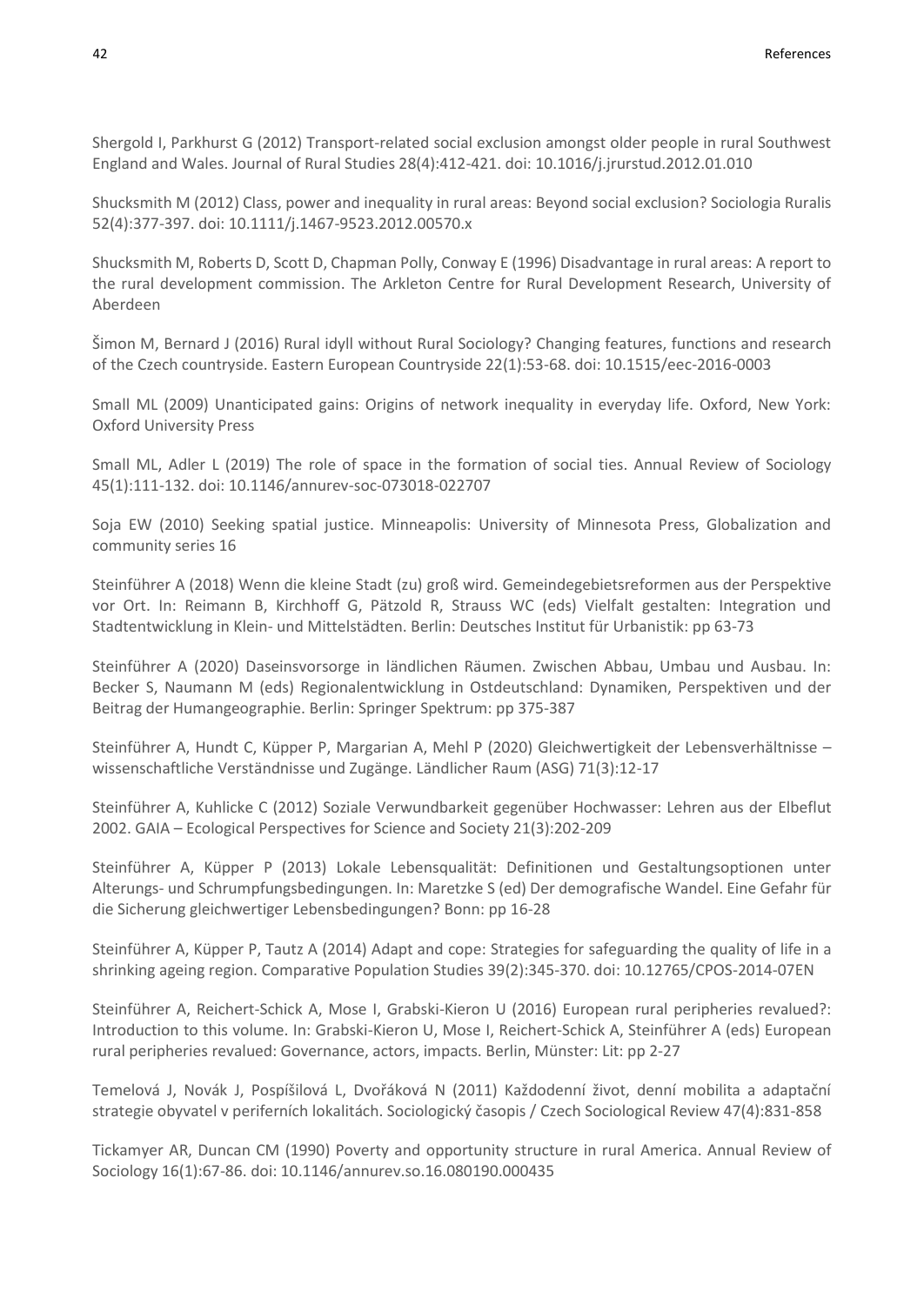Shergold I, Parkhurst G (2012) Transport-related social exclusion amongst older people in rural Southwest England and Wales. Journal of Rural Studies 28(4):412-421. doi: 10.1016/j.jrurstud.2012.01.010

Shucksmith M (2012) Class, power and inequality in rural areas: Beyond social exclusion? Sociologia Ruralis 52(4):377-397. doi: 10.1111/j.1467-9523.2012.00570.x

Shucksmith M, Roberts D, Scott D, Chapman Polly, Conway E (1996) Disadvantage in rural areas: A report to the rural development commission. The Arkleton Centre for Rural Development Research, University of Aberdeen

Šimon M, Bernard J (2016) Rural idyll without Rural Sociology? Changing features, functions and research of the Czech countryside. Eastern European Countryside 22(1):53-68. doi: 10.1515/eec-2016-0003

Small ML (2009) Unanticipated gains: Origins of network inequality in everyday life. Oxford, New York: Oxford University Press

Small ML, Adler L (2019) The role of space in the formation of social ties. Annual Review of Sociology 45(1):111-132. doi: 10.1146/annurev-soc-073018-022707

Soja EW (2010) Seeking spatial justice. Minneapolis: University of Minnesota Press, Globalization and community series 16

Steinführer A (2018) Wenn die kleine Stadt (zu) groß wird. Gemeindegebietsreformen aus der Perspektive vor Ort. In: Reimann B, Kirchhoff G, Pätzold R, Strauss WC (eds) Vielfalt gestalten: Integration und Stadtentwicklung in Klein- und Mittelstädten. Berlin: Deutsches Institut für Urbanistik: pp 63-73

Steinführer A (2020) Daseinsvorsorge in ländlichen Räumen. Zwischen Abbau, Umbau und Ausbau. In: Becker S, Naumann M (eds) Regionalentwicklung in Ostdeutschland: Dynamiken, Perspektiven und der Beitrag der Humangeographie. Berlin: Springer Spektrum: pp 375-387

Steinführer A, Hundt C, Küpper P, Margarian A, Mehl P (2020) Gleichwertigkeit der Lebensverhältnisse – wissenschaftliche Verständnisse und Zugänge. Ländlicher Raum (ASG) 71(3):12-17

Steinführer A, Kuhlicke C (2012) Soziale Verwundbarkeit gegenüber Hochwasser: Lehren aus der Elbeflut 2002. GAIA – Ecological Perspectives for Science and Society 21(3):202-209

Steinführer A, Küpper P (2013) Lokale Lebensqualität: Definitionen und Gestaltungsoptionen unter Alterungs- und Schrumpfungsbedingungen. In: Maretzke S (ed) Der demografische Wandel. Eine Gefahr für die Sicherung gleichwertiger Lebensbedingungen? Bonn: pp 16-28

Steinführer A, Küpper P, Tautz A (2014) Adapt and cope: Strategies for safeguarding the quality of life in a shrinking ageing region. Comparative Population Studies 39(2):345-370. doi: 10.12765/CPOS-2014-07EN

Steinführer A, Reichert-Schick A, Mose I, Grabski-Kieron U (2016) European rural peripheries revalued?: Introduction to this volume. In: Grabski-Kieron U, Mose I, Reichert-Schick A, Steinführer A (eds) European rural peripheries revalued: Governance, actors, impacts. Berlin, Münster: Lit: pp 2-27

Temelová J, Novák J, Pospíšilová L, Dvořáková N (2011) Každodenní život, denní mobilita a adaptační strategie obyvatel v periferních lokalitách. Sociologický časopis / Czech Sociological Review 47(4):831-858

Tickamyer AR, Duncan CM (1990) Poverty and opportunity structure in rural America. Annual Review of Sociology 16(1):67-86. doi: 10.1146/annurev.so.16.080190.000435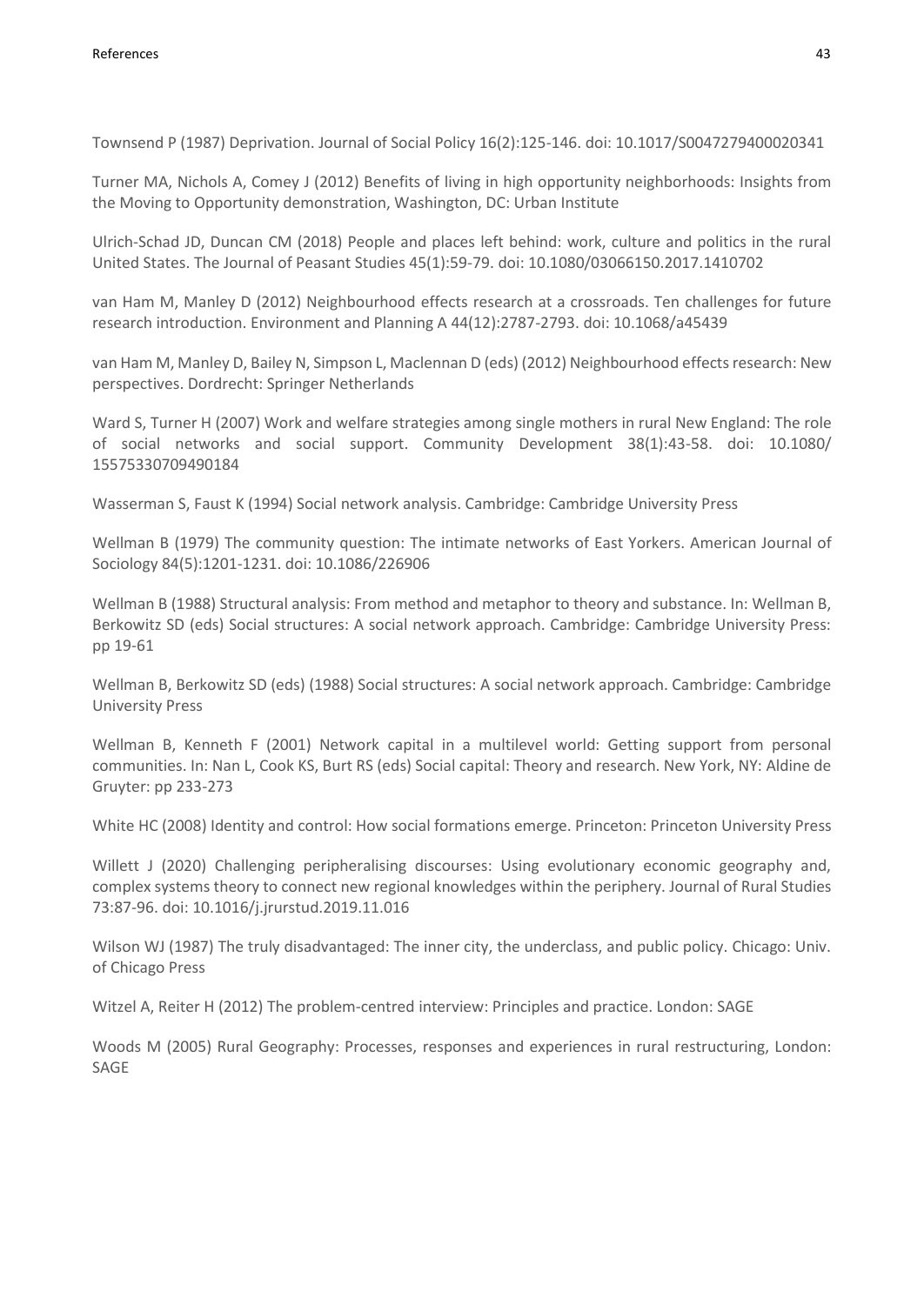Townsend P (1987) Deprivation. Journal of Social Policy 16(2):125-146. doi: 10.1017/S0047279400020341

Turner MA, Nichols A, Comey J (2012) Benefits of living in high opportunity neighborhoods: Insights from the Moving to Opportunity demonstration, Washington, DC: Urban Institute

Ulrich-Schad JD, Duncan CM (2018) People and places left behind: work, culture and politics in the rural United States. The Journal of Peasant Studies 45(1):59-79. doi: 10.1080/03066150.2017.1410702

van Ham M, Manley D (2012) Neighbourhood effects research at a crossroads. Ten challenges for future research introduction. Environment and Planning A 44(12):2787-2793. doi: 10.1068/a45439

van Ham M, Manley D, Bailey N, Simpson L, Maclennan D (eds) (2012) Neighbourhood effects research: New perspectives. Dordrecht: Springer Netherlands

Ward S, Turner H (2007) Work and welfare strategies among single mothers in rural New England: The role of social networks and social support. Community Development 38(1):43-58. doi: 10.1080/15575330709490184

Wasserman S, Faust K (1994) Social network analysis. Cambridge: Cambridge University Press

Wellman B (1979) The community question: The intimate networks of East Yorkers. American Journal of Sociology 84(5):1201-1231. doi: 10.1086/226906

Wellman B (1988) Structural analysis: From method and metaphor to theory and substance. In: Wellman B, Berkowitz SD (eds) Social structures: A social network approach. Cambridge: Cambridge University Press: pp 19-61

Wellman B, Berkowitz SD (eds) (1988) Social structures: A social network approach. Cambridge: Cambridge University Press

Wellman B, Kenneth F (2001) Network capital in a multilevel world: Getting support from personal communities. In: Nan L, Cook KS, Burt RS (eds) Social capital: Theory and research. New York, NY: Aldine de Gruyter: pp 233-273

White HC (2008) Identity and control: How social formations emerge. Princeton: Princeton University Press

Willett J (2020) Challenging peripheralising discourses: Using evolutionary economic geography and, complex systems theory to connect new regional knowledges within the periphery. Journal of Rural Studies 73:87-96. doi: 10.1016/j.jrurstud.2019.11.016

Wilson WJ (1987) The truly disadvantaged: The inner city, the underclass, and public policy. Chicago: Univ. of Chicago Press

Witzel A, Reiter H (2012) The problem-centred interview: Principles and practice. London: SAGE

Woods M (2005) Rural Geography: Processes, responses and experiences in rural restructuring, London: SAGE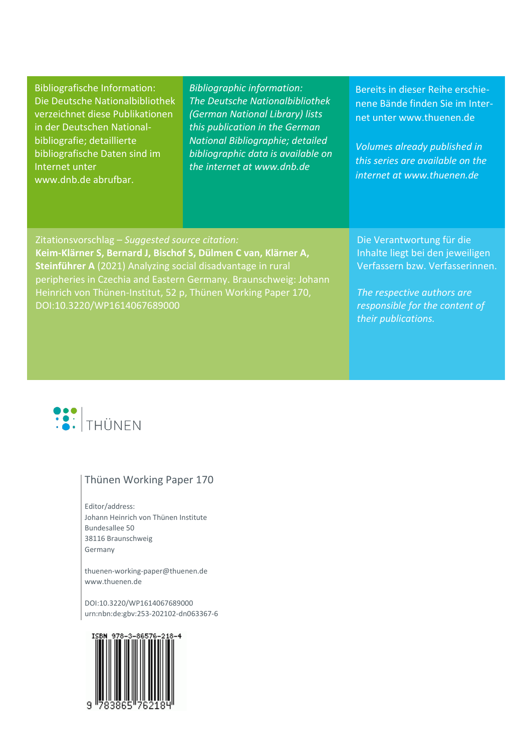Bibliografische Information: Die Deutsche Nationalbibliothek verzeichnet diese Publikationen in der Deutschen Nationalbibliografie; detaillierte bibliografische Daten sind im Internet unter www.dnb.de abrufbar.

*Bibliographic information: The Deutsche Nationalbibliothek (German National Library) lists this publication in the German National Bibliographie; detailed bibliographic data is available on the internet at www.dnb.de*

Bereits in dieser Reihe erschienene Bände finden Sie im Internet unter www.thuenen.de

*Volumes already published in this series are available on the internet at www.thuenen.de*

Zitationsvorschlag – *Suggested source citation:*
**Keim-Klärner S, Bernard J, Bischof S, Dülmen C van, Klärner A, Steinführer A** (2021) Analyzing social disadvantage in rural peripheries in Czechia and Eastern Germany. Braunschweig: Johann Heinrich von Thünen-Institut, 52 p, Thünen Working Paper 170, DOI:10.3220/WP1614067689000

Die Verantwortung für die Inhalte liegt bei den jeweiligen Verfassern bzw. Verfasserinnen.

*The respective authors are responsible for the content of their publications.*

THÜNEN

Thünen Working Paper 170

Editor/address:
Johann Heinrich von Thünen Institute
Bundesallee 50
38116 Braunschweig
Germany

thuenen-working-paper@thuenen.de
www.thuenen.de

DOI:10.3220/WP1614067689000
urn:nbn:de:gbv:253-202102-dn063367-6

ISBN 978-3-86576-218-4